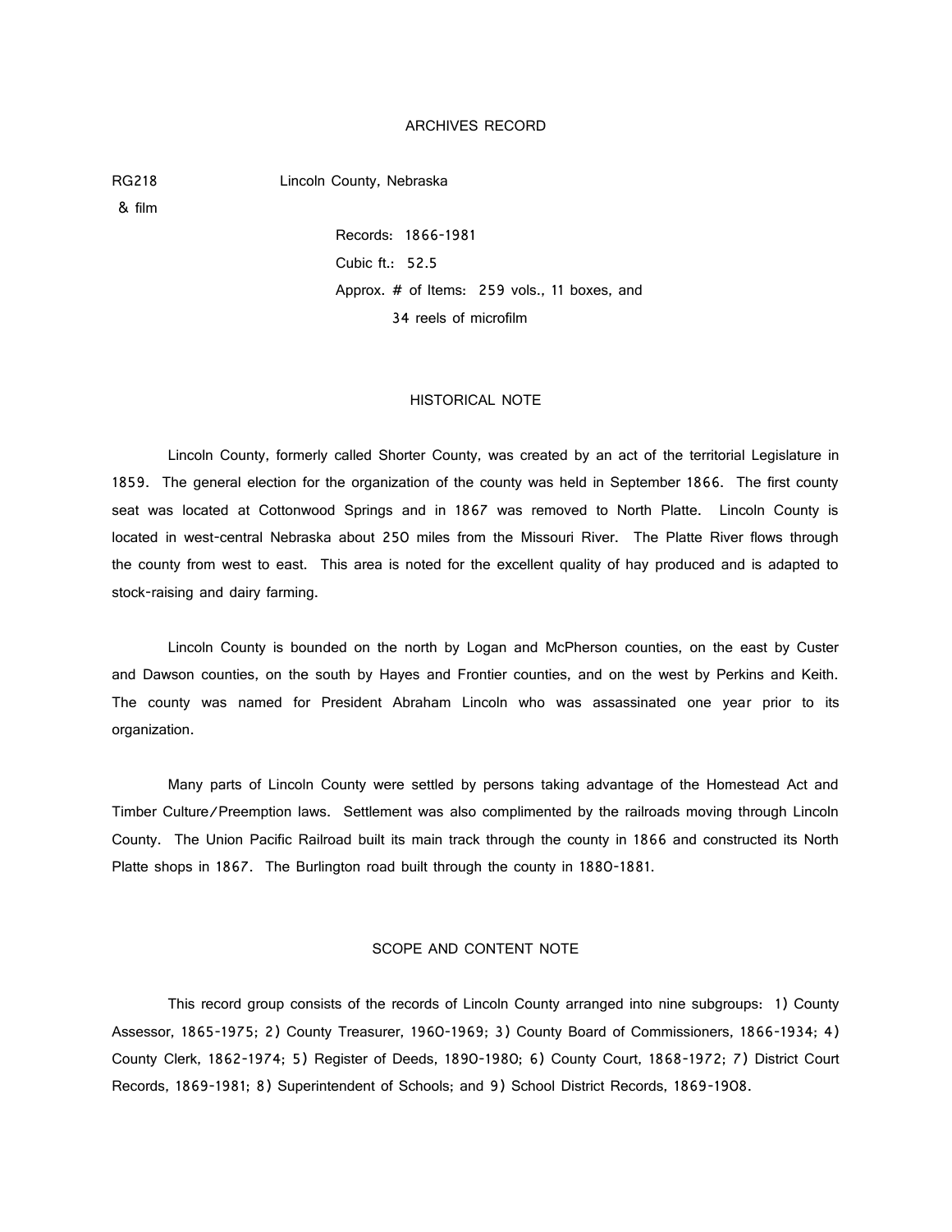# ARCHIVES RECORD

RG218 & film — Lincoln County, Nebraska

Records: 1866-1981
Cubic ft.: 52.5
Approx. # of Items: 259 vols., 11 boxes, and 34 reels of microfilm

## HISTORICAL NOTE

Lincoln County, formerly called Shorter County, was created by an act of the territorial Legislature in 1859. The general election for the organization of the county was held in September 1866. The first county seat was located at Cottonwood Springs and in 1867 was removed to North Platte. Lincoln County is located in west-central Nebraska about 250 miles from the Missouri River. The Platte River flows through the county from west to east. This area is noted for the excellent quality of hay produced and is adapted to stock-raising and dairy farming.

Lincoln County is bounded on the north by Logan and McPherson counties, on the east by Custer and Dawson counties, on the south by Hayes and Frontier counties, and on the west by Perkins and Keith. The county was named for President Abraham Lincoln who was assassinated one year prior to its organization.

Many parts of Lincoln County were settled by persons taking advantage of the Homestead Act and Timber Culture/Preemption laws. Settlement was also complimented by the railroads moving through Lincoln County. The Union Pacific Railroad built its main track through the county in 1866 and constructed its North Platte shops in 1867. The Burlington road built through the county in 1880-1881.

## SCOPE AND CONTENT NOTE

This record group consists of the records of Lincoln County arranged into nine subgroups: 1) County Assessor, 1865-1975; 2) County Treasurer, 1960-1969; 3) County Board of Commissioners, 1866-1934; 4) County Clerk, 1862-1974; 5) Register of Deeds, 1890-1980; 6) County Court, 1868-1972; 7) District Court Records, 1869-1981; 8) Superintendent of Schools; and 9) School District Records, 1869-1908.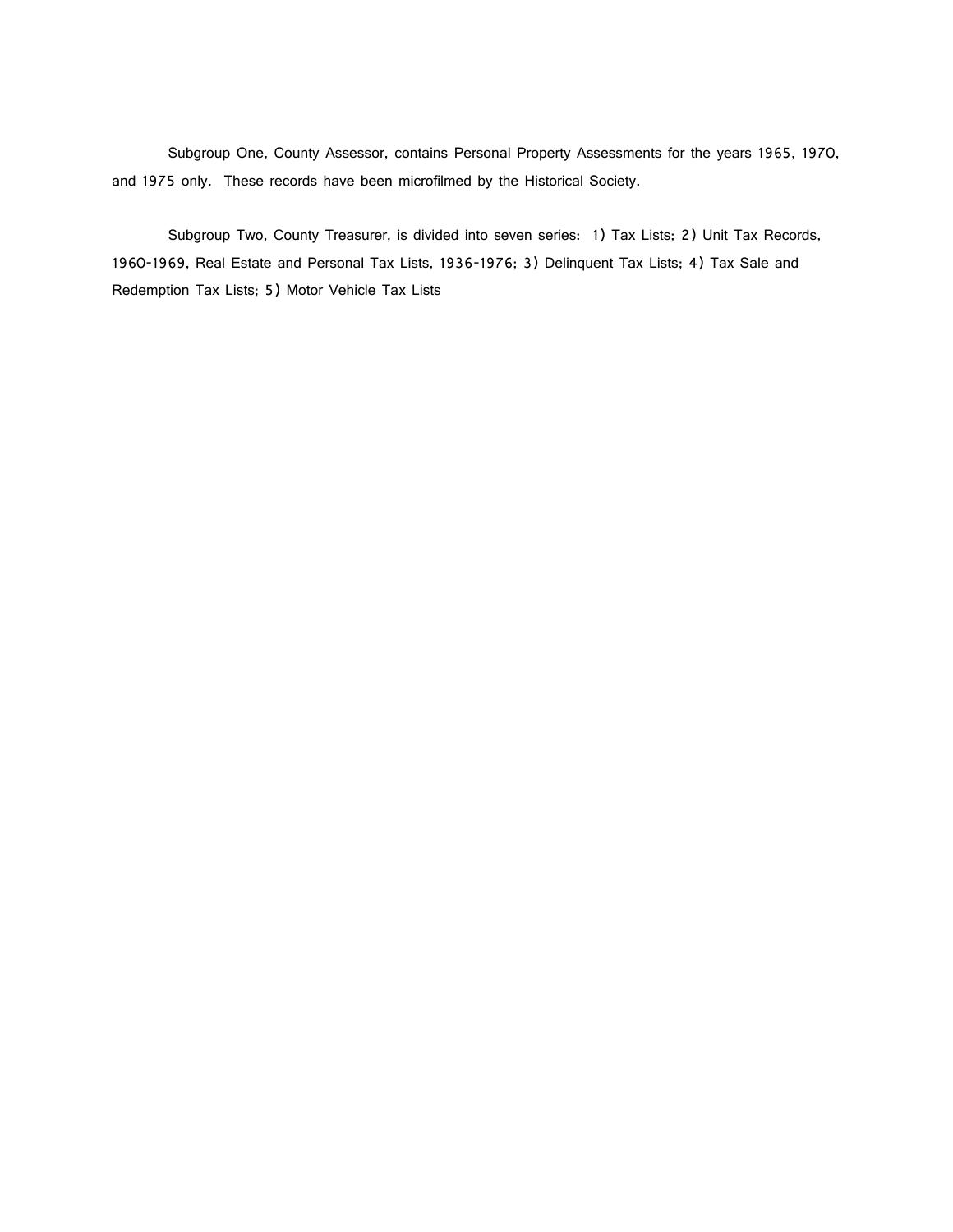Subgroup One, County Assessor, contains Personal Property Assessments for the years 1965, 1970, and 1975 only. These records have been microfilmed by the Historical Society.

Subgroup Two, County Treasurer, is divided into seven series: 1) Tax Lists; 2) Unit Tax Records, 1960-1969, Real Estate and Personal Tax Lists, 1936-1976; 3) Delinquent Tax Lists; 4) Tax Sale and Redemption Tax Lists; 5) Motor Vehicle Tax Lists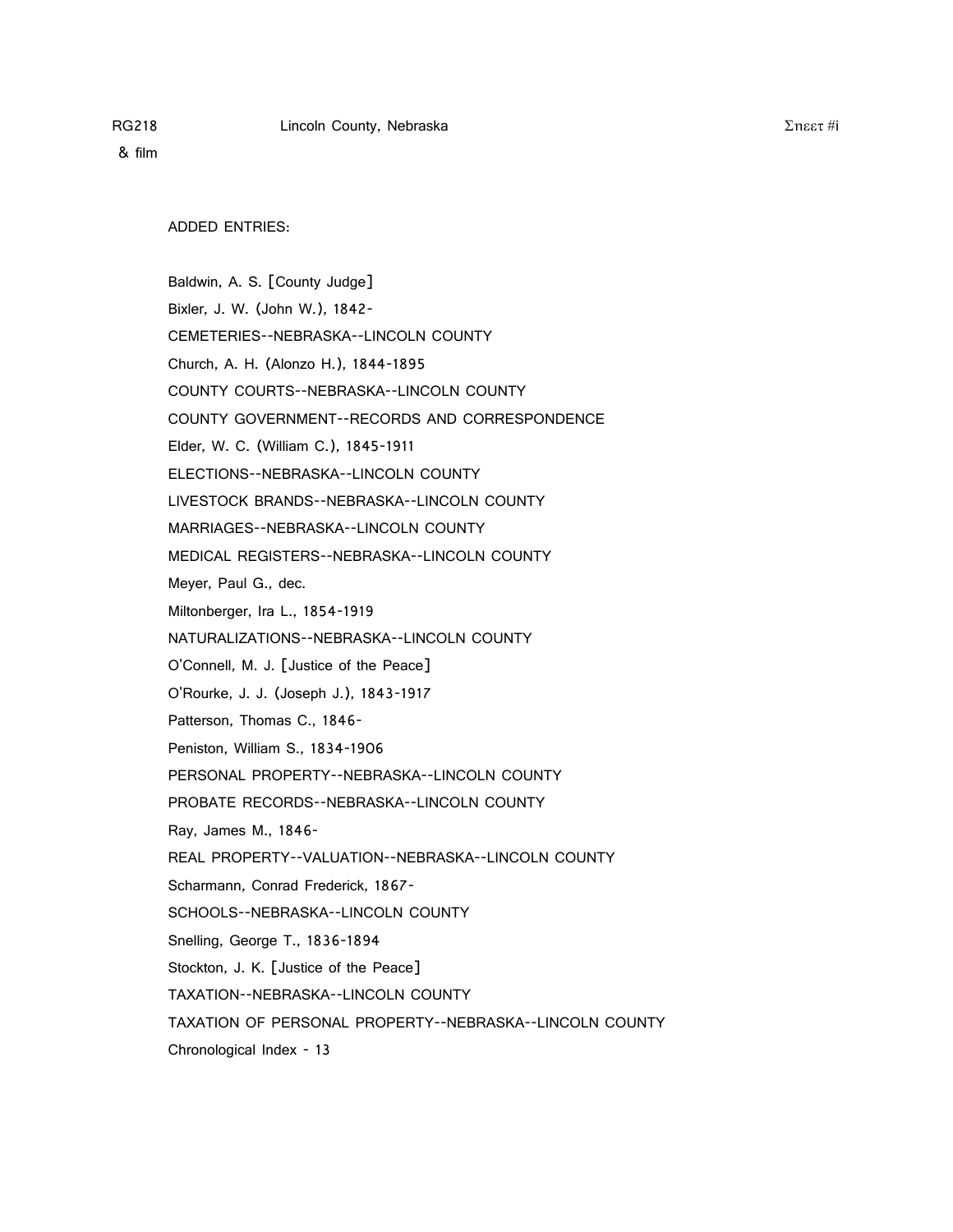RG218 Lincoln County, Nebraska Sheet #i

& film

ADDED ENTRIES:

Baldwin, A. S. [County Judge]

Bixler, J. W. (John W.), 1842-

CEMETERIES--NEBRASKA--LINCOLN COUNTY

Church, A. H. (Alonzo H.), 1844-1895

COUNTY COURTS--NEBRASKA--LINCOLN COUNTY

COUNTY GOVERNMENT--RECORDS AND CORRESPONDENCE

Elder, W. C. (William C.), 1845-1911

ELECTIONS--NEBRASKA--LINCOLN COUNTY

LIVESTOCK BRANDS--NEBRASKA--LINCOLN COUNTY

MARRIAGES--NEBRASKA--LINCOLN COUNTY

MEDICAL REGISTERS--NEBRASKA--LINCOLN COUNTY

Meyer, Paul G., dec.

Miltonberger, Ira L., 1854-1919

NATURALIZATIONS--NEBRASKA--LINCOLN COUNTY

O'Connell, M. J. [Justice of the Peace]

O'Rourke, J. J. (Joseph J.), 1843-1917

Patterson, Thomas C., 1846-

Peniston, William S., 1834-1906

PERSONAL PROPERTY--NEBRASKA--LINCOLN COUNTY

PROBATE RECORDS--NEBRASKA--LINCOLN COUNTY

Ray, James M., 1846-

REAL PROPERTY--VALUATION--NEBRASKA--LINCOLN COUNTY

Scharmann, Conrad Frederick, 1867-

SCHOOLS--NEBRASKA--LINCOLN COUNTY

Snelling, George T., 1836-1894

Stockton, J. K. [Justice of the Peace]

TAXATION--NEBRASKA--LINCOLN COUNTY

TAXATION OF PERSONAL PROPERTY--NEBRASKA--LINCOLN COUNTY

Chronological Index - 13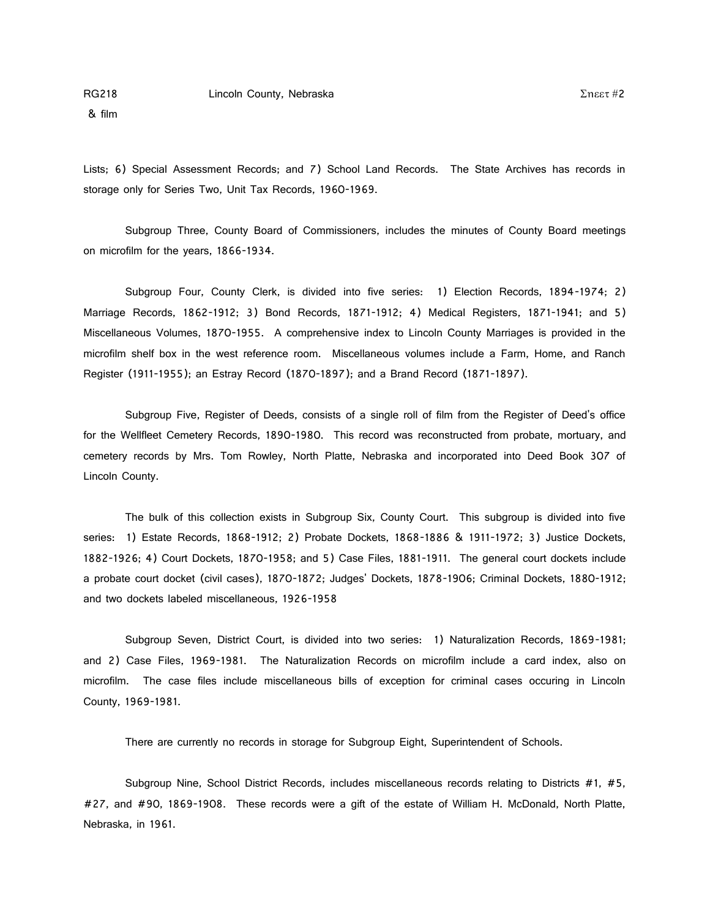Lists; 6) Special Assessment Records; and 7) School Land Records. The State Archives has records in storage only for Series Two, Unit Tax Records, 1960-1969.

Subgroup Three, County Board of Commissioners, includes the minutes of County Board meetings on microfilm for the years, 1866-1934.

Subgroup Four, County Clerk, is divided into five series: 1) Election Records, 1894-1974; 2) Marriage Records, 1862-1912; 3) Bond Records, 1871-1912; 4) Medical Registers, 1871-1941; and 5) Miscellaneous Volumes, 1870-1955. A comprehensive index to Lincoln County Marriages is provided in the microfilm shelf box in the west reference room. Miscellaneous volumes include a Farm, Home, and Ranch Register (1911-1955); an Estray Record (1870-1897); and a Brand Record (1871-1897).

Subgroup Five, Register of Deeds, consists of a single roll of film from the Register of Deed's office for the Wellfleet Cemetery Records, 1890-1980. This record was reconstructed from probate, mortuary, and cemetery records by Mrs. Tom Rowley, North Platte, Nebraska and incorporated into Deed Book 307 of Lincoln County.

The bulk of this collection exists in Subgroup Six, County Court. This subgroup is divided into five series: 1) Estate Records, 1868-1912; 2) Probate Dockets, 1868-1886 & 1911-1972; 3) Justice Dockets, 1882-1926; 4) Court Dockets, 1870-1958; and 5) Case Files, 1881-1911. The general court dockets include a probate court docket (civil cases), 1870-1872; Judges' Dockets, 1878-1906; Criminal Dockets, 1880-1912; and two dockets labeled miscellaneous, 1926-1958

Subgroup Seven, District Court, is divided into two series: 1) Naturalization Records, 1869-1981; and 2) Case Files, 1969-1981. The Naturalization Records on microfilm include a card index, also on microfilm. The case files include miscellaneous bills of exception for criminal cases occuring in Lincoln County, 1969-1981.

There are currently no records in storage for Subgroup Eight, Superintendent of Schools.

Subgroup Nine, School District Records, includes miscellaneous records relating to Districts #1, #5, #27, and #90, 1869-1908. These records were a gift of the estate of William H. McDonald, North Platte, Nebraska, in 1961.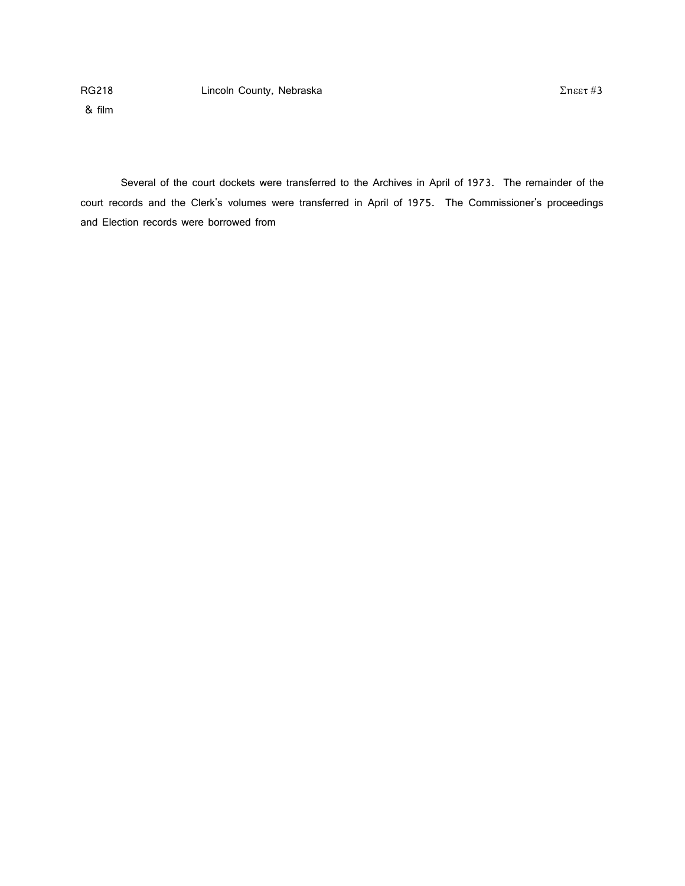Several of the court dockets were transferred to the Archives in April of 1973. The remainder of the court records and the Clerk's volumes were transferred in April of 1975. The Commissioner's proceedings and Election records were borrowed from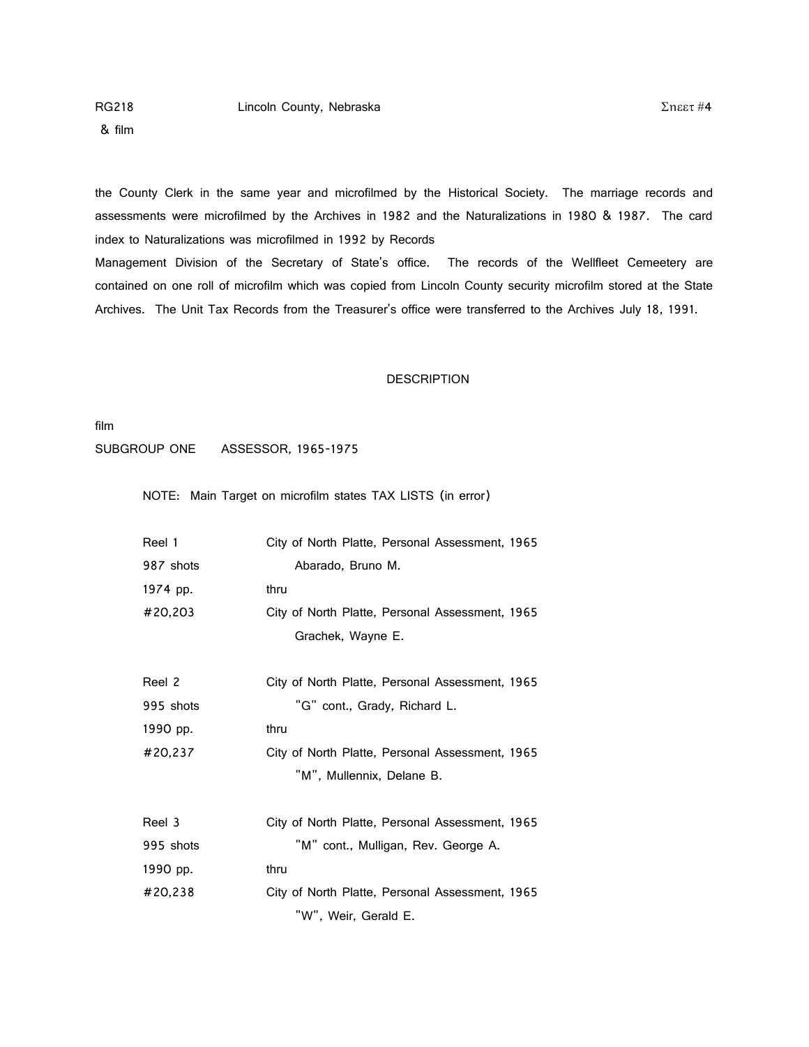the County Clerk in the same year and microfilmed by the Historical Society. The marriage records and assessments were microfilmed by the Archives in 1982 and the Naturalizations in 1980 & 1987. The card index to Naturalizations was microfilmed in 1992 by Records Management Division of the Secretary of State's office. The records of the Wellfleet Cemeetery are contained on one roll of microfilm which was copied from Lincoln County security microfilm stored at the State Archives. The Unit Tax Records from the Treasurer's office were transferred to the Archives July 18, 1991.

## DESCRIPTION

film

SUBGROUP ONE ASSESSOR, 1965-1975

NOTE: Main Target on microfilm states TAX LISTS (in error)

| | |
|---|---|
| Reel 1 | City of North Platte, Personal Assessment, 1965 |
| 987 shots | Abarado, Bruno M. |
| 1974 pp. | thru |
| #20,203 | City of North Platte, Personal Assessment, 1965 |
| | Grachek, Wayne E. |
| Reel 2 | City of North Platte, Personal Assessment, 1965 |
| 995 shots | "G" cont., Grady, Richard L. |
| 1990 pp. | thru |
| #20,237 | City of North Platte, Personal Assessment, 1965 |
| | "M", Mullennix, Delane B. |
| Reel 3 | City of North Platte, Personal Assessment, 1965 |
| 995 shots | "M" cont., Mulligan, Rev. George A. |
| 1990 pp. | thru |
| #20,238 | City of North Platte, Personal Assessment, 1965 |
| | "W", Weir, Gerald E. |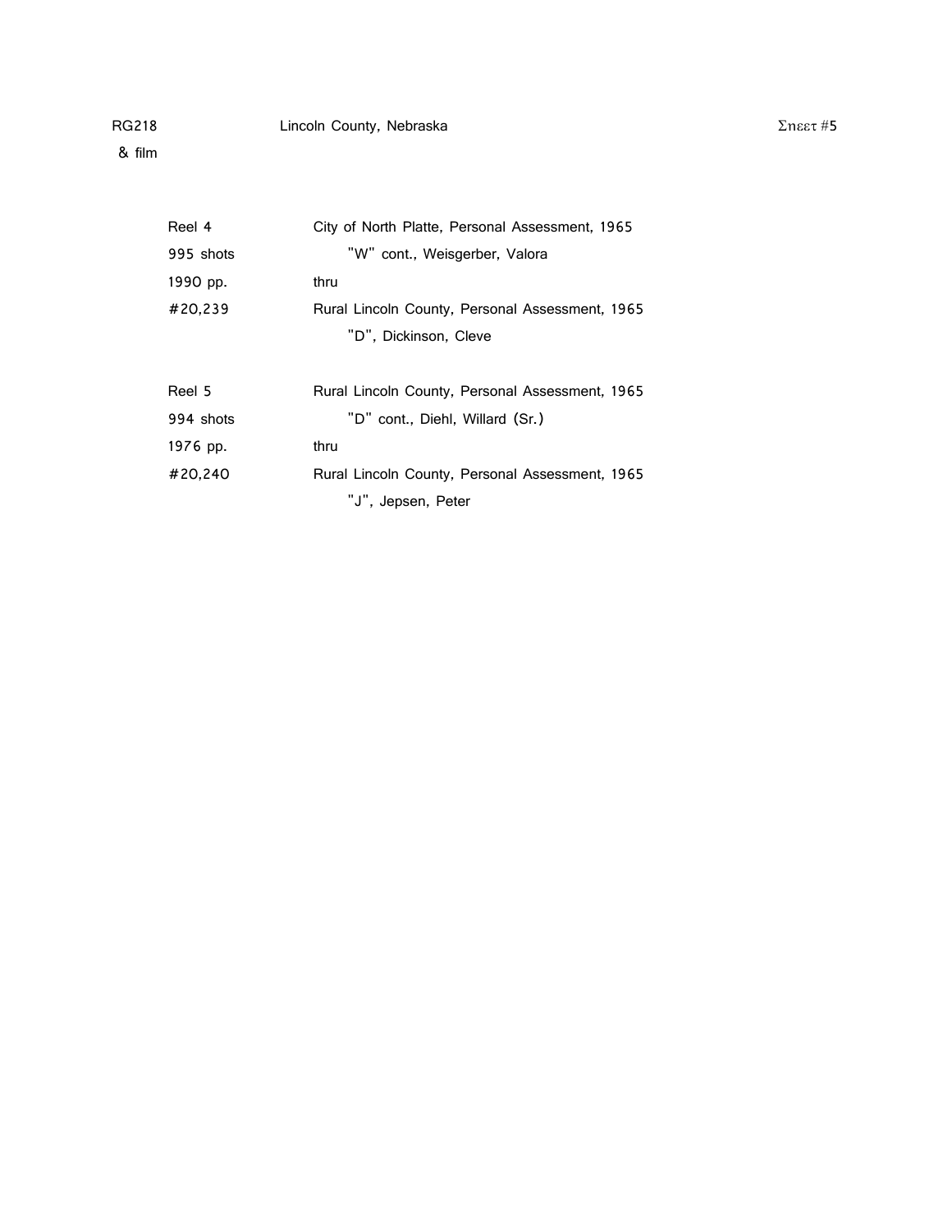RG218 & film    Lincoln County, Nebraska    Sheet #5

| | |
|---|---|
| Reel 4 | City of North Platte, Personal Assessment, 1965 |
| 995 shots | "W" cont., Weisgerber, Valora |
| 1990 pp. | thru |
| #20,239 | Rural Lincoln County, Personal Assessment, 1965 |
| | "D", Dickinson, Cleve |
| | |
| Reel 5 | Rural Lincoln County, Personal Assessment, 1965 |
| 994 shots | "D" cont., Diehl, Willard (Sr.) |
| 1976 pp. | thru |
| #20,240 | Rural Lincoln County, Personal Assessment, 1965 |
| | "J", Jepsen, Peter |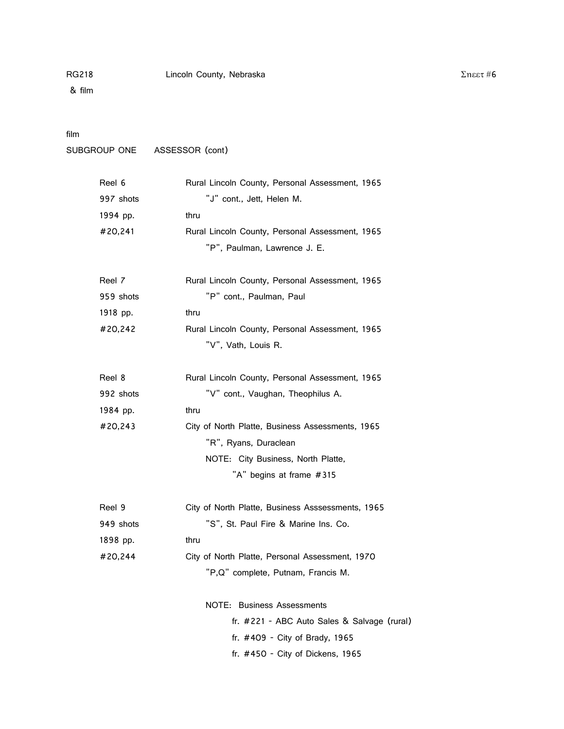RG218 Lincoln County, Nebraska Sheet #6
& film

film

SUBGROUP ONE ASSESSOR (cont)

| | |
|---|---|
| Reel 6 | Rural Lincoln County, Personal Assessment, 1965 |
| 997 shots | "J" cont., Jett, Helen M. |
| 1994 pp. | thru |
| #20,241 | Rural Lincoln County, Personal Assessment, 1965 |
| | "P", Paulman, Lawrence J. E. |
| Reel 7 | Rural Lincoln County, Personal Assessment, 1965 |
| 959 shots | "P" cont., Paulman, Paul |
| 1918 pp. | thru |
| #20,242 | Rural Lincoln County, Personal Assessment, 1965 |
| | "V", Vath, Louis R. |
| Reel 8 | Rural Lincoln County, Personal Assessment, 1965 |
| 992 shots | "V" cont., Vaughan, Theophilus A. |
| 1984 pp. | thru |
| #20,243 | City of North Platte, Business Assessments, 1965 |
| | "R", Ryans, Duraclean |
| | NOTE: City Business, North Platte, "A" begins at frame #315 |
| Reel 9 | City of North Platte, Business Asssessments, 1965 |
| 949 shots | "S", St. Paul Fire & Marine Ins. Co. |
| 1898 pp. | thru |
| #20,244 | City of North Platte, Personal Assessment, 1970 |
| | "P,Q" complete, Putnam, Francis M. |
| | NOTE: Business Assessments |
| | fr. #221 - ABC Auto Sales & Salvage (rural) |
| | fr. #409 - City of Brady, 1965 |
| | fr. #450 - City of Dickens, 1965 |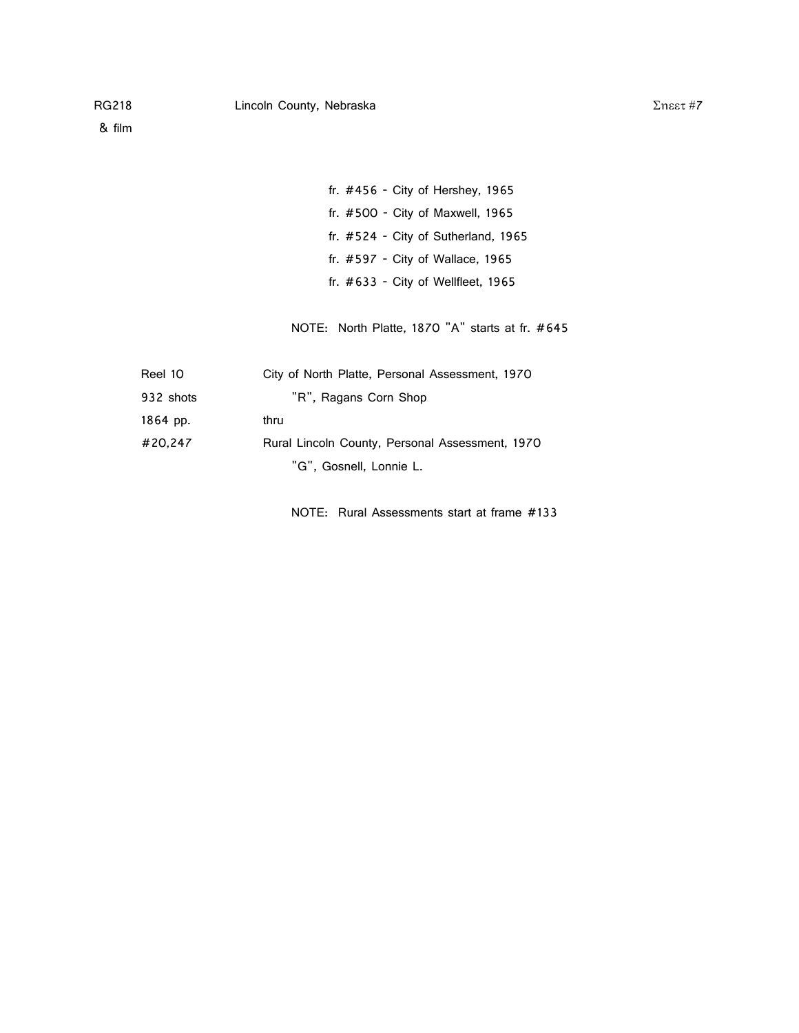fr. #456 - City of Hershey, 1965

fr. #500 - City of Maxwell, 1965

fr. #524 - City of Sutherland, 1965

fr. #597 - City of Wallace, 1965

fr. #633 - City of Wellfleet, 1965

NOTE: North Platte, 1870 "A" starts at fr. #645

| | |
|---|---|
| Reel 10 | City of North Platte, Personal Assessment, 1970 |
| 932 shots | "R", Ragans Corn Shop |
| 1864 pp. | thru |
| #20,247 | Rural Lincoln County, Personal Assessment, 1970 |
| | "G", Gosnell, Lonnie L. |

NOTE: Rural Assessments start at frame #133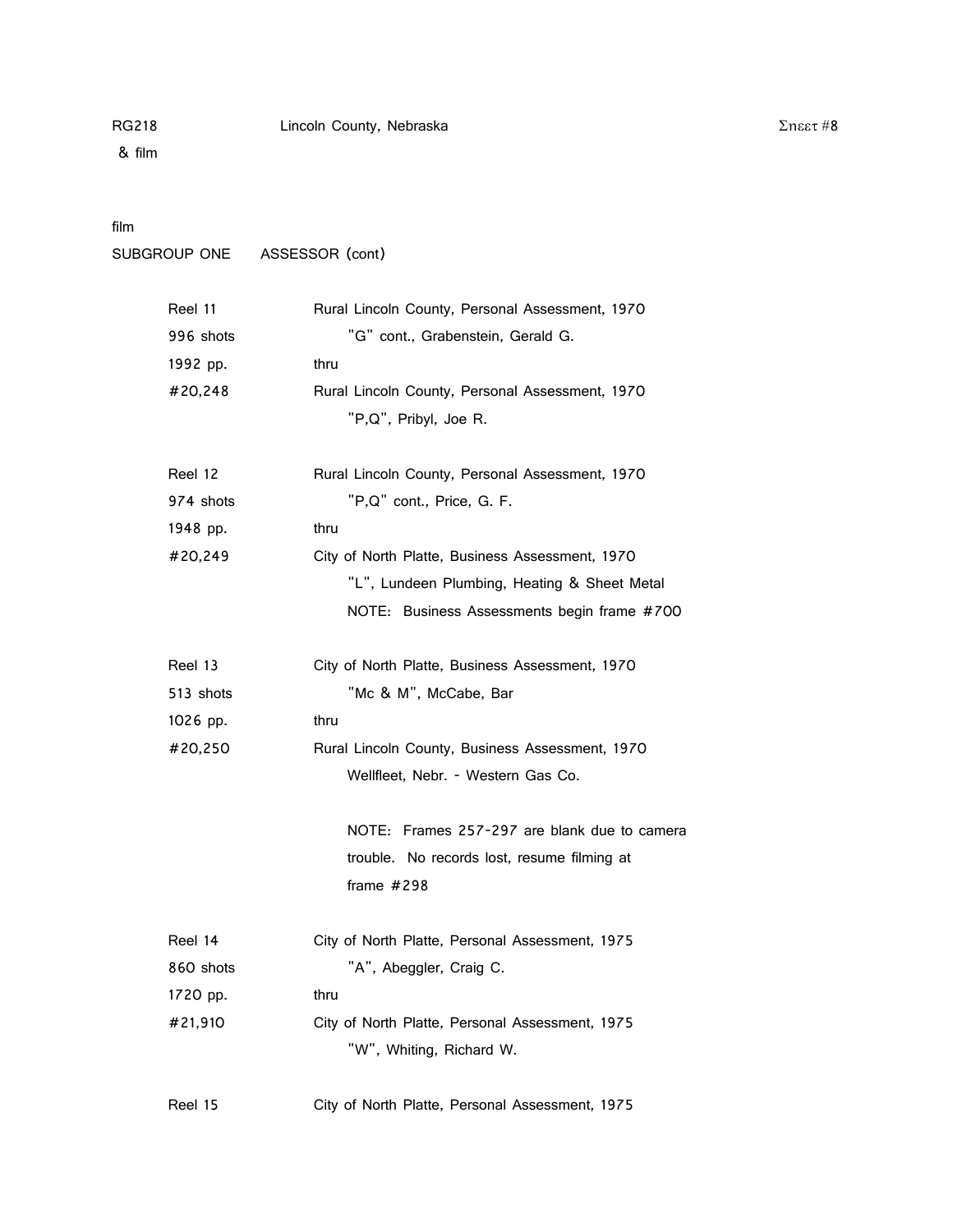RG218 Lincoln County, Nebraska Sheet #8

& film

film

SUBGROUP ONE ASSESSOR (cont)

| | |
|---|---|
| Reel 11 | Rural Lincoln County, Personal Assessment, 1970 |
| 996 shots | "G" cont., Grabenstein, Gerald G. |
| 1992 pp. | thru |
| #20,248 | Rural Lincoln County, Personal Assessment, 1970 |
| | "P,Q", Pribyl, Joe R. |
| | |
| Reel 12 | Rural Lincoln County, Personal Assessment, 1970 |
| 974 shots | "P,Q" cont., Price, G. F. |
| 1948 pp. | thru |
| #20,249 | City of North Platte, Business Assessment, 1970 |
| | "L", Lundeen Plumbing, Heating & Sheet Metal |
| | NOTE: Business Assessments begin frame #700 |
| | |
| Reel 13 | City of North Platte, Business Assessment, 1970 |
| 513 shots | "Mc & M", McCabe, Bar |
| 1026 pp. | thru |
| #20,250 | Rural Lincoln County, Business Assessment, 1970 |
| | Wellfleet, Nebr. - Western Gas Co. |
| | |
| | NOTE: Frames 257-297 are blank due to camera trouble. No records lost, resume filming at frame #298 |
| | |
| Reel 14 | City of North Platte, Personal Assessment, 1975 |
| 860 shots | "A", Abeggler, Craig C. |
| 1720 pp. | thru |
| #21,910 | City of North Platte, Personal Assessment, 1975 |
| | "W", Whiting, Richard W. |
| | |
| Reel 15 | City of North Platte, Personal Assessment, 1975 |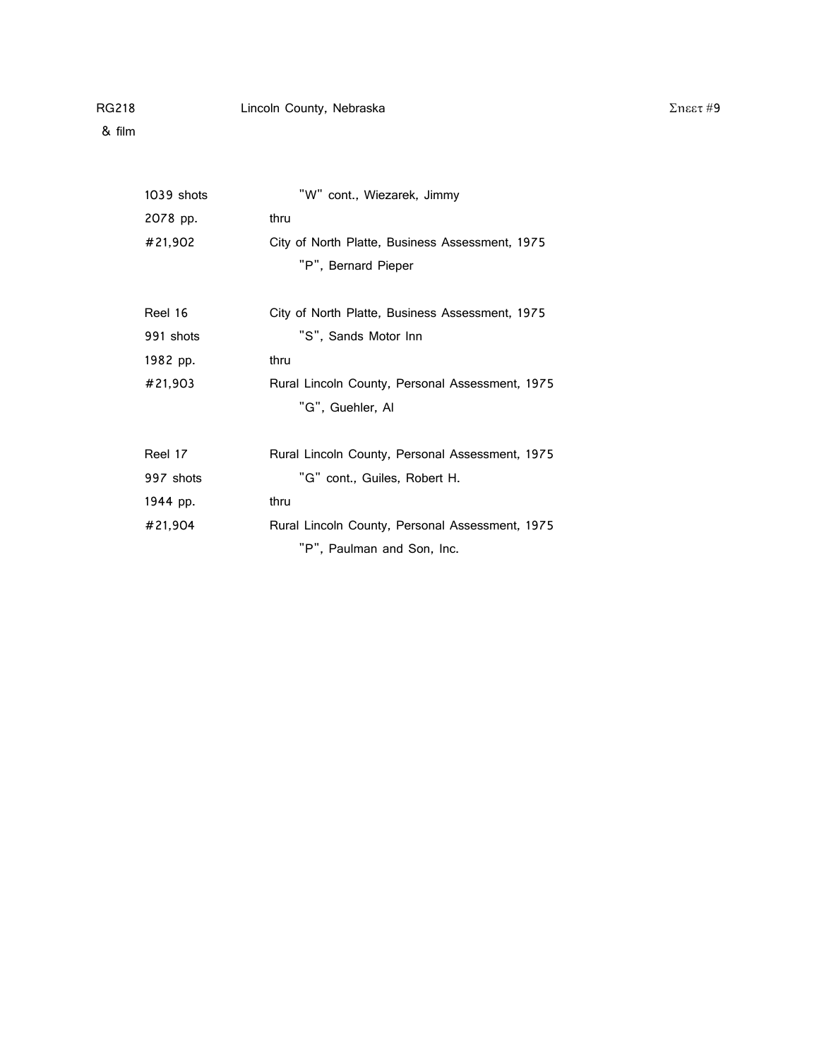| | |
|---|---|
| 1039 shots | "W" cont., Wiezarek, Jimmy |
| 2078 pp. | thru |
| #21,902 | City of North Platte, Business Assessment, 1975 |
| | "P", Bernard Pieper |
| | |
| Reel 16 | City of North Platte, Business Assessment, 1975 |
| 991 shots | "S", Sands Motor Inn |
| 1982 pp. | thru |
| #21,903 | Rural Lincoln County, Personal Assessment, 1975 |
| | "G", Guehler, Al |
| | |
| Reel 17 | Rural Lincoln County, Personal Assessment, 1975 |
| 997 shots | "G" cont., Guiles, Robert H. |
| 1944 pp. | thru |
| #21,904 | Rural Lincoln County, Personal Assessment, 1975 |
| | "P", Paulman and Son, Inc. |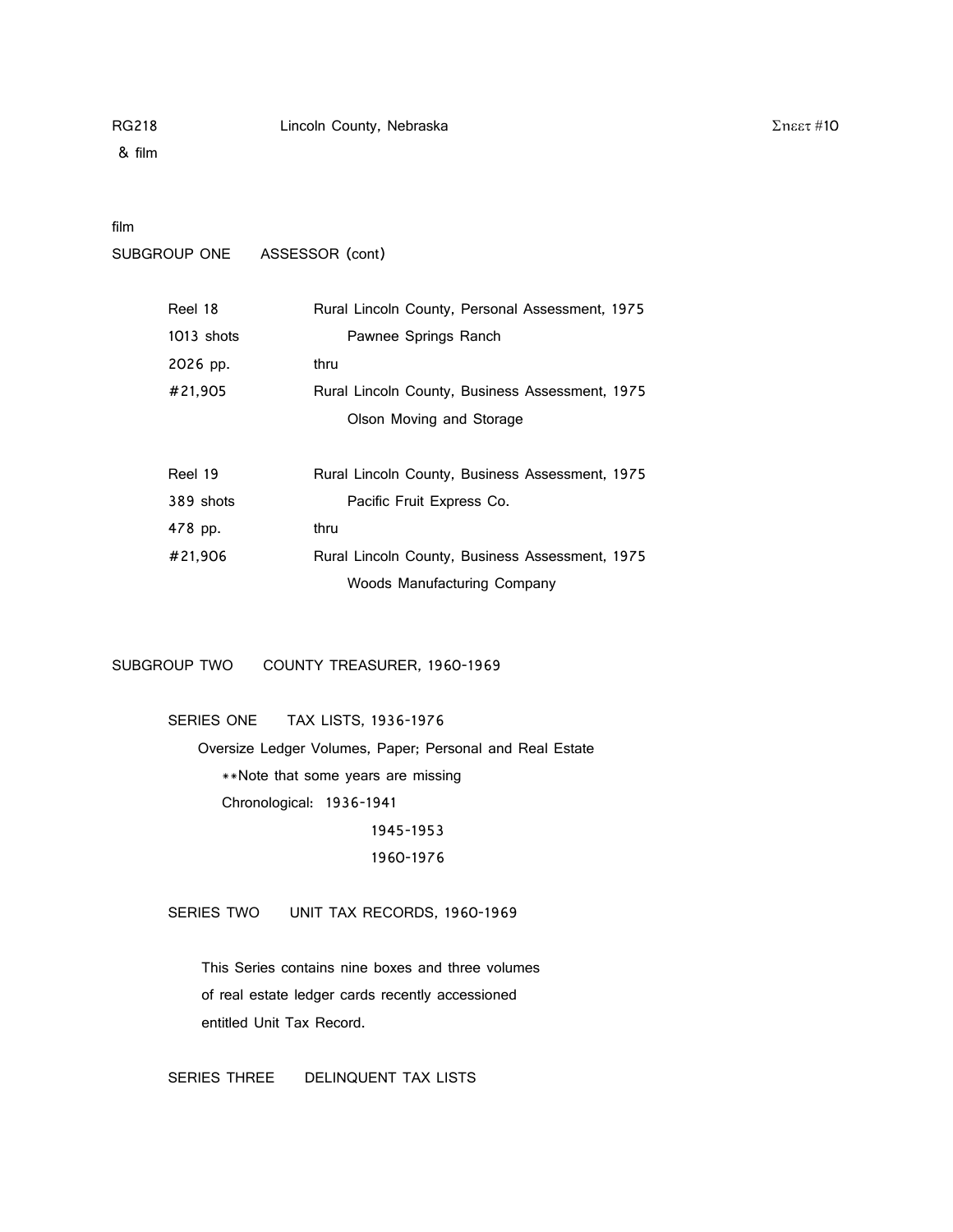film

SUBGROUP ONE ASSESSOR (cont)

| | |
|---|---|
| Reel 18 | Rural Lincoln County, Personal Assessment, 1975 |
| 1013 shots | Pawnee Springs Ranch |
| 2026 pp. | thru |
| #21,905 | Rural Lincoln County, Business Assessment, 1975 |
| | Olson Moving and Storage |
| | |
| Reel 19 | Rural Lincoln County, Business Assessment, 1975 |
| 389 shots | Pacific Fruit Express Co. |
| 478 pp. | thru |
| #21,906 | Rural Lincoln County, Business Assessment, 1975 |
| | Woods Manufacturing Company |

SUBGROUP TWO COUNTY TREASURER, 1960-1969

SERIES ONE TAX LISTS, 1936-1976

Oversize Ledger Volumes, Paper; Personal and Real Estate

**Note that some years are missing

Chronological: 1936-1941

1945-1953

1960-1976

SERIES TWO UNIT TAX RECORDS, 1960-1969

This Series contains nine boxes and three volumes of real estate ledger cards recently accessioned entitled Unit Tax Record.

SERIES THREE DELINQUENT TAX LISTS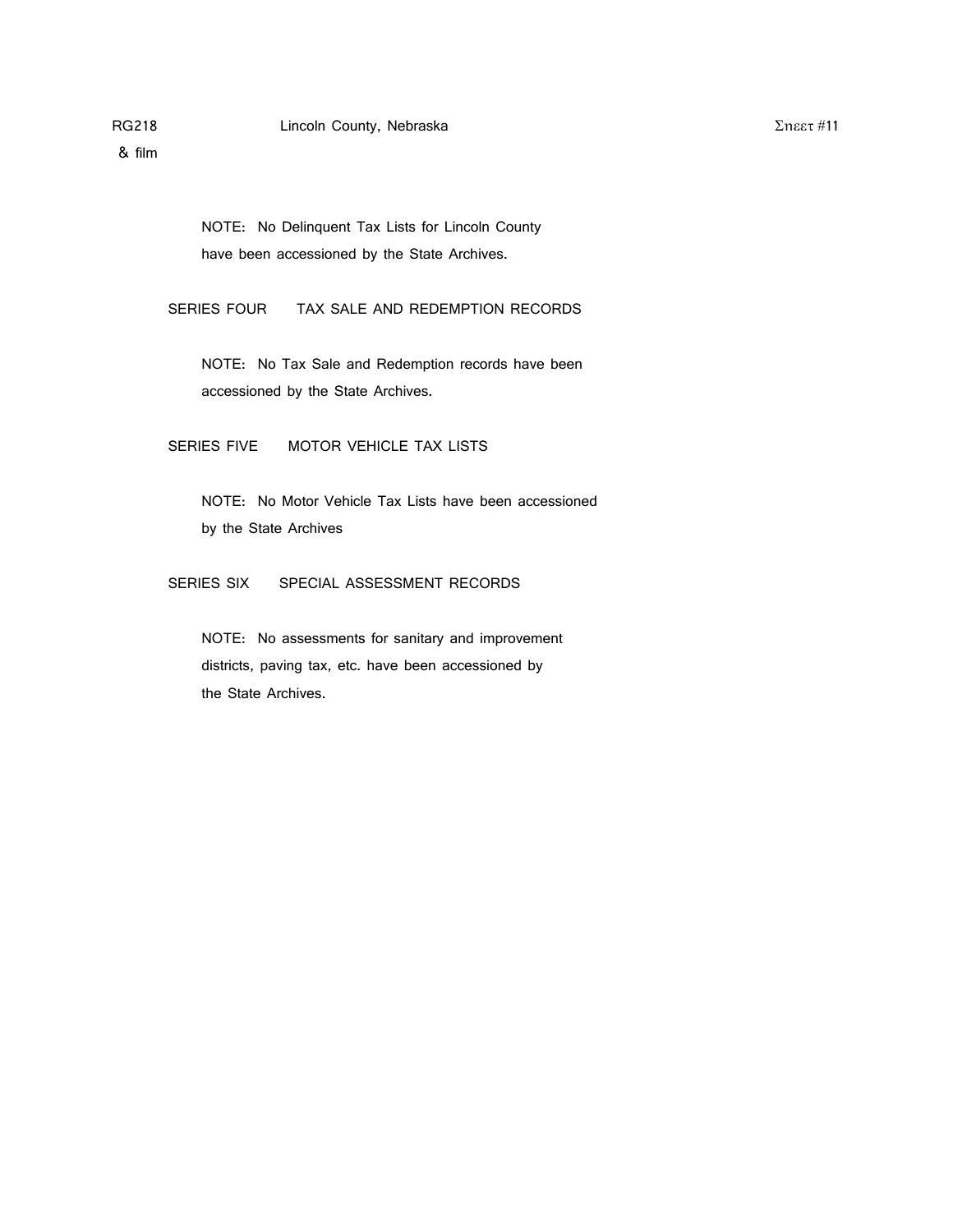NOTE: No Delinquent Tax Lists for Lincoln County have been accessioned by the State Archives.

SERIES FOUR TAX SALE AND REDEMPTION RECORDS

NOTE: No Tax Sale and Redemption records have been accessioned by the State Archives.

SERIES FIVE MOTOR VEHICLE TAX LISTS

NOTE: No Motor Vehicle Tax Lists have been accessioned by the State Archives

SERIES SIX SPECIAL ASSESSMENT RECORDS

NOTE: No assessments for sanitary and improvement districts, paving tax, etc. have been accessioned by the State Archives.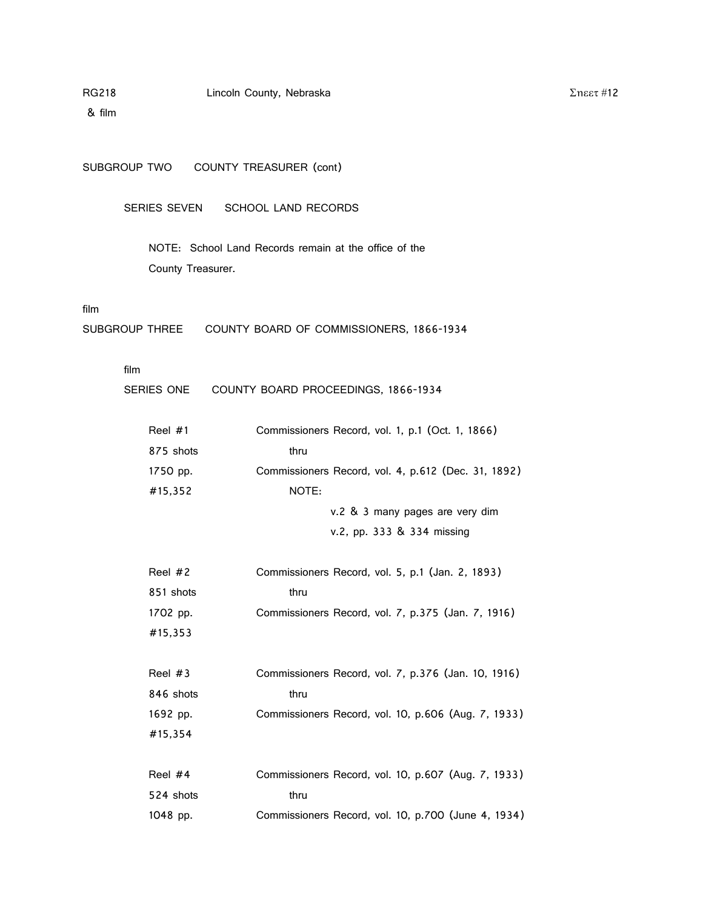RG218 Lincoln County, Nebraska Sheet #12
& film

SUBGROUP TWO COUNTY TREASURER (cont)

SERIES SEVEN SCHOOL LAND RECORDS

NOTE: School Land Records remain at the office of the County Treasurer.

film

SUBGROUP THREE COUNTY BOARD OF COMMISSIONERS, 1866-1934

film

SERIES ONE COUNTY BOARD PROCEEDINGS, 1866-1934

| | |
|---|---|
| Reel #1 | Commissioners Record, vol. 1, p.1 (Oct. 1, 1866) |
| 875 shots | thru |
| 1750 pp. | Commissioners Record, vol. 4, p.612 (Dec. 31, 1892) |
| #15,352 | NOTE: |
| | v.2 & 3 many pages are very dim |
| | v.2, pp. 333 & 334 missing |
| Reel #2 | Commissioners Record, vol. 5, p.1 (Jan. 2, 1893) |
| 851 shots | thru |
| 1702 pp. | Commissioners Record, vol. 7, p.375 (Jan. 7, 1916) |
| #15,353 | |
| Reel #3 | Commissioners Record, vol. 7, p.376 (Jan. 10, 1916) |
| 846 shots | thru |
| 1692 pp. | Commissioners Record, vol. 10, p.606 (Aug. 7, 1933) |
| #15,354 | |
| Reel #4 | Commissioners Record, vol. 10, p.607 (Aug. 7, 1933) |
| 524 shots | thru |
| 1048 pp. | Commissioners Record, vol. 10, p.700 (June 4, 1934) |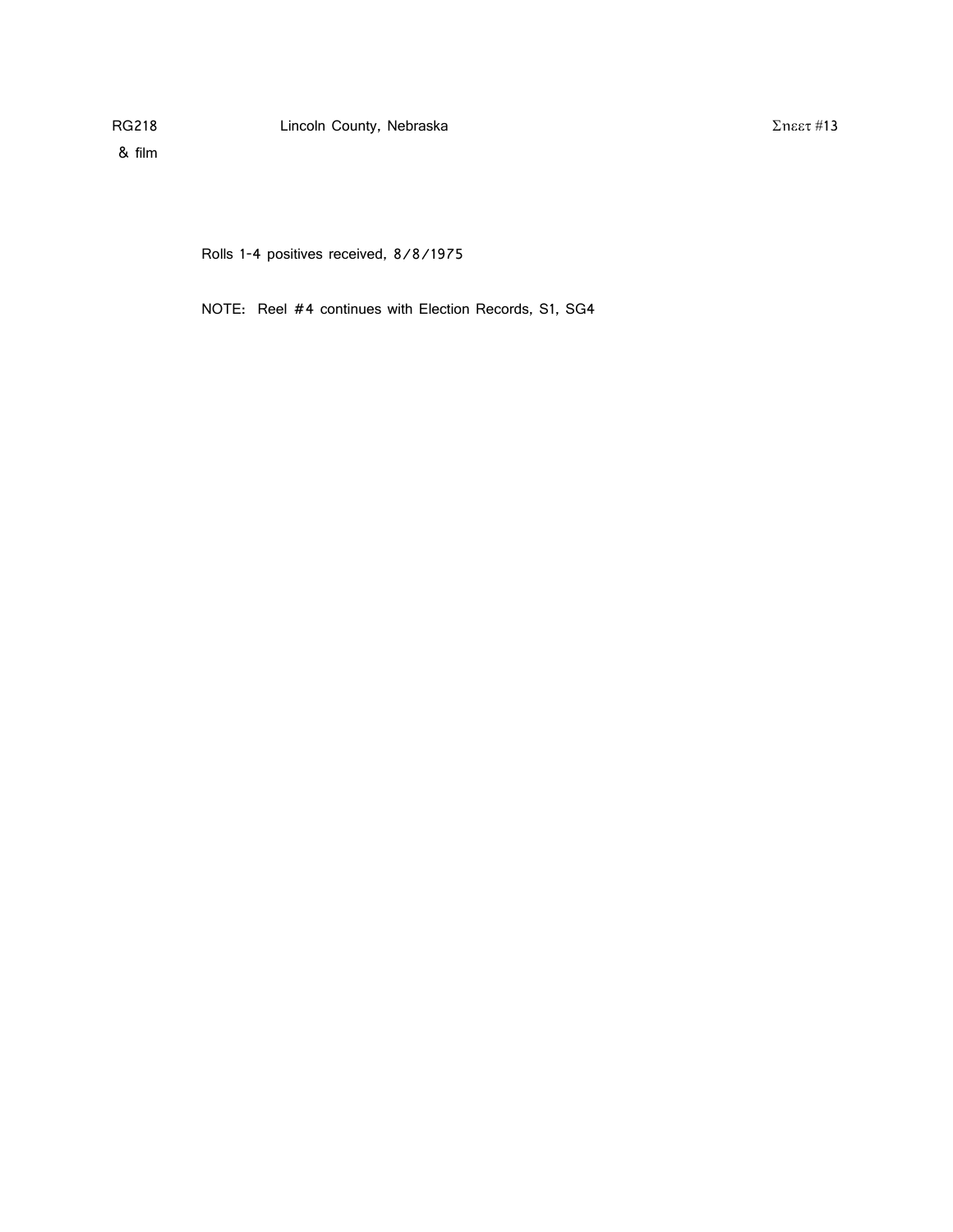RG218 & film    Lincoln County, Nebraska    Sheet #13

Rolls 1-4 positives received, 8/8/1975

NOTE: Reel #4 continues with Election Records, S1, SG4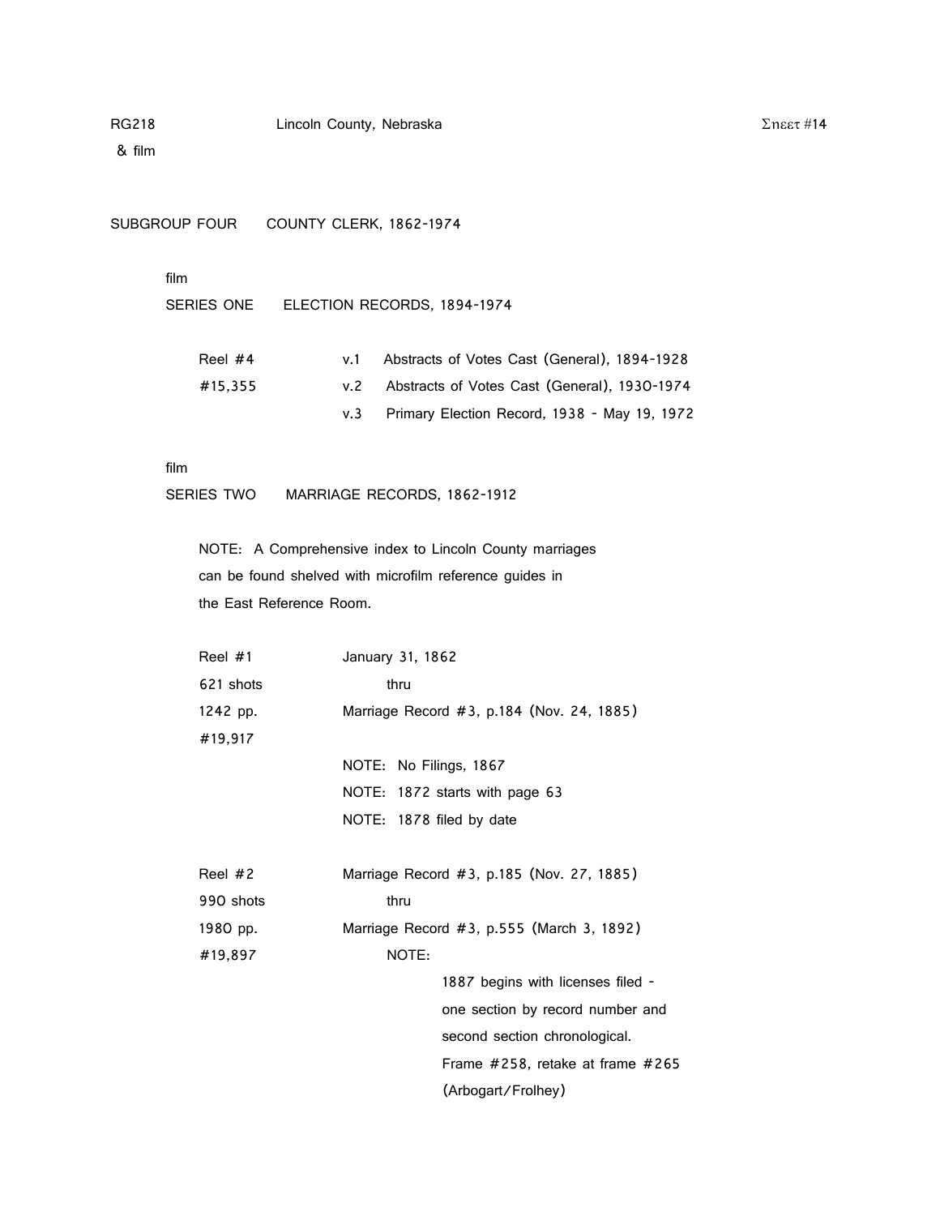SUBGROUP FOUR COUNTY CLERK, 1862-1974

film

SERIES ONE ELECTION RECORDS, 1894-1974

| | | |
|---|---|---|
| Reel #4 | v.1 | Abstracts of Votes Cast (General), 1894-1928 |
| #15,355 | v.2 | Abstracts of Votes Cast (General), 1930-1974 |
| | v.3 | Primary Election Record, 1938 - May 19, 1972 |

film

SERIES TWO MARRIAGE RECORDS, 1862-1912

NOTE: A Comprehensive index to Lincoln County marriages can be found shelved with microfilm reference guides in the East Reference Room.

Reel #1
621 shots
1242 pp.
#19,917

January 31, 1862
thru
Marriage Record #3, p.184 (Nov. 24, 1885)

NOTE: No Filings, 1867
NOTE: 1872 starts with page 63
NOTE: 1878 filed by date

Reel #2
990 shots
1980 pp.
#19,897

Marriage Record #3, p.185 (Nov. 27, 1885)
thru
Marriage Record #3, p.555 (March 3, 1892)

NOTE:
1887 begins with licenses filed - one section by record number and second section chronological.
Frame #258, retake at frame #265 (Arbogart/Frolhey)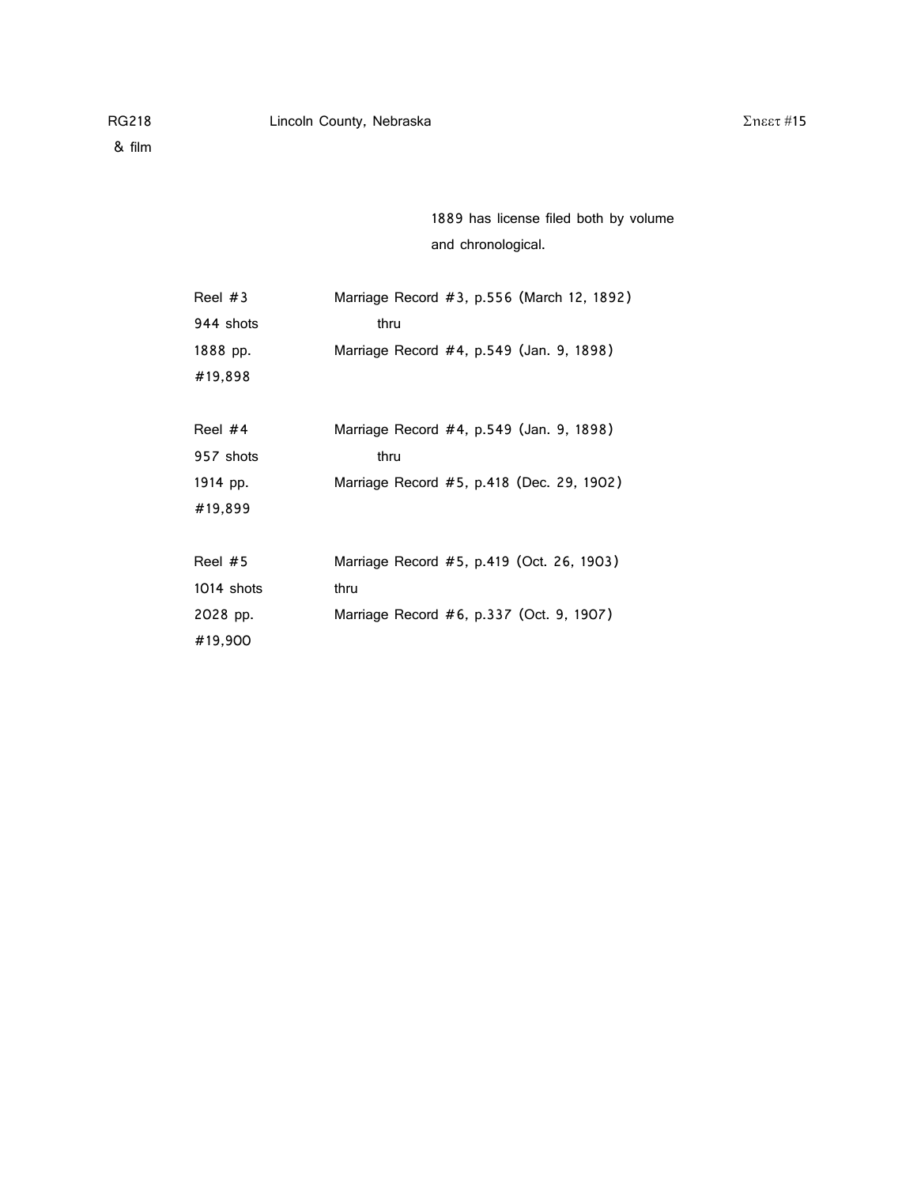RG218 Lincoln County, Nebraska Sheet #15
& film

1889 has license filed both by volume and chronological.

| | |
|---|---|
| Reel #3 | Marriage Record #3, p.556 (March 12, 1892) |
| 944 shots | thru |
| 1888 pp. | Marriage Record #4, p.549 (Jan. 9, 1898) |
| #19,898 | |
| | |
| Reel #4 | Marriage Record #4, p.549 (Jan. 9, 1898) |
| 957 shots | thru |
| 1914 pp. | Marriage Record #5, p.418 (Dec. 29, 1902) |
| #19,899 | |
| | |
| Reel #5 | Marriage Record #5, p.419 (Oct. 26, 1903) |
| 1014 shots | thru |
| 2028 pp. | Marriage Record #6, p.337 (Oct. 9, 1907) |
| #19,900 | |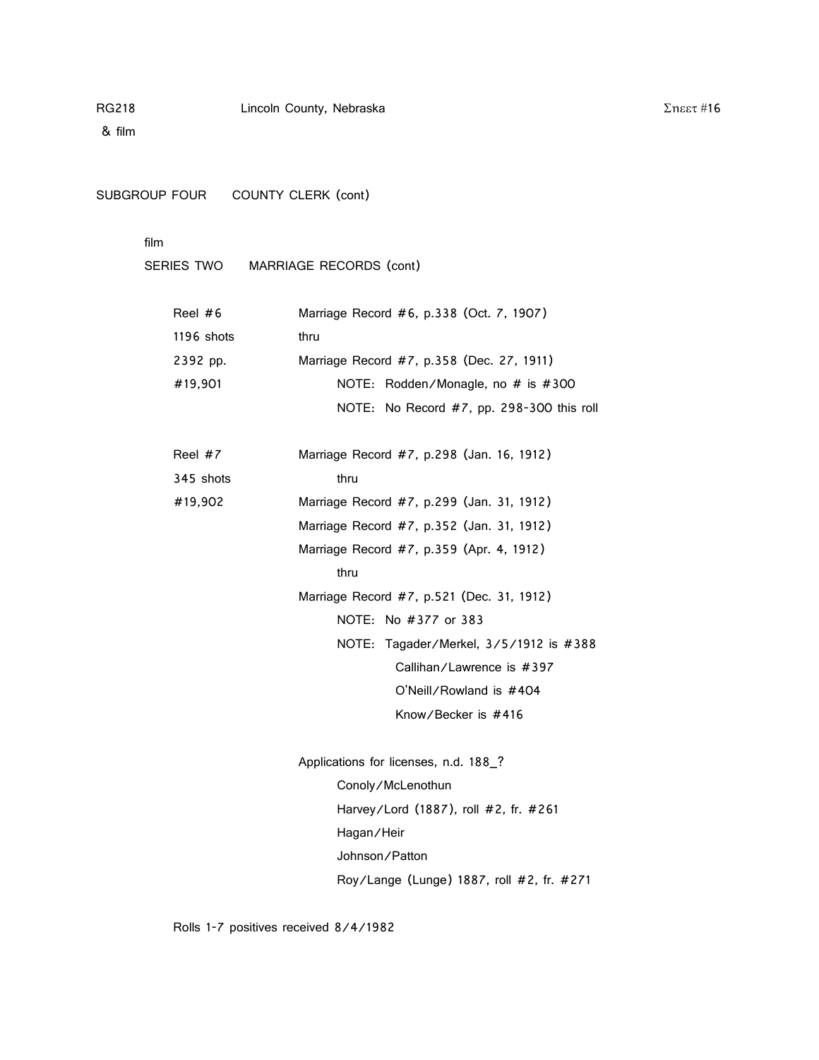SUBGROUP FOUR  COUNTY CLERK (cont)

film

SERIES TWO  MARRIAGE RECORDS (cont)

| | |
|---|---|
| Reel #6 | Marriage Record #6, p.338 (Oct. 7, 1907) |
| 1196 shots | thru |
| 2392 pp. | Marriage Record #7, p.358 (Dec. 27, 1911) |
| #19,901 | NOTE: Rodden/Monagle, no # is #300 |
| | NOTE: No Record #7, pp. 298-300 this roll |
| | |
| Reel #7 | Marriage Record #7, p.298 (Jan. 16, 1912) |
| 345 shots | thru |
| #19,902 | Marriage Record #7, p.299 (Jan. 31, 1912) |
| | Marriage Record #7, p.352 (Jan. 31, 1912) |
| | Marriage Record #7, p.359 (Apr. 4, 1912) |
| | thru |
| | Marriage Record #7, p.521 (Dec. 31, 1912) |
| | NOTE: No #377 or 383 |
| | NOTE: Tagader/Merkel, 3/5/1912 is #388 |
| | Callihan/Lawrence is #397 |
| | O'Neill/Rowland is #404 |
| | Know/Becker is #416 |
| | |
| | Applications for licenses, n.d. 188_? |
| | Conoly/McLenothun |
| | Harvey/Lord (1887), roll #2, fr. #261 |
| | Hagan/Heir |
| | Johnson/Patton |
| | Roy/Lange (Lunge) 1887, roll #2, fr. #271 |

Rolls 1-7 positives received 8/4/1982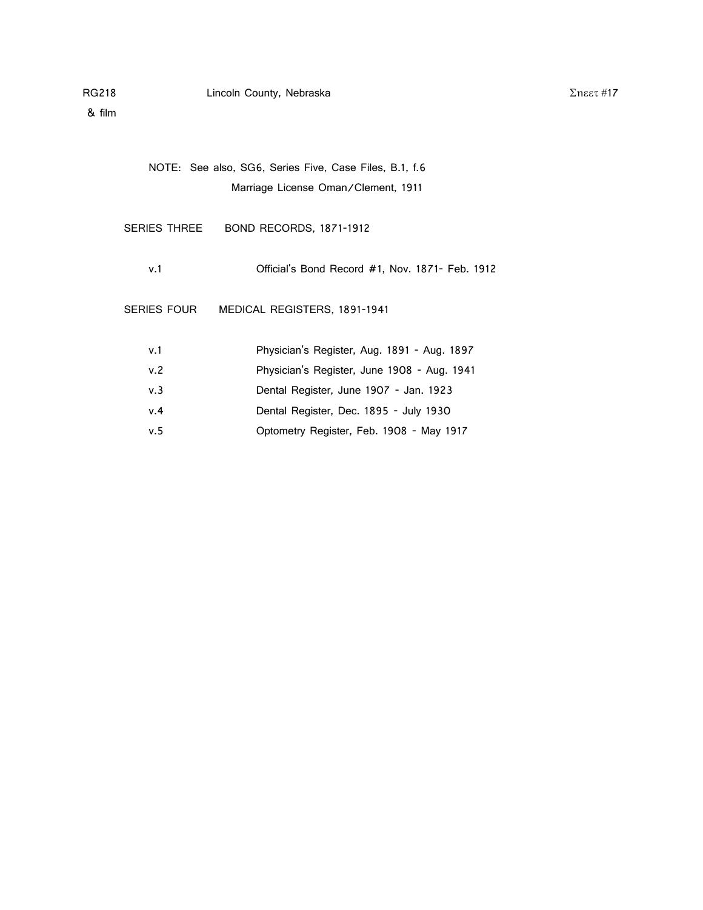NOTE: See also, SG6, Series Five, Case Files, B.1, f.6
Marriage License Oman/Clement, 1911

SERIES THREE BOND RECORDS, 1871-1912

| | |
|---|---|
| v.1 | Official's Bond Record #1, Nov. 1871- Feb. 1912 |

SERIES FOUR MEDICAL REGISTERS, 1891-1941

| | |
|---|---|
| v.1 | Physician's Register, Aug. 1891 - Aug. 1897 |
| v.2 | Physician's Register, June 1908 - Aug. 1941 |
| v.3 | Dental Register, June 1907 - Jan. 1923 |
| v.4 | Dental Register, Dec. 1895 - July 1930 |
| v.5 | Optometry Register, Feb. 1908 - May 1917 |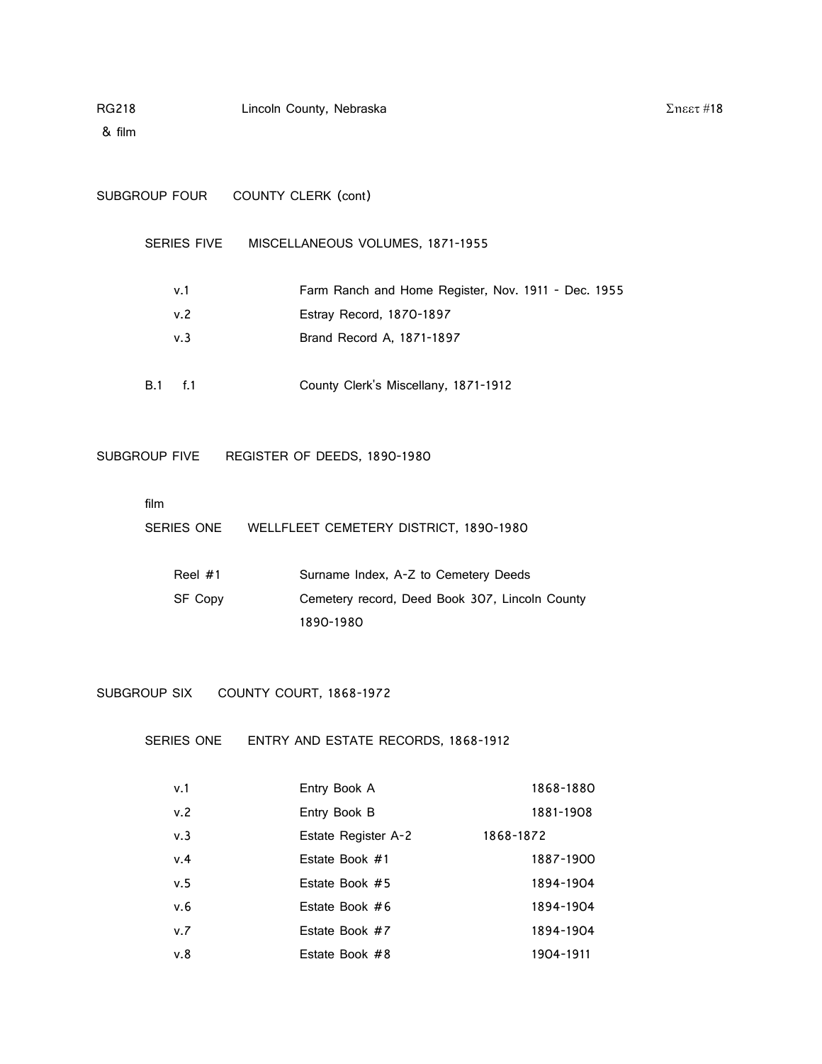RG218 Lincoln County, Nebraska
& film

SUBGROUP FOUR COUNTY CLERK (cont)

SERIES FIVE MISCELLANEOUS VOLUMES, 1871-1955

| | |
|---|---|
| v.1 | Farm Ranch and Home Register, Nov. 1911 - Dec. 1955 |
| v.2 | Estray Record, 1870-1897 |
| v.3 | Brand Record A, 1871-1897 |
| B.1 f.1 | County Clerk's Miscellany, 1871-1912 |

SUBGROUP FIVE REGISTER OF DEEDS, 1890-1980

film

SERIES ONE WELLFLEET CEMETERY DISTRICT, 1890-1980

| | |
|---|---|
| Reel #1 | Surname Index, A-Z to Cemetery Deeds |
| SF Copy | Cemetery record, Deed Book 307, Lincoln County 1890-1980 |

SUBGROUP SIX COUNTY COURT, 1868-1972

SERIES ONE ENTRY AND ESTATE RECORDS, 1868-1912

| | | |
|---|---|---|
| v.1 | Entry Book A | 1868-1880 |
| v.2 | Entry Book B | 1881-1908 |
| v.3 | Estate Register A-2 | 1868-1872 |
| v.4 | Estate Book #1 | 1887-1900 |
| v.5 | Estate Book #5 | 1894-1904 |
| v.6 | Estate Book #6 | 1894-1904 |
| v.7 | Estate Book #7 | 1894-1904 |
| v.8 | Estate Book #8 | 1904-1911 |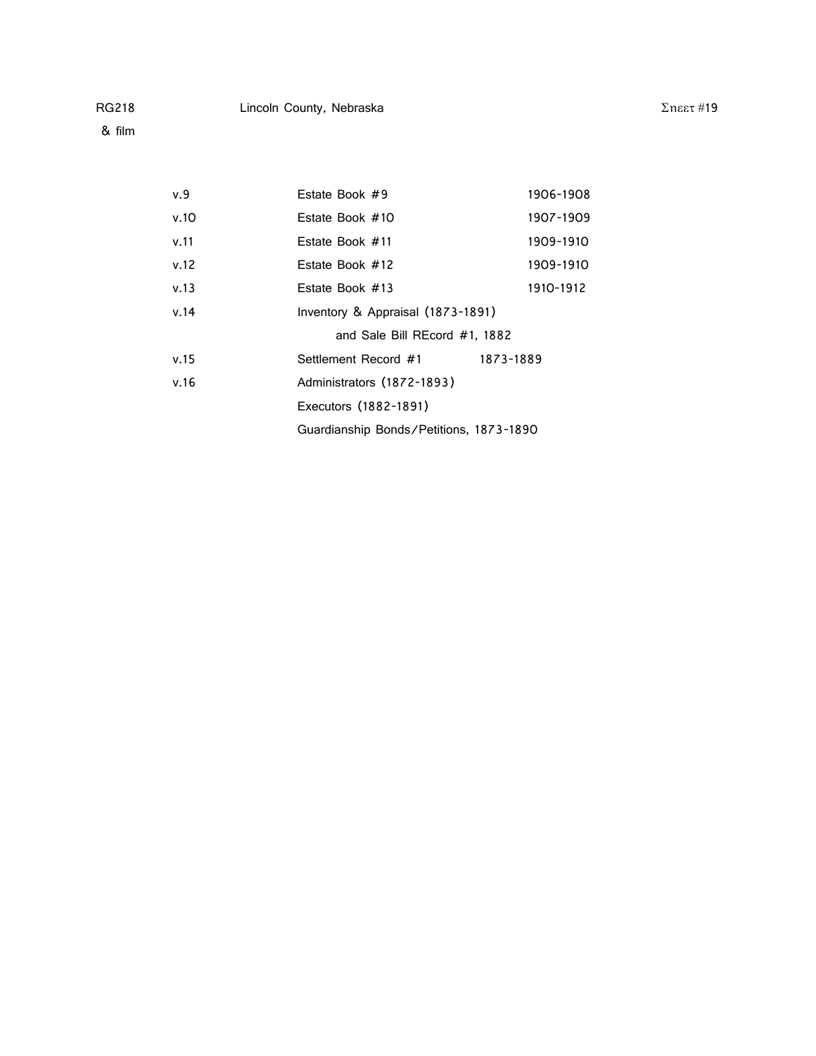RG218 Lincoln County, Nebraska Sheet #19
& film

| | | |
|---|---|---|
| v.9 | Estate Book #9 | 1906-1908 |
| v.10 | Estate Book #10 | 1907-1909 |
| v.11 | Estate Book #11 | 1909-1910 |
| v.12 | Estate Book #12 | 1909-1910 |
| v.13 | Estate Book #13 | 1910-1912 |
| v.14 | Inventory & Appraisal (1873-1891) and Sale Bill REcord #1, 1882 | |
| v.15 | Settlement Record #1 | 1873-1889 |
| v.16 | Administrators (1872-1893) | |
| | Executors (1882-1891) | |
| | Guardianship Bonds/Petitions, 1873-1890 | |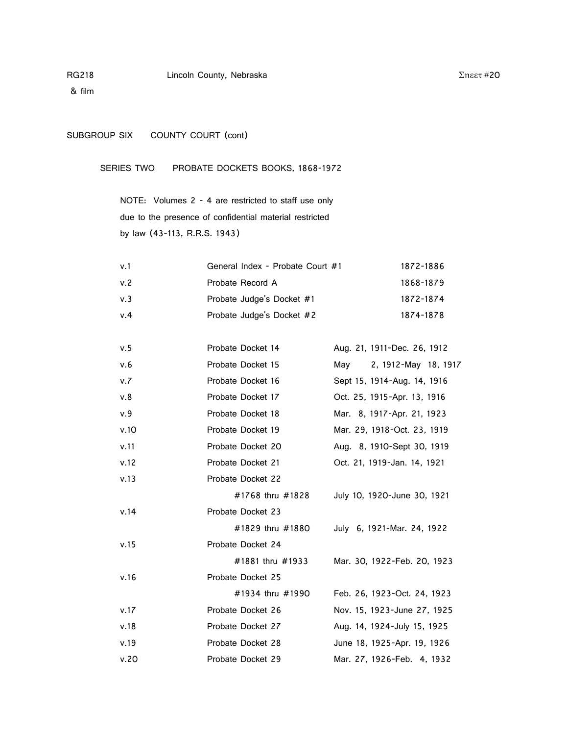RG218 Lincoln County, Nebraska Σηεετ #20
& film

SUBGROUP SIX COUNTY COURT (cont)

SERIES TWO PROBATE DOCKETS BOOKS, 1868-1972

NOTE: Volumes 2 - 4 are restricted to staff use only due to the presence of confidential material restricted by law (43-113, R.R.S. 1943)

| | | |
|---|---|---|
| v.1 | General Index - Probate Court #1 | 1872-1886 |
| v.2 | Probate Record A | 1868-1879 |
| v.3 | Probate Judge's Docket #1 | 1872-1874 |
| v.4 | Probate Judge's Docket #2 | 1874-1878 |

| | | |
|---|---|---|
| v.5 | Probate Docket 14 | Aug. 21, 1911-Dec. 26, 1912 |
| v.6 | Probate Docket 15 | May 2, 1912-May 18, 1917 |
| v.7 | Probate Docket 16 | Sept 15, 1914-Aug. 14, 1916 |
| v.8 | Probate Docket 17 | Oct. 25, 1915-Apr. 13, 1916 |
| v.9 | Probate Docket 18 | Mar. 8, 1917-Apr. 21, 1923 |
| v.10 | Probate Docket 19 | Mar. 29, 1918-Oct. 23, 1919 |
| v.11 | Probate Docket 20 | Aug. 8, 1910-Sept 30, 1919 |
| v.12 | Probate Docket 21 | Oct. 21, 1919-Jan. 14, 1921 |
| v.13 | Probate Docket 22 | |
| | #1768 thru #1828 | July 10, 1920-June 30, 1921 |
| v.14 | Probate Docket 23 | |
| | #1829 thru #1880 | July 6, 1921-Mar. 24, 1922 |
| v.15 | Probate Docket 24 | |
| | #1881 thru #1933 | Mar. 30, 1922-Feb. 20, 1923 |
| v.16 | Probate Docket 25 | |
| | #1934 thru #1990 | Feb. 26, 1923-Oct. 24, 1923 |
| v.17 | Probate Docket 26 | Nov. 15, 1923-June 27, 1925 |
| v.18 | Probate Docket 27 | Aug. 14, 1924-July 15, 1925 |
| v.19 | Probate Docket 28 | June 18, 1925-Apr. 19, 1926 |
| v.20 | Probate Docket 29 | Mar. 27, 1926-Feb. 4, 1932 |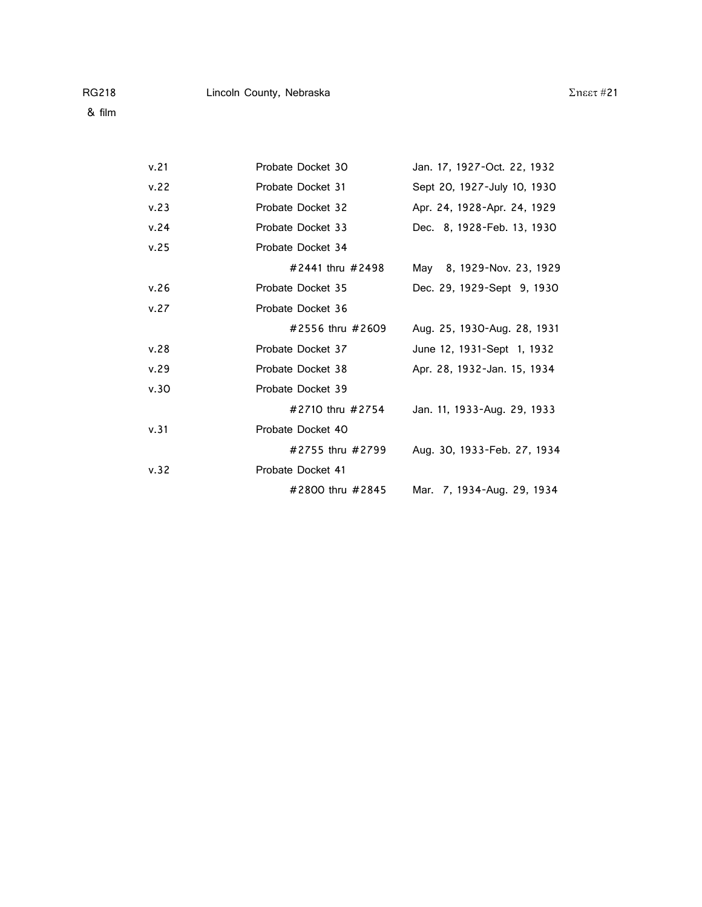| | | |
|---|---|---|
| v.21 | Probate Docket 30 | Jan. 17, 1927-Oct. 22, 1932 |
| v.22 | Probate Docket 31 | Sept 20, 1927-July 10, 1930 |
| v.23 | Probate Docket 32 | Apr. 24, 1928-Apr. 24, 1929 |
| v.24 | Probate Docket 33 | Dec. 8, 1928-Feb. 13, 1930 |
| v.25 | Probate Docket 34 | |
| | #2441 thru #2498 | May 8, 1929-Nov. 23, 1929 |
| v.26 | Probate Docket 35 | Dec. 29, 1929-Sept 9, 1930 |
| v.27 | Probate Docket 36 | |
| | #2556 thru #2609 | Aug. 25, 1930-Aug. 28, 1931 |
| v.28 | Probate Docket 37 | June 12, 1931-Sept 1, 1932 |
| v.29 | Probate Docket 38 | Apr. 28, 1932-Jan. 15, 1934 |
| v.30 | Probate Docket 39 | |
| | #2710 thru #2754 | Jan. 11, 1933-Aug. 29, 1933 |
| v.31 | Probate Docket 40 | |
| | #2755 thru #2799 | Aug. 30, 1933-Feb. 27, 1934 |
| v.32 | Probate Docket 41 | |
| | #2800 thru #2845 | Mar. 7, 1934-Aug. 29, 1934 |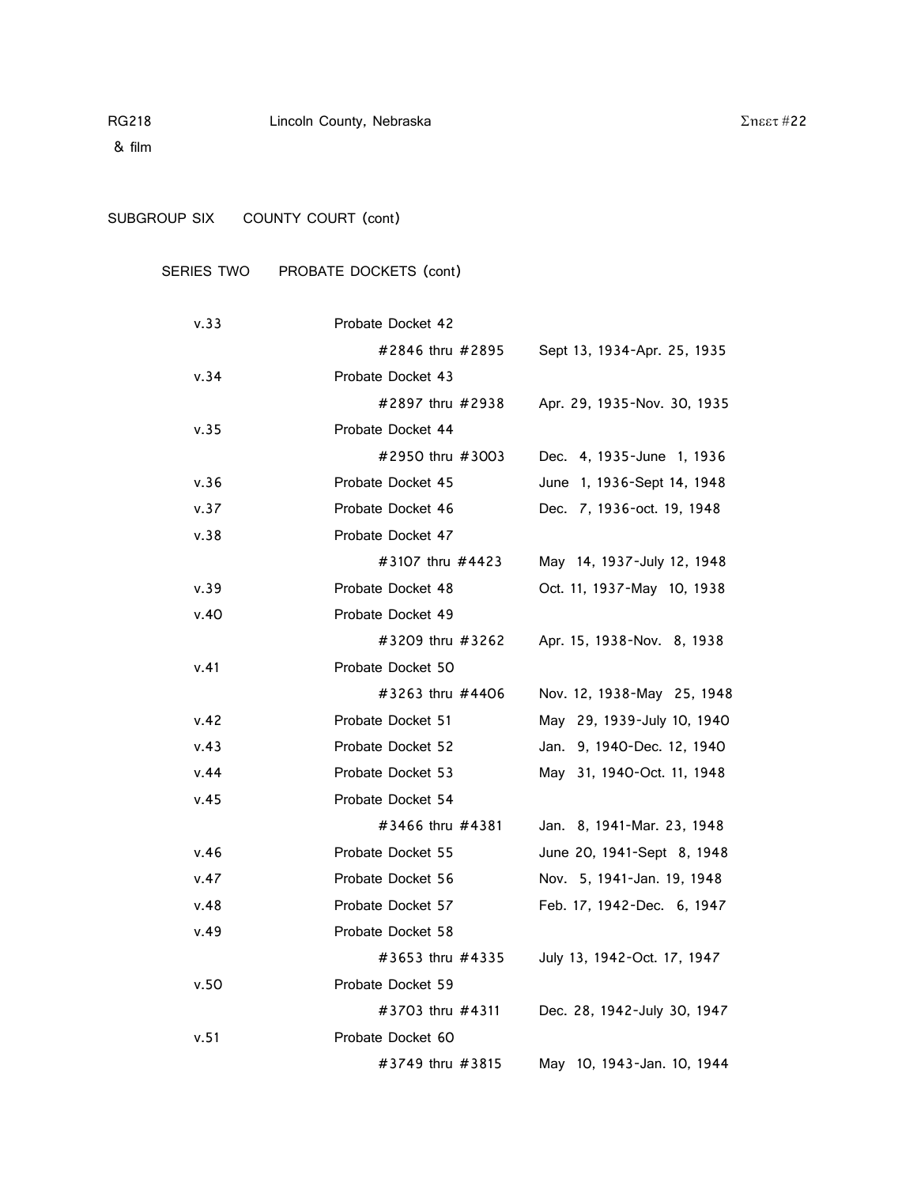RG218 Lincoln County, Nebraska
& film

SUBGROUP SIX COUNTY COURT (cont)

SERIES TWO PROBATE DOCKETS (cont)

| | | |
|---|---|---|
| v.33 | Probate Docket 42 | |
| | #2846 thru #2895 | Sept 13, 1934-Apr. 25, 1935 |
| v.34 | Probate Docket 43 | |
| | #2897 thru #2938 | Apr. 29, 1935-Nov. 30, 1935 |
| v.35 | Probate Docket 44 | |
| | #2950 thru #3003 | Dec. 4, 1935-June 1, 1936 |
| v.36 | Probate Docket 45 | June 1, 1936-Sept 14, 1948 |
| v.37 | Probate Docket 46 | Dec. 7, 1936-oct. 19, 1948 |
| v.38 | Probate Docket 47 | |
| | #3107 thru #4423 | May 14, 1937-July 12, 1948 |
| v.39 | Probate Docket 48 | Oct. 11, 1937-May 10, 1938 |
| v.40 | Probate Docket 49 | |
| | #3209 thru #3262 | Apr. 15, 1938-Nov. 8, 1938 |
| v.41 | Probate Docket 50 | |
| | #3263 thru #4406 | Nov. 12, 1938-May 25, 1948 |
| v.42 | Probate Docket 51 | May 29, 1939-July 10, 1940 |
| v.43 | Probate Docket 52 | Jan. 9, 1940-Dec. 12, 1940 |
| v.44 | Probate Docket 53 | May 31, 1940-Oct. 11, 1948 |
| v.45 | Probate Docket 54 | |
| | #3466 thru #4381 | Jan. 8, 1941-Mar. 23, 1948 |
| v.46 | Probate Docket 55 | June 20, 1941-Sept 8, 1948 |
| v.47 | Probate Docket 56 | Nov. 5, 1941-Jan. 19, 1948 |
| v.48 | Probate Docket 57 | Feb. 17, 1942-Dec. 6, 1947 |
| v.49 | Probate Docket 58 | |
| | #3653 thru #4335 | July 13, 1942-Oct. 17, 1947 |
| v.50 | Probate Docket 59 | |
| | #3703 thru #4311 | Dec. 28, 1942-July 30, 1947 |
| v.51 | Probate Docket 60 | |
| | #3749 thru #3815 | May 10, 1943-Jan. 10, 1944 |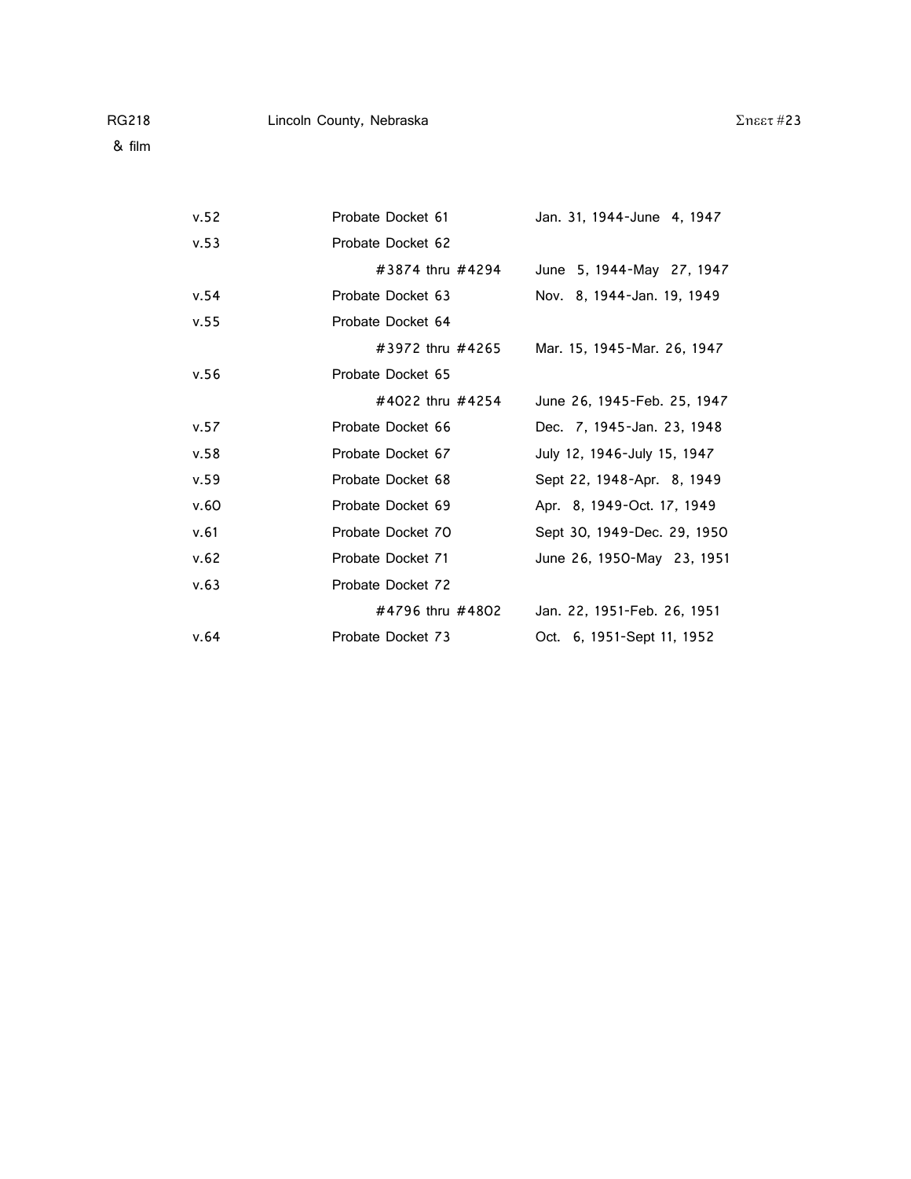RG218 Lincoln County, Nebraska Sheet #23
& film

| | | |
|---|---|---|
| v.52 | Probate Docket 61 | Jan. 31, 1944-June 4, 1947 |
| v.53 | Probate Docket 62 | |
| | #3874 thru #4294 | June 5, 1944-May 27, 1947 |
| v.54 | Probate Docket 63 | Nov. 8, 1944-Jan. 19, 1949 |
| v.55 | Probate Docket 64 | |
| | #3972 thru #4265 | Mar. 15, 1945-Mar. 26, 1947 |
| v.56 | Probate Docket 65 | |
| | #4022 thru #4254 | June 26, 1945-Feb. 25, 1947 |
| v.57 | Probate Docket 66 | Dec. 7, 1945-Jan. 23, 1948 |
| v.58 | Probate Docket 67 | July 12, 1946-July 15, 1947 |
| v.59 | Probate Docket 68 | Sept 22, 1948-Apr. 8, 1949 |
| v.60 | Probate Docket 69 | Apr. 8, 1949-Oct. 17, 1949 |
| v.61 | Probate Docket 70 | Sept 30, 1949-Dec. 29, 1950 |
| v.62 | Probate Docket 71 | June 26, 1950-May 23, 1951 |
| v.63 | Probate Docket 72 | |
| | #4796 thru #4802 | Jan. 22, 1951-Feb. 26, 1951 |
| v.64 | Probate Docket 73 | Oct. 6, 1951-Sept 11, 1952 |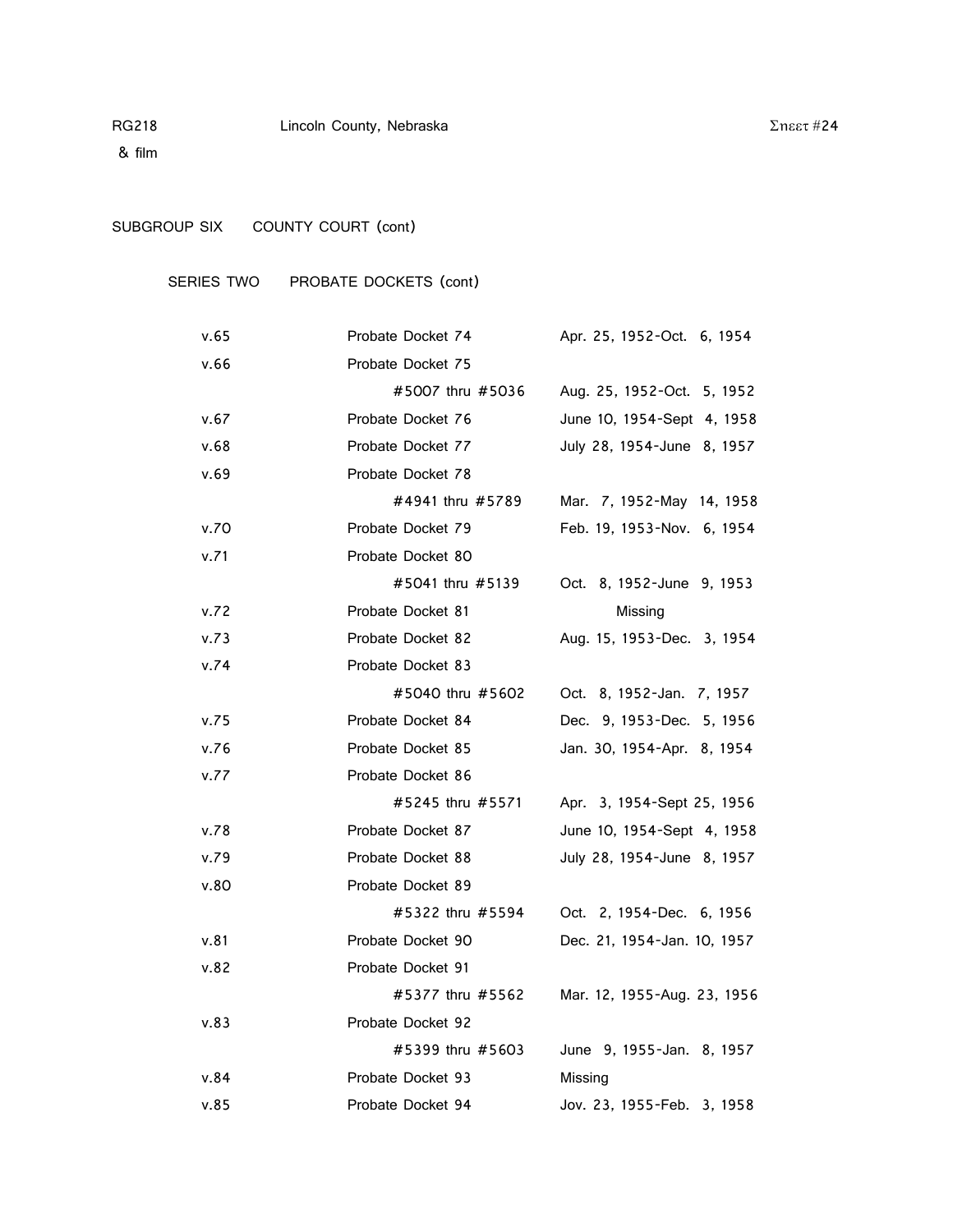RG218 Lincoln County, Nebraska Σηεετ #24
& film

SUBGROUP SIX COUNTY COURT (cont)

SERIES TWO PROBATE DOCKETS (cont)

| | | |
|---|---|---|
| v.65 | Probate Docket 74 | Apr. 25, 1952-Oct. 6, 1954 |
| v.66 | Probate Docket 75 | |
| | #5007 thru #5036 | Aug. 25, 1952-Oct. 5, 1952 |
| v.67 | Probate Docket 76 | June 10, 1954-Sept 4, 1958 |
| v.68 | Probate Docket 77 | July 28, 1954-June 8, 1957 |
| v.69 | Probate Docket 78 | |
| | #4941 thru #5789 | Mar. 7, 1952-May 14, 1958 |
| v.70 | Probate Docket 79 | Feb. 19, 1953-Nov. 6, 1954 |
| v.71 | Probate Docket 80 | |
| | #5041 thru #5139 | Oct. 8, 1952-June 9, 1953 |
| v.72 | Probate Docket 81 | Missing |
| v.73 | Probate Docket 82 | Aug. 15, 1953-Dec. 3, 1954 |
| v.74 | Probate Docket 83 | |
| | #5040 thru #5602 | Oct. 8, 1952-Jan. 7, 1957 |
| v.75 | Probate Docket 84 | Dec. 9, 1953-Dec. 5, 1956 |
| v.76 | Probate Docket 85 | Jan. 30, 1954-Apr. 8, 1954 |
| v.77 | Probate Docket 86 | |
| | #5245 thru #5571 | Apr. 3, 1954-Sept 25, 1956 |
| v.78 | Probate Docket 87 | June 10, 1954-Sept 4, 1958 |
| v.79 | Probate Docket 88 | July 28, 1954-June 8, 1957 |
| v.80 | Probate Docket 89 | |
| | #5322 thru #5594 | Oct. 2, 1954-Dec. 6, 1956 |
| v.81 | Probate Docket 90 | Dec. 21, 1954-Jan. 10, 1957 |
| v.82 | Probate Docket 91 | |
| | #5377 thru #5562 | Mar. 12, 1955-Aug. 23, 1956 |
| v.83 | Probate Docket 92 | |
| | #5399 thru #5603 | June 9, 1955-Jan. 8, 1957 |
| v.84 | Probate Docket 93 | Missing |
| v.85 | Probate Docket 94 | Jov. 23, 1955-Feb. 3, 1958 |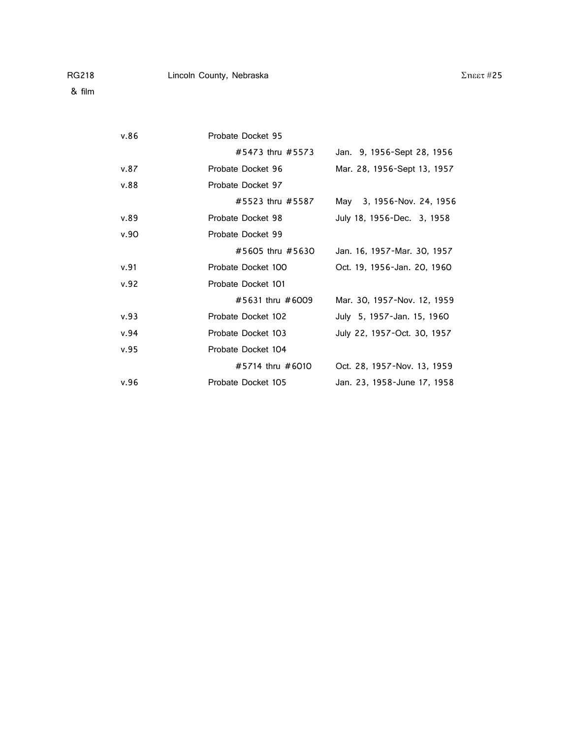RG218 Lincoln County, Nebraska Sheet #25
& film

| | | |
|---|---|---|
| v.86 | Probate Docket 95 | |
| | #5473 thru #5573 | Jan. 9, 1956-Sept 28, 1956 |
| v.87 | Probate Docket 96 | Mar. 28, 1956-Sept 13, 1957 |
| v.88 | Probate Docket 97 | |
| | #5523 thru #5587 | May 3, 1956-Nov. 24, 1956 |
| v.89 | Probate Docket 98 | July 18, 1956-Dec. 3, 1958 |
| v.90 | Probate Docket 99 | |
| | #5605 thru #5630 | Jan. 16, 1957-Mar. 30, 1957 |
| v.91 | Probate Docket 100 | Oct. 19, 1956-Jan. 20, 1960 |
| v.92 | Probate Docket 101 | |
| | #5631 thru #6009 | Mar. 30, 1957-Nov. 12, 1959 |
| v.93 | Probate Docket 102 | July 5, 1957-Jan. 15, 1960 |
| v.94 | Probate Docket 103 | July 22, 1957-Oct. 30, 1957 |
| v.95 | Probate Docket 104 | |
| | #5714 thru #6010 | Oct. 28, 1957-Nov. 13, 1959 |
| v.96 | Probate Docket 105 | Jan. 23, 1958-June 17, 1958 |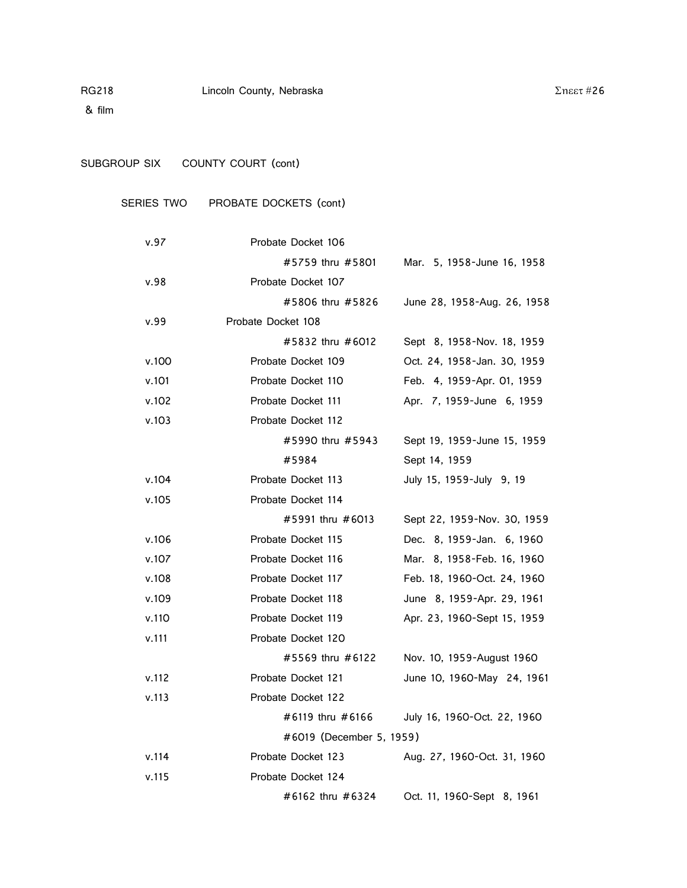RG218 Lincoln County, Nebraska Σηεετ #26
& film

SUBGROUP SIX COUNTY COURT (cont)

SERIES TWO PROBATE DOCKETS (cont)

| | | |
|---|---|---|
| v.97 | Probate Docket 106 | |
| | #5759 thru #5801 | Mar. 5, 1958-June 16, 1958 |
| v.98 | Probate Docket 107 | |
| | #5806 thru #5826 | June 28, 1958-Aug. 26, 1958 |
| v.99 | Probate Docket 108 | |
| | #5832 thru #6012 | Sept 8, 1958-Nov. 18, 1959 |
| v.100 | Probate Docket 109 | Oct. 24, 1958-Jan. 30, 1959 |
| v.101 | Probate Docket 110 | Feb. 4, 1959-Apr. 01, 1959 |
| v.102 | Probate Docket 111 | Apr. 7, 1959-June 6, 1959 |
| v.103 | Probate Docket 112 | |
| | #5990 thru #5943 | Sept 19, 1959-June 15, 1959 |
| | #5984 | Sept 14, 1959 |
| v.104 | Probate Docket 113 | July 15, 1959-July 9, 19 |
| v.105 | Probate Docket 114 | |
| | #5991 thru #6013 | Sept 22, 1959-Nov. 30, 1959 |
| v.106 | Probate Docket 115 | Dec. 8, 1959-Jan. 6, 1960 |
| v.107 | Probate Docket 116 | Mar. 8, 1958-Feb. 16, 1960 |
| v.108 | Probate Docket 117 | Feb. 18, 1960-Oct. 24, 1960 |
| v.109 | Probate Docket 118 | June 8, 1959-Apr. 29, 1961 |
| v.110 | Probate Docket 119 | Apr. 23, 1960-Sept 15, 1959 |
| v.111 | Probate Docket 120 | |
| | #5569 thru #6122 | Nov. 10, 1959-August 1960 |
| v.112 | Probate Docket 121 | June 10, 1960-May 24, 1961 |
| v.113 | Probate Docket 122 | |
| | #6119 thru #6166 | July 16, 1960-Oct. 22, 1960 |
| | #6019 (December 5, 1959) | |
| v.114 | Probate Docket 123 | Aug. 27, 1960-Oct. 31, 1960 |
| v.115 | Probate Docket 124 | |
| | #6162 thru #6324 | Oct. 11, 1960-Sept 8, 1961 |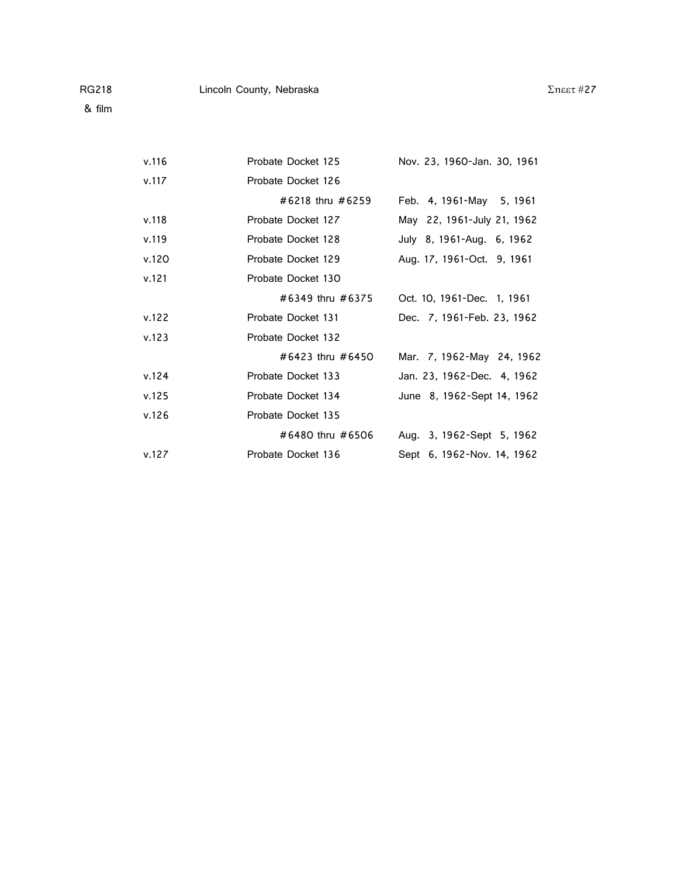| | | |
|---|---|---|
| v.116 | Probate Docket 125 | Nov. 23, 1960-Jan. 30, 1961 |
| v.117 | Probate Docket 126 | |
| | #6218 thru #6259 | Feb. 4, 1961-May 5, 1961 |
| v.118 | Probate Docket 127 | May 22, 1961-July 21, 1962 |
| v.119 | Probate Docket 128 | July 8, 1961-Aug. 6, 1962 |
| v.120 | Probate Docket 129 | Aug. 17, 1961-Oct. 9, 1961 |
| v.121 | Probate Docket 130 | |
| | #6349 thru #6375 | Oct. 10, 1961-Dec. 1, 1961 |
| v.122 | Probate Docket 131 | Dec. 7, 1961-Feb. 23, 1962 |
| v.123 | Probate Docket 132 | |
| | #6423 thru #6450 | Mar. 7, 1962-May 24, 1962 |
| v.124 | Probate Docket 133 | Jan. 23, 1962-Dec. 4, 1962 |
| v.125 | Probate Docket 134 | June 8, 1962-Sept 14, 1962 |
| v.126 | Probate Docket 135 | |
| | #6480 thru #6506 | Aug. 3, 1962-Sept 5, 1962 |
| v.127 | Probate Docket 136 | Sept 6, 1962-Nov. 14, 1962 |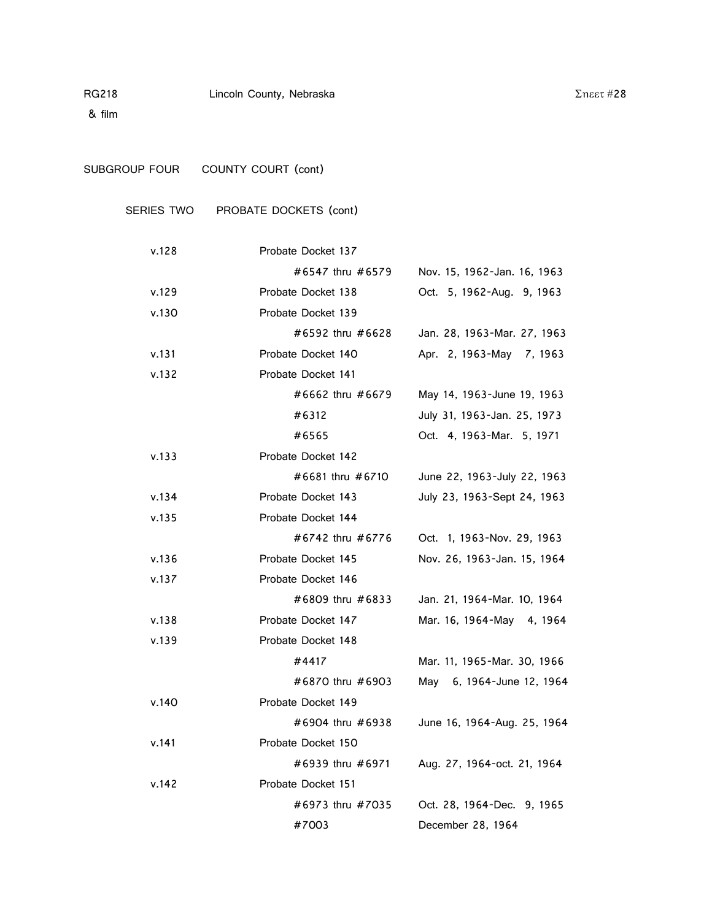RG218 Lincoln County, Nebraska Sheet #28

& film

SUBGROUP FOUR COUNTY COURT (cont)

SERIES TWO PROBATE DOCKETS (cont)

| | | |
|---|---|---|
| v.128 | Probate Docket 137 | |
| | #6547 thru #6579 | Nov. 15, 1962-Jan. 16, 1963 |
| v.129 | Probate Docket 138 | Oct. 5, 1962-Aug. 9, 1963 |
| v.130 | Probate Docket 139 | |
| | #6592 thru #6628 | Jan. 28, 1963-Mar. 27, 1963 |
| v.131 | Probate Docket 140 | Apr. 2, 1963-May 7, 1963 |
| v.132 | Probate Docket 141 | |
| | #6662 thru #6679 | May 14, 1963-June 19, 1963 |
| | #6312 | July 31, 1963-Jan. 25, 1973 |
| | #6565 | Oct. 4, 1963-Mar. 5, 1971 |
| v.133 | Probate Docket 142 | |
| | #6681 thru #6710 | June 22, 1963-July 22, 1963 |
| v.134 | Probate Docket 143 | July 23, 1963-Sept 24, 1963 |
| v.135 | Probate Docket 144 | |
| | #6742 thru #6776 | Oct. 1, 1963-Nov. 29, 1963 |
| v.136 | Probate Docket 145 | Nov. 26, 1963-Jan. 15, 1964 |
| v.137 | Probate Docket 146 | |
| | #6809 thru #6833 | Jan. 21, 1964-Mar. 10, 1964 |
| v.138 | Probate Docket 147 | Mar. 16, 1964-May 4, 1964 |
| v.139 | Probate Docket 148 | |
| | #4417 | Mar. 11, 1965-Mar. 30, 1966 |
| | #6870 thru #6903 | May 6, 1964-June 12, 1964 |
| v.140 | Probate Docket 149 | |
| | #6904 thru #6938 | June 16, 1964-Aug. 25, 1964 |
| v.141 | Probate Docket 150 | |
| | #6939 thru #6971 | Aug. 27, 1964-oct. 21, 1964 |
| v.142 | Probate Docket 151 | |
| | #6973 thru #7035 | Oct. 28, 1964-Dec. 9, 1965 |
| | #7003 | December 28, 1964 |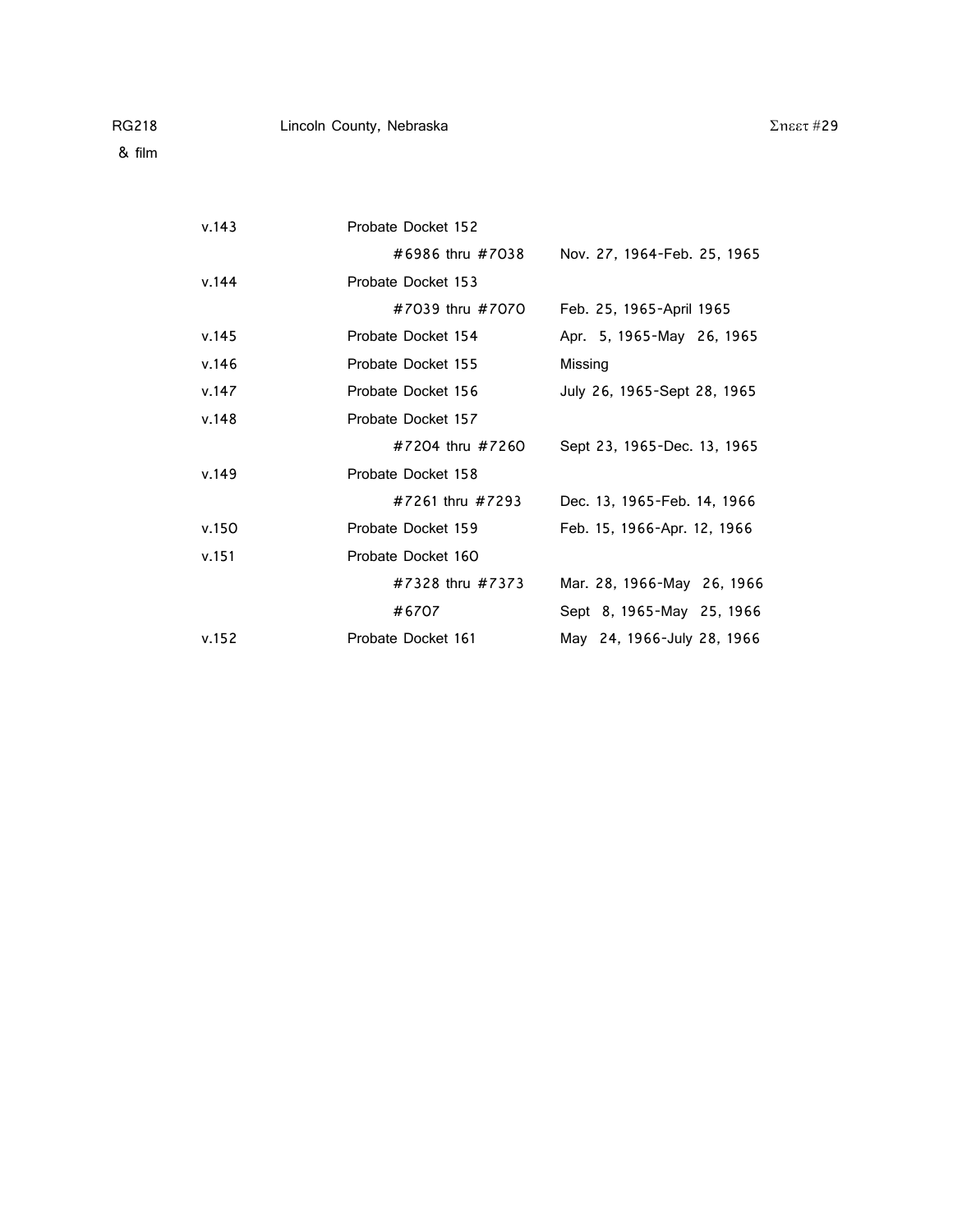RG218 Lincoln County, Nebraska Sheet #29
& film

| | | |
|---|---|---|
| v.143 | Probate Docket 152 | |
| | #6986 thru #7038 | Nov. 27, 1964-Feb. 25, 1965 |
| v.144 | Probate Docket 153 | |
| | #7039 thru #7070 | Feb. 25, 1965-April 1965 |
| v.145 | Probate Docket 154 | Apr. 5, 1965-May 26, 1965 |
| v.146 | Probate Docket 155 | Missing |
| v.147 | Probate Docket 156 | July 26, 1965-Sept 28, 1965 |
| v.148 | Probate Docket 157 | |
| | #7204 thru #7260 | Sept 23, 1965-Dec. 13, 1965 |
| v.149 | Probate Docket 158 | |
| | #7261 thru #7293 | Dec. 13, 1965-Feb. 14, 1966 |
| v.150 | Probate Docket 159 | Feb. 15, 1966-Apr. 12, 1966 |
| v.151 | Probate Docket 160 | |
| | #7328 thru #7373 | Mar. 28, 1966-May 26, 1966 |
| | #6707 | Sept 8, 1965-May 25, 1966 |
| v.152 | Probate Docket 161 | May 24, 1966-July 28, 1966 |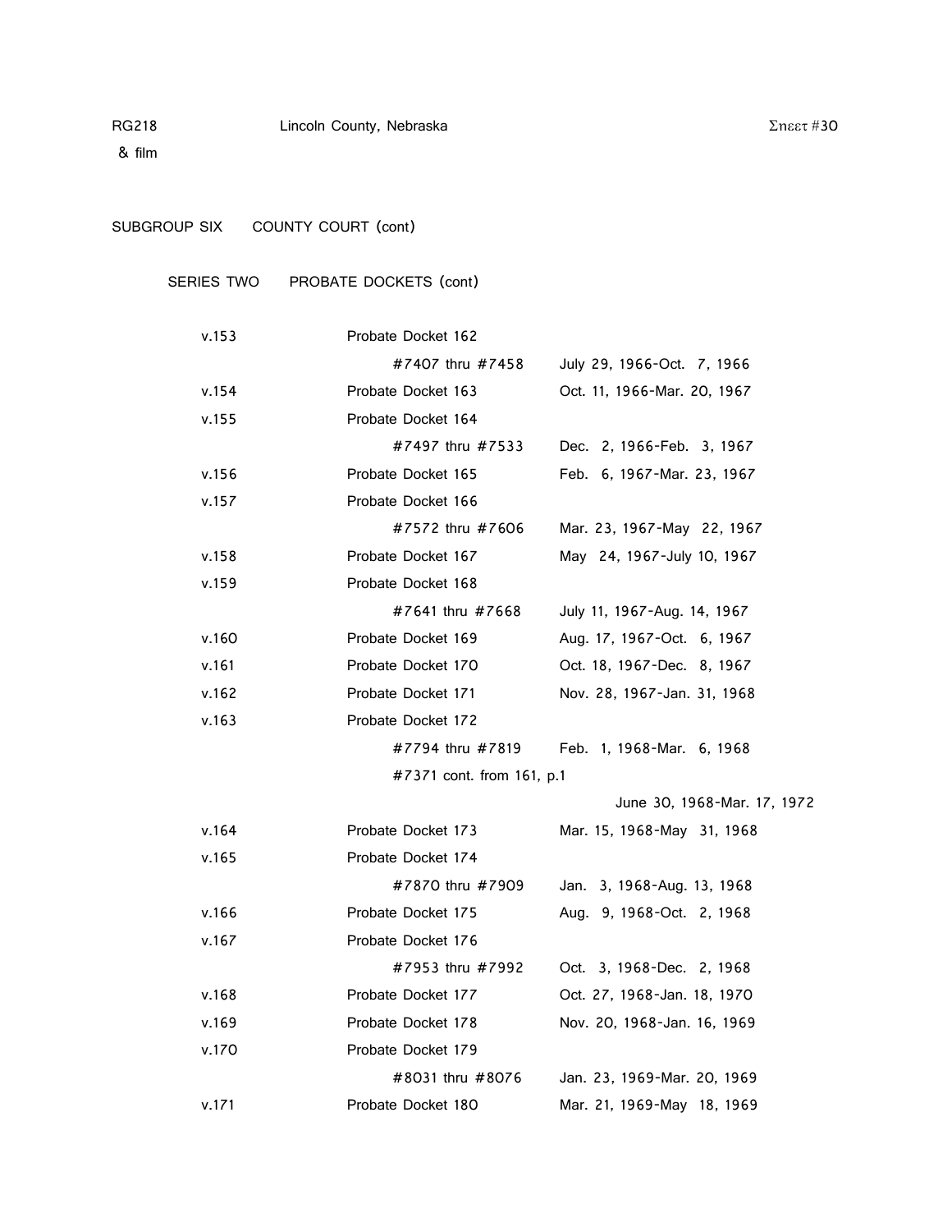RG218 Lincoln County, Nebraska

& film

SUBGROUP SIX COUNTY COURT (cont)

SERIES TWO PROBATE DOCKETS (cont)

| | | |
|---|---|---|
| v.153 | Probate Docket 162 | |
| | #7407 thru #7458 | July 29, 1966-Oct. 7, 1966 |
| v.154 | Probate Docket 163 | Oct. 11, 1966-Mar. 20, 1967 |
| v.155 | Probate Docket 164 | |
| | #7497 thru #7533 | Dec. 2, 1966-Feb. 3, 1967 |
| v.156 | Probate Docket 165 | Feb. 6, 1967-Mar. 23, 1967 |
| v.157 | Probate Docket 166 | |
| | #7572 thru #7606 | Mar. 23, 1967-May 22, 1967 |
| v.158 | Probate Docket 167 | May 24, 1967-July 10, 1967 |
| v.159 | Probate Docket 168 | |
| | #7641 thru #7668 | July 11, 1967-Aug. 14, 1967 |
| v.160 | Probate Docket 169 | Aug. 17, 1967-Oct. 6, 1967 |
| v.161 | Probate Docket 170 | Oct. 18, 1967-Dec. 8, 1967 |
| v.162 | Probate Docket 171 | Nov. 28, 1967-Jan. 31, 1968 |
| v.163 | Probate Docket 172 | |
| | #7794 thru #7819 | Feb. 1, 1968-Mar. 6, 1968 |
| | #7371 cont. from 161, p.1 | |
| | | June 30, 1968-Mar. 17, 1972 |
| v.164 | Probate Docket 173 | Mar. 15, 1968-May 31, 1968 |
| v.165 | Probate Docket 174 | |
| | #7870 thru #7909 | Jan. 3, 1968-Aug. 13, 1968 |
| v.166 | Probate Docket 175 | Aug. 9, 1968-Oct. 2, 1968 |
| v.167 | Probate Docket 176 | |
| | #7953 thru #7992 | Oct. 3, 1968-Dec. 2, 1968 |
| v.168 | Probate Docket 177 | Oct. 27, 1968-Jan. 18, 1970 |
| v.169 | Probate Docket 178 | Nov. 20, 1968-Jan. 16, 1969 |
| v.170 | Probate Docket 179 | |
| | #8031 thru #8076 | Jan. 23, 1969-Mar. 20, 1969 |
| v.171 | Probate Docket 180 | Mar. 21, 1969-May 18, 1969 |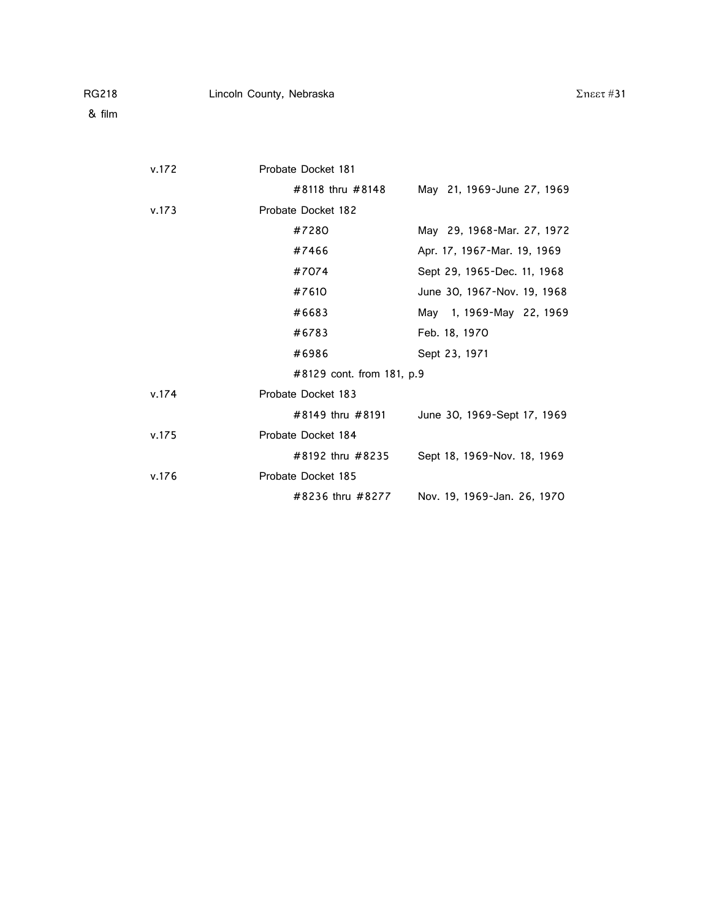| | | |
|---|---|---|
| v.172 | Probate Docket 181 | |
| | #8118 thru #8148 | May 21, 1969-June 27, 1969 |
| v.173 | Probate Docket 182 | |
| | #7280 | May 29, 1968-Mar. 27, 1972 |
| | #7466 | Apr. 17, 1967-Mar. 19, 1969 |
| | #7074 | Sept 29, 1965-Dec. 11, 1968 |
| | #7610 | June 30, 1967-Nov. 19, 1968 |
| | #6683 | May 1, 1969-May 22, 1969 |
| | #6783 | Feb. 18, 1970 |
| | #6986 | Sept 23, 1971 |
| | #8129 cont. from 181, p.9 | |
| v.174 | Probate Docket 183 | |
| | #8149 thru #8191 | June 30, 1969-Sept 17, 1969 |
| v.175 | Probate Docket 184 | |
| | #8192 thru #8235 | Sept 18, 1969-Nov. 18, 1969 |
| v.176 | Probate Docket 185 | |
| | #8236 thru #8277 | Nov. 19, 1969-Jan. 26, 1970 |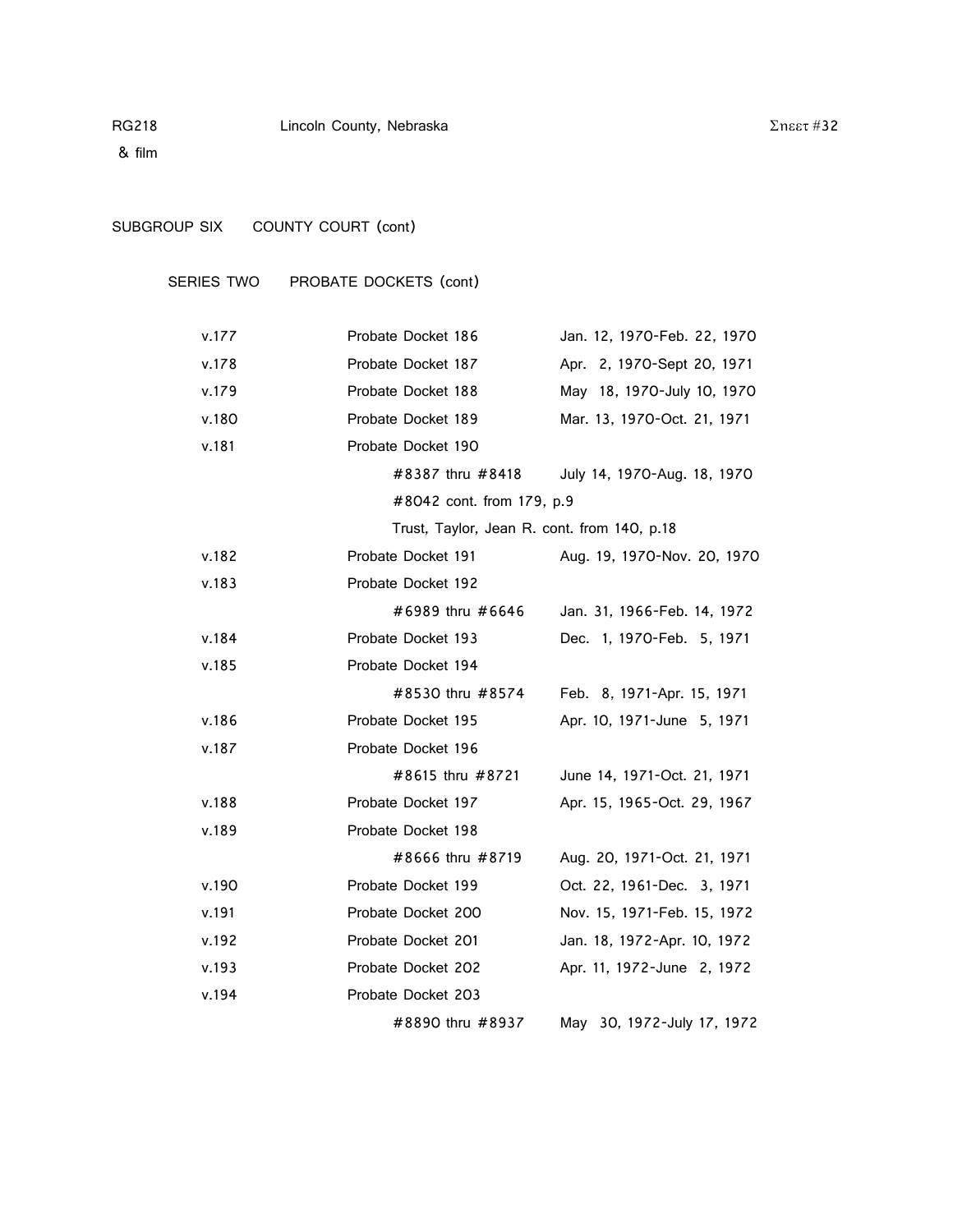SUBGROUP SIX COUNTY COURT (cont)

SERIES TWO PROBATE DOCKETS (cont)

| | | |
|---|---|---|
| v.177 | Probate Docket 186 | Jan. 12, 1970-Feb. 22, 1970 |
| v.178 | Probate Docket 187 | Apr. 2, 1970-Sept 20, 1971 |
| v.179 | Probate Docket 188 | May 18, 1970-July 10, 1970 |
| v.180 | Probate Docket 189 | Mar. 13, 1970-Oct. 21, 1971 |
| v.181 | Probate Docket 190 | |
| | #8387 thru #8418 | July 14, 1970-Aug. 18, 1970 |
| | #8042 cont. from 179, p.9 | |
| | Trust, Taylor, Jean R. cont. from 140, p.18 | |
| v.182 | Probate Docket 191 | Aug. 19, 1970-Nov. 20, 1970 |
| v.183 | Probate Docket 192 | |
| | #6989 thru #6646 | Jan. 31, 1966-Feb. 14, 1972 |
| v.184 | Probate Docket 193 | Dec. 1, 1970-Feb. 5, 1971 |
| v.185 | Probate Docket 194 | |
| | #8530 thru #8574 | Feb. 8, 1971-Apr. 15, 1971 |
| v.186 | Probate Docket 195 | Apr. 10, 1971-June 5, 1971 |
| v.187 | Probate Docket 196 | |
| | #8615 thru #8721 | June 14, 1971-Oct. 21, 1971 |
| v.188 | Probate Docket 197 | Apr. 15, 1965-Oct. 29, 1967 |
| v.189 | Probate Docket 198 | |
| | #8666 thru #8719 | Aug. 20, 1971-Oct. 21, 1971 |
| v.190 | Probate Docket 199 | Oct. 22, 1961-Dec. 3, 1971 |
| v.191 | Probate Docket 200 | Nov. 15, 1971-Feb. 15, 1972 |
| v.192 | Probate Docket 201 | Jan. 18, 1972-Apr. 10, 1972 |
| v.193 | Probate Docket 202 | Apr. 11, 1972-June 2, 1972 |
| v.194 | Probate Docket 203 | |
| | #8890 thru #8937 | May 30, 1972-July 17, 1972 |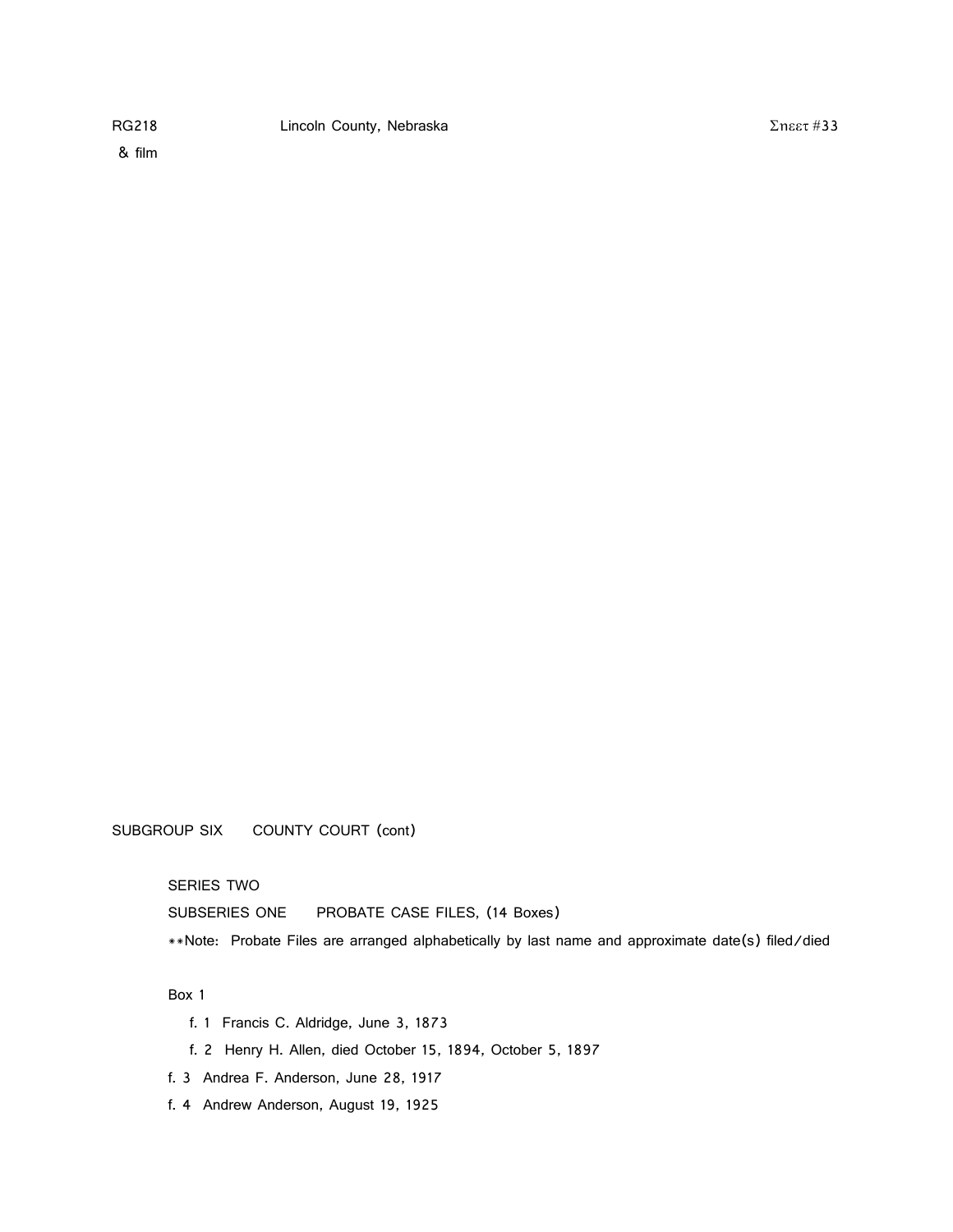RG218 Lincoln County, Nebraska Σηεετ #33
& film

SUBGROUP SIX COUNTY COURT (cont)

SERIES TWO

SUBSERIES ONE PROBATE CASE FILES, (14 Boxes)

**Note: Probate Files are arranged alphabetically by last name and approximate date(s) filed/died

Box 1

- f. 1 Francis C. Aldridge, June 3, 1873
- f. 2 Henry H. Allen, died October 15, 1894, October 5, 1897
- f. 3 Andrea F. Anderson, June 28, 1917
- f. 4 Andrew Anderson, August 19, 1925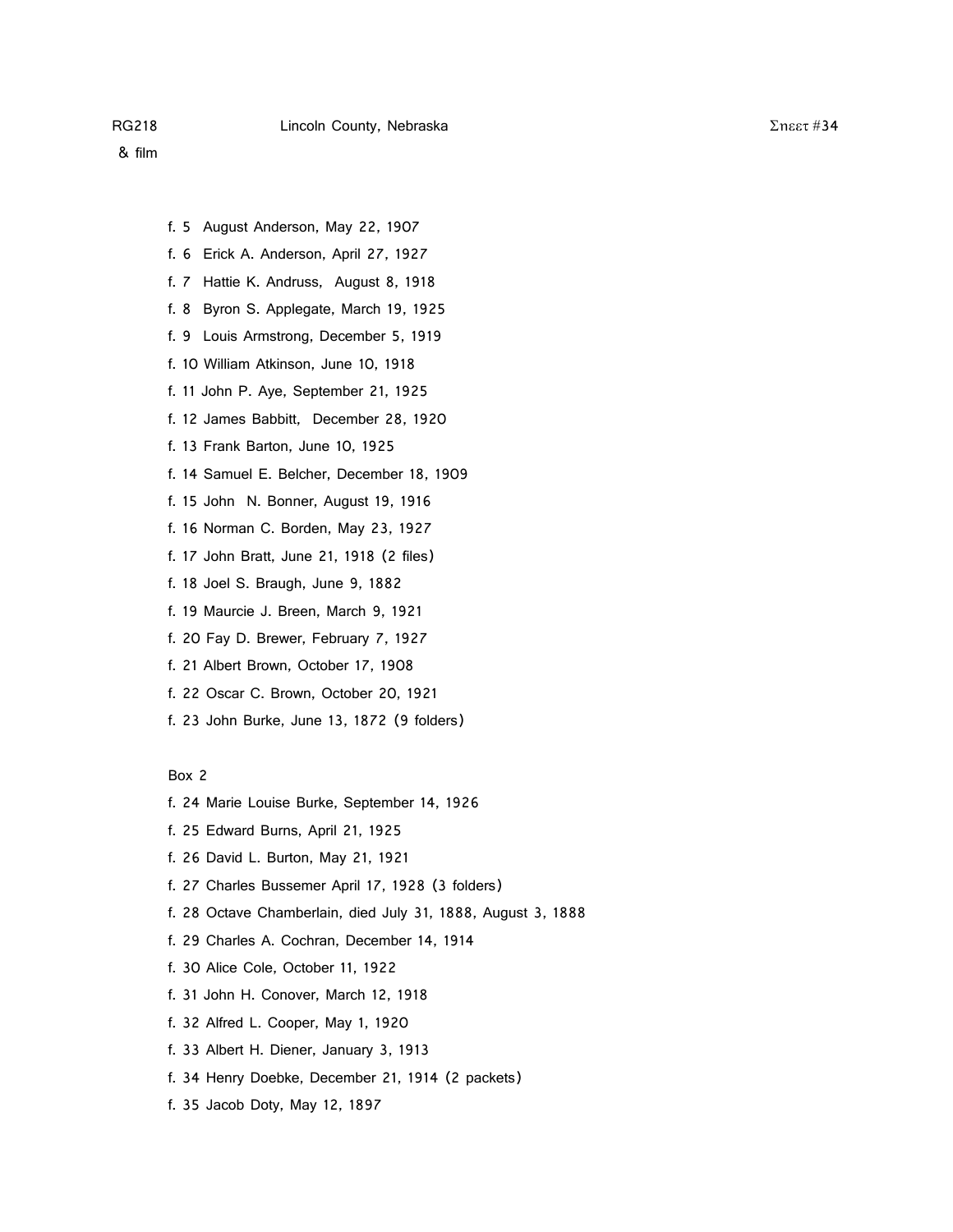RG218 Lincoln County, Nebraska Σηεετ #34

& film

f. 5 August Anderson, May 22, 1907

f. 6 Erick A. Anderson, April 27, 1927

f. 7 Hattie K. Andruss, August 8, 1918

f. 8 Byron S. Applegate, March 19, 1925

f. 9 Louis Armstrong, December 5, 1919

f. 10 William Atkinson, June 10, 1918

f. 11 John P. Aye, September 21, 1925

f. 12 James Babbitt, December 28, 1920

f. 13 Frank Barton, June 10, 1925

f. 14 Samuel E. Belcher, December 18, 1909

f. 15 John N. Bonner, August 19, 1916

f. 16 Norman C. Borden, May 23, 1927

f. 17 John Bratt, June 21, 1918 (2 files)

f. 18 Joel S. Braugh, June 9, 1882

f. 19 Maurcie J. Breen, March 9, 1921

f. 20 Fay D. Brewer, February 7, 1927

f. 21 Albert Brown, October 17, 1908

f. 22 Oscar C. Brown, October 20, 1921

f. 23 John Burke, June 13, 1872 (9 folders)

Box 2

f. 24 Marie Louise Burke, September 14, 1926

f. 25 Edward Burns, April 21, 1925

f. 26 David L. Burton, May 21, 1921

f. 27 Charles Bussemer April 17, 1928 (3 folders)

f. 28 Octave Chamberlain, died July 31, 1888, August 3, 1888

f. 29 Charles A. Cochran, December 14, 1914

f. 30 Alice Cole, October 11, 1922

f. 31 John H. Conover, March 12, 1918

f. 32 Alfred L. Cooper, May 1, 1920

f. 33 Albert H. Diener, January 3, 1913

f. 34 Henry Doebke, December 21, 1914 (2 packets)

f. 35 Jacob Doty, May 12, 1897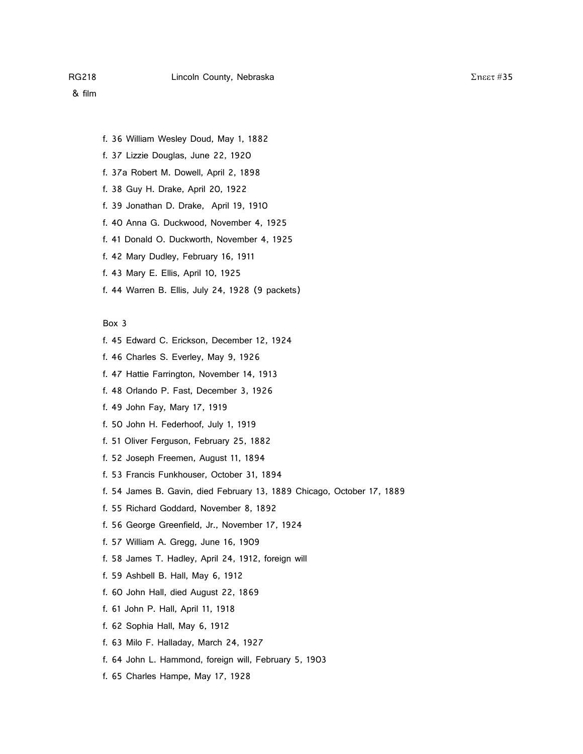f. 36 William Wesley Doud, May 1, 1882

f. 37 Lizzie Douglas, June 22, 1920

f. 37a Robert M. Dowell, April 2, 1898

f. 38 Guy H. Drake, April 20, 1922

f. 39 Jonathan D. Drake, April 19, 1910

f. 40 Anna G. Duckwood, November 4, 1925

f. 41 Donald O. Duckworth, November 4, 1925

f. 42 Mary Dudley, February 16, 1911

f. 43 Mary E. Ellis, April 10, 1925

f. 44 Warren B. Ellis, July 24, 1928 (9 packets)

Box 3

f. 45 Edward C. Erickson, December 12, 1924

f. 46 Charles S. Everley, May 9, 1926

f. 47 Hattie Farrington, November 14, 1913

f. 48 Orlando P. Fast, December 3, 1926

f. 49 John Fay, Mary 17, 1919

f. 50 John H. Federhoof, July 1, 1919

f. 51 Oliver Ferguson, February 25, 1882

f. 52 Joseph Freemen, August 11, 1894

f. 53 Francis Funkhouser, October 31, 1894

f. 54 James B. Gavin, died February 13, 1889 Chicago, October 17, 1889

f. 55 Richard Goddard, November 8, 1892

f. 56 George Greenfield, Jr., November 17, 1924

f. 57 William A. Gregg, June 16, 1909

f. 58 James T. Hadley, April 24, 1912, foreign will

f. 59 Ashbell B. Hall, May 6, 1912

f. 60 John Hall, died August 22, 1869

f. 61 John P. Hall, April 11, 1918

f. 62 Sophia Hall, May 6, 1912

f. 63 Milo F. Halladay, March 24, 1927

f. 64 John L. Hammond, foreign will, February 5, 1903

f. 65 Charles Hampe, May 17, 1928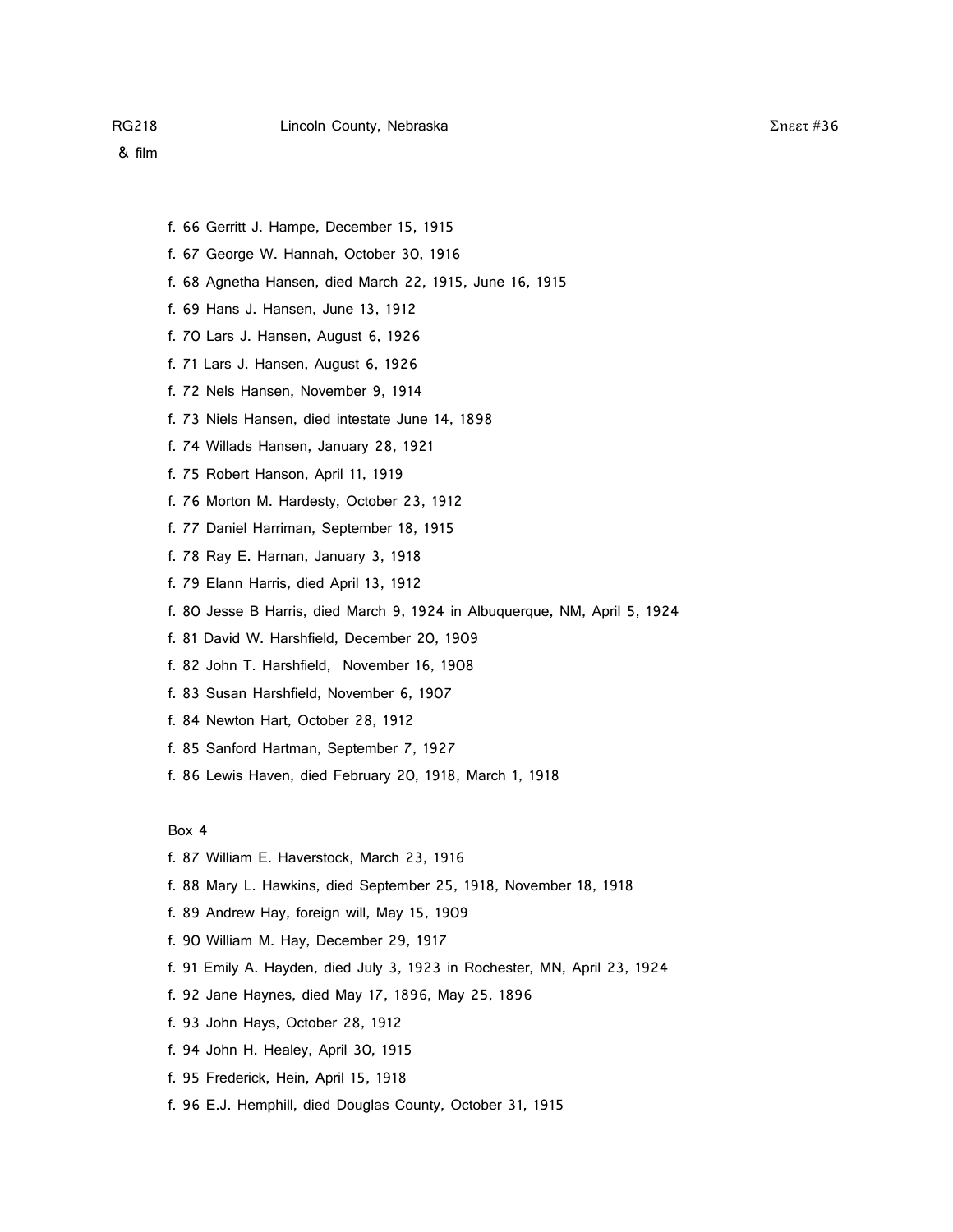- f. 66 Gerritt J. Hampe, December 15, 1915
- f. 67 George W. Hannah, October 30, 1916
- f. 68 Agnetha Hansen, died March 22, 1915, June 16, 1915
- f. 69 Hans J. Hansen, June 13, 1912
- f. 70 Lars J. Hansen, August 6, 1926
- f. 71 Lars J. Hansen, August 6, 1926
- f. 72 Nels Hansen, November 9, 1914
- f. 73 Niels Hansen, died intestate June 14, 1898
- f. 74 Willads Hansen, January 28, 1921
- f. 75 Robert Hanson, April 11, 1919
- f. 76 Morton M. Hardesty, October 23, 1912
- f. 77 Daniel Harriman, September 18, 1915
- f. 78 Ray E. Harnan, January 3, 1918
- f. 79 Elann Harris, died April 13, 1912
- f. 80 Jesse B Harris, died March 9, 1924 in Albuquerque, NM, April 5, 1924
- f. 81 David W. Harshfield, December 20, 1909
- f. 82 John T. Harshfield, November 16, 1908
- f. 83 Susan Harshfield, November 6, 1907
- f. 84 Newton Hart, October 28, 1912
- f. 85 Sanford Hartman, September 7, 1927
- f. 86 Lewis Haven, died February 20, 1918, March 1, 1918

Box 4

- f. 87 William E. Haverstock, March 23, 1916
- f. 88 Mary L. Hawkins, died September 25, 1918, November 18, 1918
- f. 89 Andrew Hay, foreign will, May 15, 1909
- f. 90 William M. Hay, December 29, 1917
- f. 91 Emily A. Hayden, died July 3, 1923 in Rochester, MN, April 23, 1924
- f. 92 Jane Haynes, died May 17, 1896, May 25, 1896
- f. 93 John Hays, October 28, 1912
- f. 94 John H. Healey, April 30, 1915
- f. 95 Frederick, Hein, April 15, 1918
- f. 96 E.J. Hemphill, died Douglas County, October 31, 1915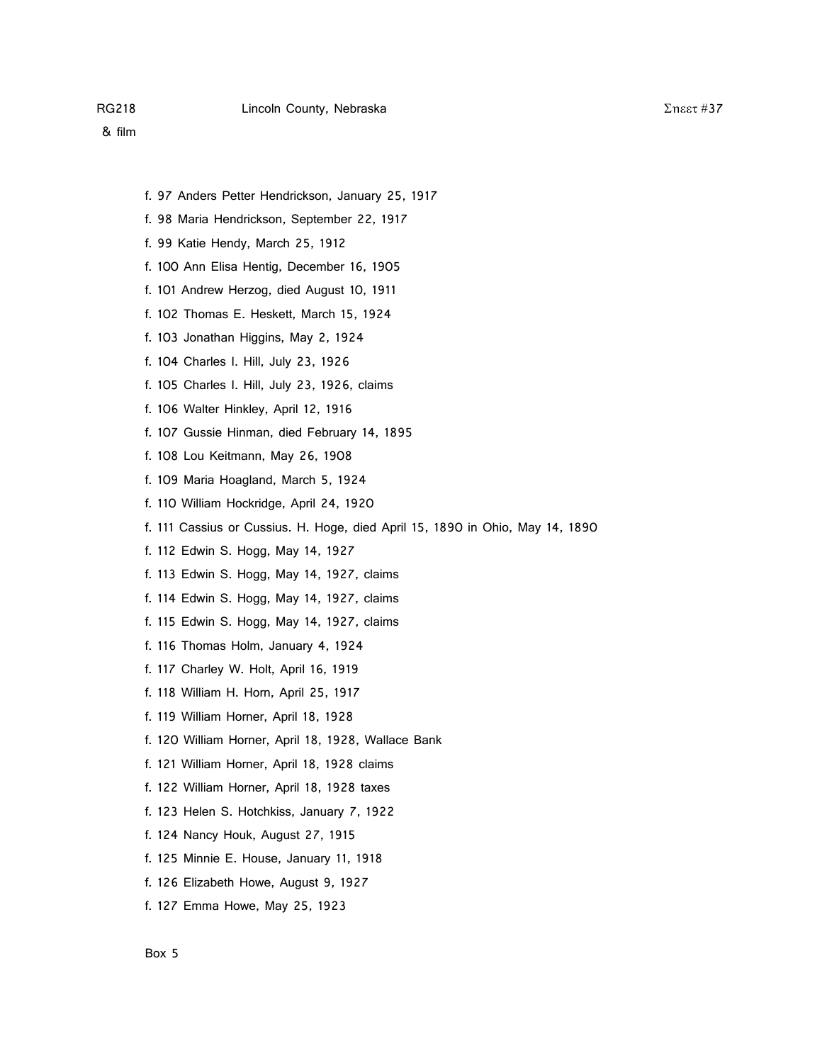RG218 Lincoln County, Nebraska Sheet #37

& film

f. 97 Anders Petter Hendrickson, January 25, 1917

f. 98 Maria Hendrickson, September 22, 1917

f. 99 Katie Hendy, March 25, 1912

f. 100 Ann Elisa Hentig, December 16, 1905

f. 101 Andrew Herzog, died August 10, 1911

f. 102 Thomas E. Heskett, March 15, 1924

f. 103 Jonathan Higgins, May 2, 1924

f. 104 Charles I. Hill, July 23, 1926

f. 105 Charles I. Hill, July 23, 1926, claims

f. 106 Walter Hinkley, April 12, 1916

f. 107 Gussie Hinman, died February 14, 1895

f. 108 Lou Keitmann, May 26, 1908

f. 109 Maria Hoagland, March 5, 1924

f. 110 William Hockridge, April 24, 1920

f. 111 Cassius or Cussius. H. Hoge, died April 15, 1890 in Ohio, May 14, 1890

f. 112 Edwin S. Hogg, May 14, 1927

f. 113 Edwin S. Hogg, May 14, 1927, claims

f. 114 Edwin S. Hogg, May 14, 1927, claims

f. 115 Edwin S. Hogg, May 14, 1927, claims

f. 116 Thomas Holm, January 4, 1924

f. 117 Charley W. Holt, April 16, 1919

f. 118 William H. Horn, April 25, 1917

f. 119 William Horner, April 18, 1928

f. 120 William Horner, April 18, 1928, Wallace Bank

f. 121 William Horner, April 18, 1928 claims

f. 122 William Horner, April 18, 1928 taxes

f. 123 Helen S. Hotchkiss, January 7, 1922

f. 124 Nancy Houk, August 27, 1915

f. 125 Minnie E. House, January 11, 1918

f. 126 Elizabeth Howe, August 9, 1927

f. 127 Emma Howe, May 25, 1923

Box 5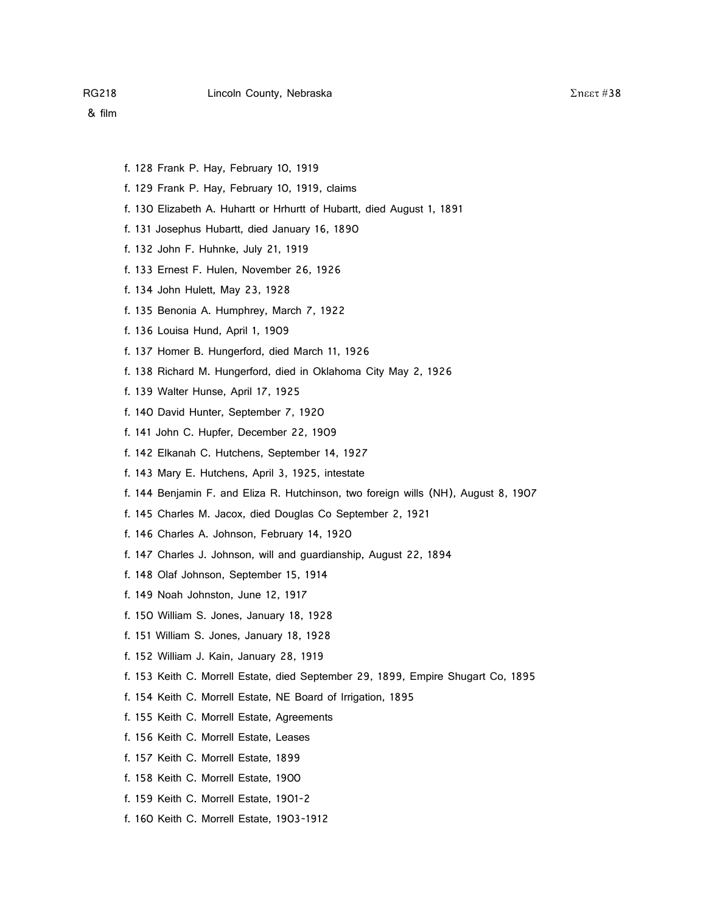- f. 128 Frank P. Hay, February 10, 1919
- f. 129 Frank P. Hay, February 10, 1919, claims
- f. 130 Elizabeth A. Huhartt or Hrhurtt of Hubartt, died August 1, 1891
- f. 131 Josephus Hubartt, died January 16, 1890
- f. 132 John F. Huhnke, July 21, 1919
- f. 133 Ernest F. Hulen, November 26, 1926
- f. 134 John Hulett, May 23, 1928
- f. 135 Benonia A. Humphrey, March 7, 1922
- f. 136 Louisa Hund, April 1, 1909
- f. 137 Homer B. Hungerford, died March 11, 1926
- f. 138 Richard M. Hungerford, died in Oklahoma City May 2, 1926
- f. 139 Walter Hunse, April 17, 1925
- f. 140 David Hunter, September 7, 1920
- f. 141 John C. Hupfer, December 22, 1909
- f. 142 Elkanah C. Hutchens, September 14, 1927
- f. 143 Mary E. Hutchens, April 3, 1925, intestate
- f. 144 Benjamin F. and Eliza R. Hutchinson, two foreign wills (NH), August 8, 1907
- f. 145 Charles M. Jacox, died Douglas Co September 2, 1921
- f. 146 Charles A. Johnson, February 14, 1920
- f. 147 Charles J. Johnson, will and guardianship, August 22, 1894
- f. 148 Olaf Johnson, September 15, 1914
- f. 149 Noah Johnston, June 12, 1917
- f. 150 William S. Jones, January 18, 1928
- f. 151 William S. Jones, January 18, 1928
- f. 152 William J. Kain, January 28, 1919
- f. 153 Keith C. Morrell Estate, died September 29, 1899, Empire Shugart Co, 1895
- f. 154 Keith C. Morrell Estate, NE Board of Irrigation, 1895
- f. 155 Keith C. Morrell Estate, Agreements
- f. 156 Keith C. Morrell Estate, Leases
- f. 157 Keith C. Morrell Estate, 1899
- f. 158 Keith C. Morrell Estate, 1900
- f. 159 Keith C. Morrell Estate, 1901-2
- f. 160 Keith C. Morrell Estate, 1903-1912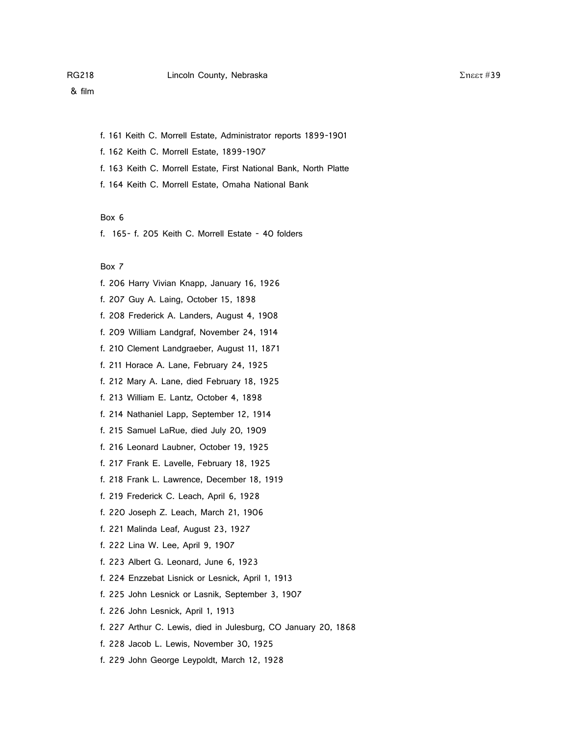f. 161 Keith C. Morrell Estate, Administrator reports 1899-1901

f. 162 Keith C. Morrell Estate, 1899-1907

f. 163 Keith C. Morrell Estate, First National Bank, North Platte

f. 164 Keith C. Morrell Estate, Omaha National Bank

Box 6

f. 165- f. 205 Keith C. Morrell Estate - 40 folders

Box 7

f. 206 Harry Vivian Knapp, January 16, 1926

f. 207 Guy A. Laing, October 15, 1898

f. 208 Frederick A. Landers, August 4, 1908

f. 209 William Landgraf, November 24, 1914

f. 210 Clement Landgraeber, August 11, 1871

f. 211 Horace A. Lane, February 24, 1925

f. 212 Mary A. Lane, died February 18, 1925

f. 213 William E. Lantz, October 4, 1898

f. 214 Nathaniel Lapp, September 12, 1914

f. 215 Samuel LaRue, died July 20, 1909

f. 216 Leonard Laubner, October 19, 1925

f. 217 Frank E. Lavelle, February 18, 1925

f. 218 Frank L. Lawrence, December 18, 1919

f. 219 Frederick C. Leach, April 6, 1928

f. 220 Joseph Z. Leach, March 21, 1906

f. 221 Malinda Leaf, August 23, 1927

f. 222 Lina W. Lee, April 9, 1907

f. 223 Albert G. Leonard, June 6, 1923

f. 224 Enzzebat Lisnick or Lesnick, April 1, 1913

f. 225 John Lesnick or Lasnik, September 3, 1907

f. 226 John Lesnick, April 1, 1913

f. 227 Arthur C. Lewis, died in Julesburg, CO January 20, 1868

f. 228 Jacob L. Lewis, November 30, 1925

f. 229 John George Leypoldt, March 12, 1928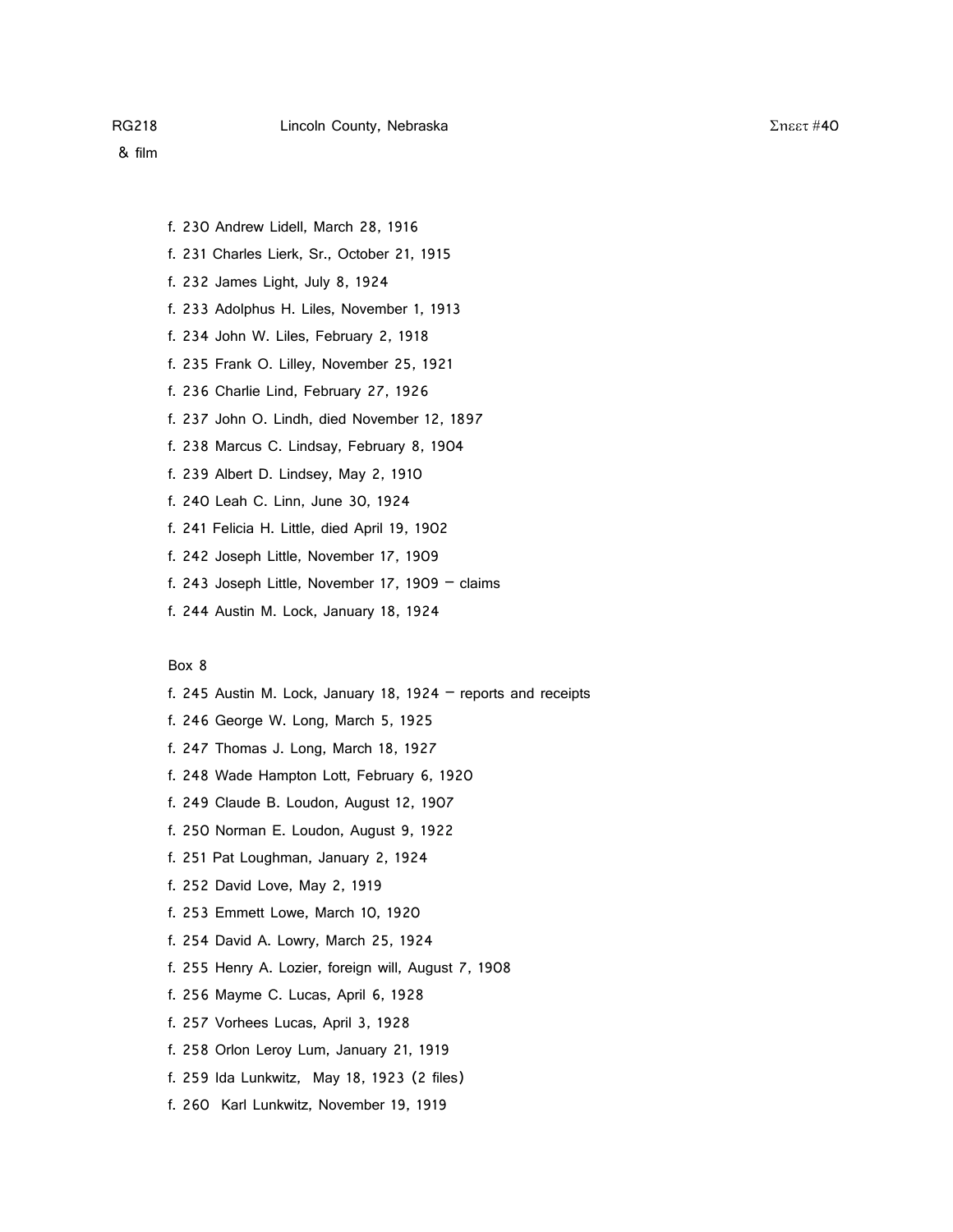f. 230 Andrew Lidell, March 28, 1916

f. 231 Charles Lierk, Sr., October 21, 1915

f. 232 James Light, July 8, 1924

f. 233 Adolphus H. Liles, November 1, 1913

f. 234 John W. Liles, February 2, 1918

f. 235 Frank O. Lilley, November 25, 1921

f. 236 Charlie Lind, February 27, 1926

f. 237 John O. Lindh, died November 12, 1897

f. 238 Marcus C. Lindsay, February 8, 1904

f. 239 Albert D. Lindsey, May 2, 1910

f. 240 Leah C. Linn, June 30, 1924

f. 241 Felicia H. Little, died April 19, 1902

f. 242 Joseph Little, November 17, 1909

f. 243 Joseph Little, November 17, 1909 – claims

f. 244 Austin M. Lock, January 18, 1924

Box 8

f. 245 Austin M. Lock, January 18, 1924 – reports and receipts

f. 246 George W. Long, March 5, 1925

f. 247 Thomas J. Long, March 18, 1927

f. 248 Wade Hampton Lott, February 6, 1920

f. 249 Claude B. Loudon, August 12, 1907

f. 250 Norman E. Loudon, August 9, 1922

f. 251 Pat Loughman, January 2, 1924

f. 252 David Love, May 2, 1919

f. 253 Emmett Lowe, March 10, 1920

f. 254 David A. Lowry, March 25, 1924

f. 255 Henry A. Lozier, foreign will, August 7, 1908

f. 256 Mayme C. Lucas, April 6, 1928

f. 257 Vorhees Lucas, April 3, 1928

f. 258 Orlon Leroy Lum, January 21, 1919

f. 259 Ida Lunkwitz, May 18, 1923 (2 files)

f. 260 Karl Lunkwitz, November 19, 1919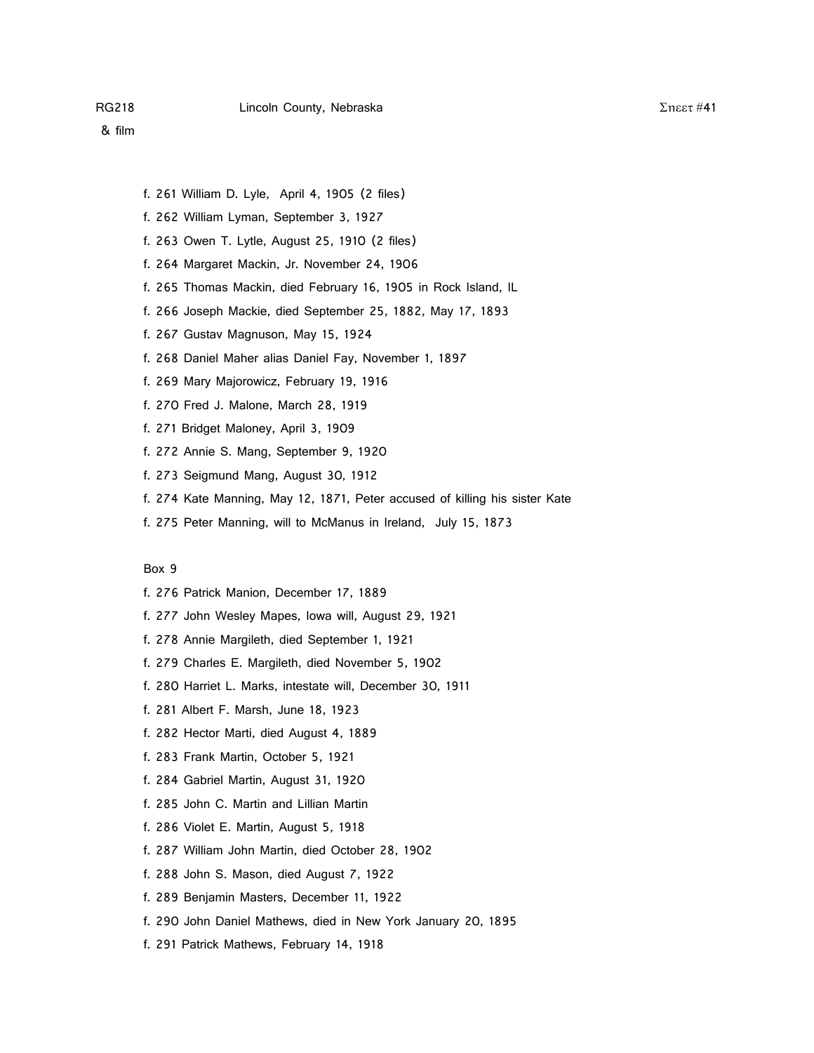f. 261 William D. Lyle, April 4, 1905 (2 files)

f. 262 William Lyman, September 3, 1927

f. 263 Owen T. Lytle, August 25, 1910 (2 files)

f. 264 Margaret Mackin, Jr. November 24, 1906

f. 265 Thomas Mackin, died February 16, 1905 in Rock Island, IL

f. 266 Joseph Mackie, died September 25, 1882, May 17, 1893

f. 267 Gustav Magnuson, May 15, 1924

f. 268 Daniel Maher alias Daniel Fay, November 1, 1897

f. 269 Mary Majorowicz, February 19, 1916

f. 270 Fred J. Malone, March 28, 1919

f. 271 Bridget Maloney, April 3, 1909

f. 272 Annie S. Mang, September 9, 1920

f. 273 Seigmund Mang, August 30, 1912

f. 274 Kate Manning, May 12, 1871, Peter accused of killing his sister Kate

f. 275 Peter Manning, will to McManus in Ireland, July 15, 1873

Box 9

f. 276 Patrick Manion, December 17, 1889

f. 277 John Wesley Mapes, Iowa will, August 29, 1921

f. 278 Annie Margileth, died September 1, 1921

f. 279 Charles E. Margileth, died November 5, 1902

f. 280 Harriet L. Marks, intestate will, December 30, 1911

f. 281 Albert F. Marsh, June 18, 1923

f. 282 Hector Marti, died August 4, 1889

f. 283 Frank Martin, October 5, 1921

f. 284 Gabriel Martin, August 31, 1920

f. 285 John C. Martin and Lillian Martin

f. 286 Violet E. Martin, August 5, 1918

f. 287 William John Martin, died October 28, 1902

f. 288 John S. Mason, died August 7, 1922

f. 289 Benjamin Masters, December 11, 1922

f. 290 John Daniel Mathews, died in New York January 20, 1895

f. 291 Patrick Mathews, February 14, 1918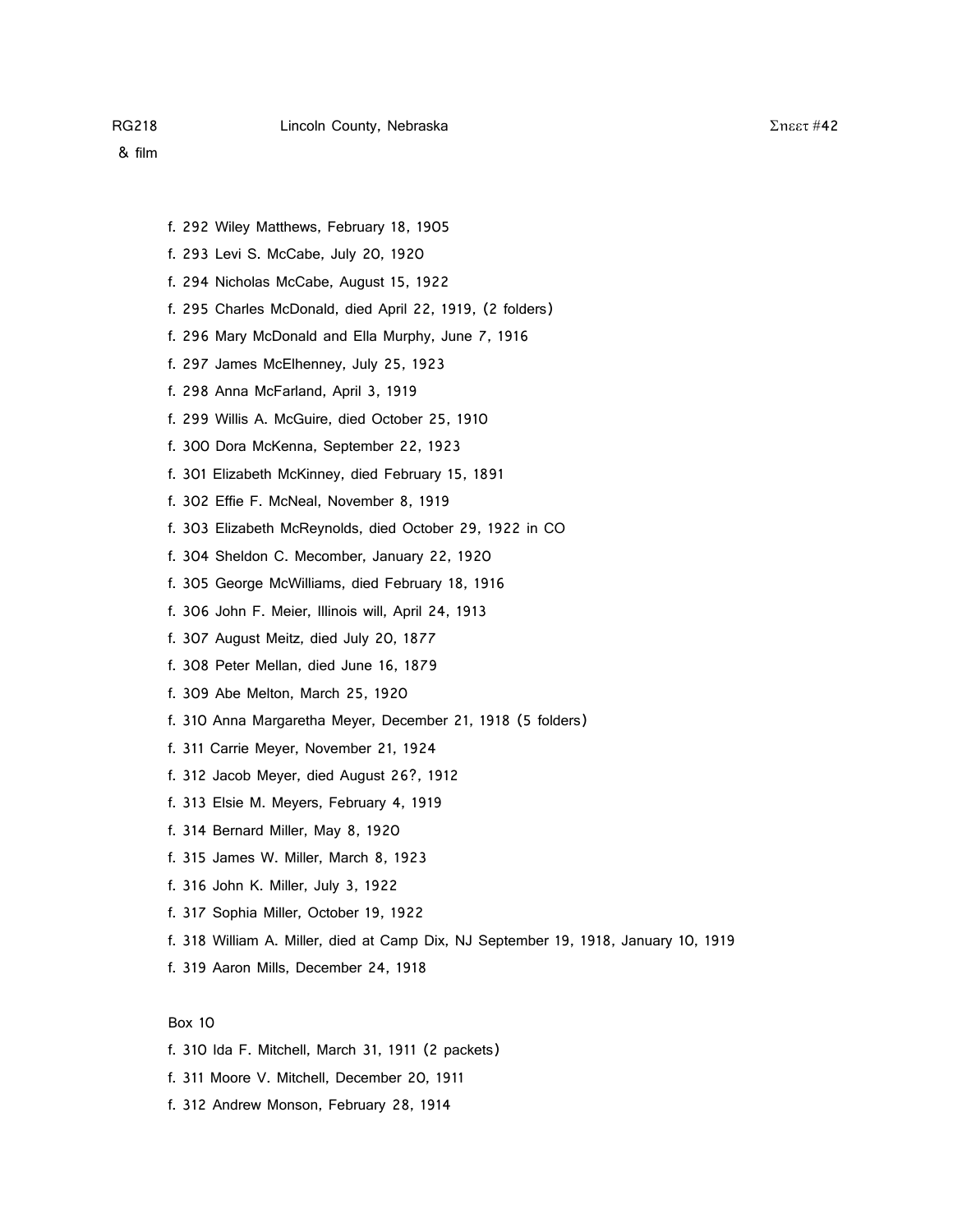RG218 Lincoln County, Nebraska Sheet #42

& film

f. 292 Wiley Matthews, February 18, 1905

f. 293 Levi S. McCabe, July 20, 1920

f. 294 Nicholas McCabe, August 15, 1922

f. 295 Charles McDonald, died April 22, 1919, (2 folders)

f. 296 Mary McDonald and Ella Murphy, June 7, 1916

f. 297 James McElhenney, July 25, 1923

f. 298 Anna McFarland, April 3, 1919

f. 299 Willis A. McGuire, died October 25, 1910

f. 300 Dora McKenna, September 22, 1923

f. 301 Elizabeth McKinney, died February 15, 1891

f. 302 Effie F. McNeal, November 8, 1919

f. 303 Elizabeth McReynolds, died October 29, 1922 in CO

f. 304 Sheldon C. Mecomber, January 22, 1920

f. 305 George McWilliams, died February 18, 1916

f. 306 John F. Meier, Illinois will, April 24, 1913

f. 307 August Meitz, died July 20, 1877

f. 308 Peter Mellan, died June 16, 1879

f. 309 Abe Melton, March 25, 1920

f. 310 Anna Margaretha Meyer, December 21, 1918 (5 folders)

f. 311 Carrie Meyer, November 21, 1924

f. 312 Jacob Meyer, died August 26?, 1912

f. 313 Elsie M. Meyers, February 4, 1919

f. 314 Bernard Miller, May 8, 1920

f. 315 James W. Miller, March 8, 1923

f. 316 John K. Miller, July 3, 1922

f. 317 Sophia Miller, October 19, 1922

f. 318 William A. Miller, died at Camp Dix, NJ September 19, 1918, January 10, 1919

f. 319 Aaron Mills, December 24, 1918

Box 10

f. 310 Ida F. Mitchell, March 31, 1911 (2 packets)

f. 311 Moore V. Mitchell, December 20, 1911

f. 312 Andrew Monson, February 28, 1914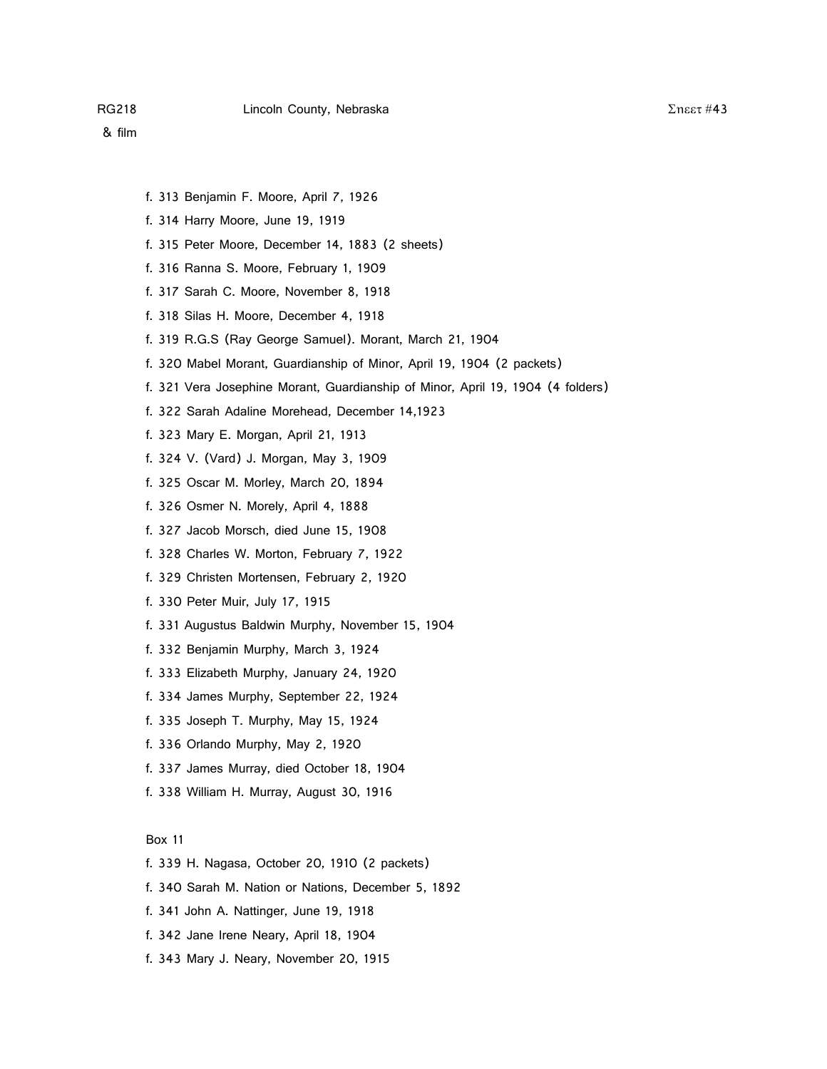f. 313 Benjamin F. Moore, April 7, 1926

f. 314 Harry Moore, June 19, 1919

f. 315 Peter Moore, December 14, 1883 (2 sheets)

f. 316 Ranna S. Moore, February 1, 1909

f. 317 Sarah C. Moore, November 8, 1918

f. 318 Silas H. Moore, December 4, 1918

f. 319 R.G.S (Ray George Samuel). Morant, March 21, 1904

f. 320 Mabel Morant, Guardianship of Minor, April 19, 1904 (2 packets)

f. 321 Vera Josephine Morant, Guardianship of Minor, April 19, 1904 (4 folders)

f. 322 Sarah Adaline Morehead, December 14,1923

f. 323 Mary E. Morgan, April 21, 1913

f. 324 V. (Vard) J. Morgan, May 3, 1909

f. 325 Oscar M. Morley, March 20, 1894

f. 326 Osmer N. Morely, April 4, 1888

f. 327 Jacob Morsch, died June 15, 1908

f. 328 Charles W. Morton, February 7, 1922

f. 329 Christen Mortensen, February 2, 1920

f. 330 Peter Muir, July 17, 1915

f. 331 Augustus Baldwin Murphy, November 15, 1904

f. 332 Benjamin Murphy, March 3, 1924

f. 333 Elizabeth Murphy, January 24, 1920

f. 334 James Murphy, September 22, 1924

f. 335 Joseph T. Murphy, May 15, 1924

f. 336 Orlando Murphy, May 2, 1920

f. 337 James Murray, died October 18, 1904

f. 338 William H. Murray, August 30, 1916

Box 11

f. 339 H. Nagasa, October 20, 1910 (2 packets)

f. 340 Sarah M. Nation or Nations, December 5, 1892

f. 341 John A. Nattinger, June 19, 1918

f. 342 Jane Irene Neary, April 18, 1904

f. 343 Mary J. Neary, November 20, 1915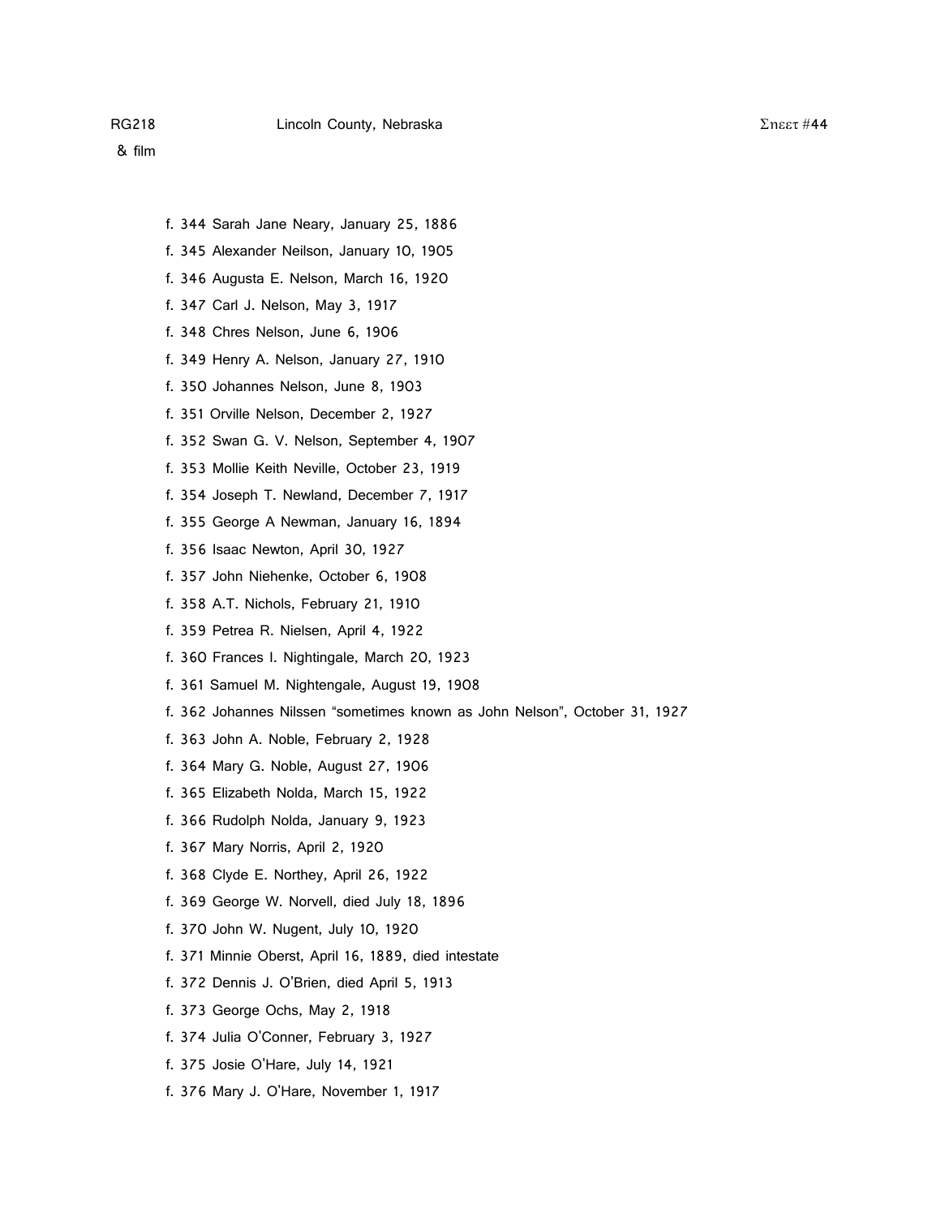- f. 344 Sarah Jane Neary, January 25, 1886
- f. 345 Alexander Neilson, January 10, 1905
- f. 346 Augusta E. Nelson, March 16, 1920
- f. 347 Carl J. Nelson, May 3, 1917
- f. 348 Chres Nelson, June 6, 1906
- f. 349 Henry A. Nelson, January 27, 1910
- f. 350 Johannes Nelson, June 8, 1903
- f. 351 Orville Nelson, December 2, 1927
- f. 352 Swan G. V. Nelson, September 4, 1907
- f. 353 Mollie Keith Neville, October 23, 1919
- f. 354 Joseph T. Newland, December 7, 1917
- f. 355 George A Newman, January 16, 1894
- f. 356 Isaac Newton, April 30, 1927
- f. 357 John Niehenke, October 6, 1908
- f. 358 A.T. Nichols, February 21, 1910
- f. 359 Petrea R. Nielsen, April 4, 1922
- f. 360 Frances I. Nightingale, March 20, 1923
- f. 361 Samuel M. Nightengale, August 19, 1908
- f. 362 Johannes Nilssen "sometimes known as John Nelson", October 31, 1927
- f. 363 John A. Noble, February 2, 1928
- f. 364 Mary G. Noble, August 27, 1906
- f. 365 Elizabeth Nolda, March 15, 1922
- f. 366 Rudolph Nolda, January 9, 1923
- f. 367 Mary Norris, April 2, 1920
- f. 368 Clyde E. Northey, April 26, 1922
- f. 369 George W. Norvell, died July 18, 1896
- f. 370 John W. Nugent, July 10, 1920
- f. 371 Minnie Oberst, April 16, 1889, died intestate
- f. 372 Dennis J. O'Brien, died April 5, 1913
- f. 373 George Ochs, May 2, 1918
- f. 374 Julia O'Conner, February 3, 1927
- f. 375 Josie O'Hare, July 14, 1921
- f. 376 Mary J. O'Hare, November 1, 1917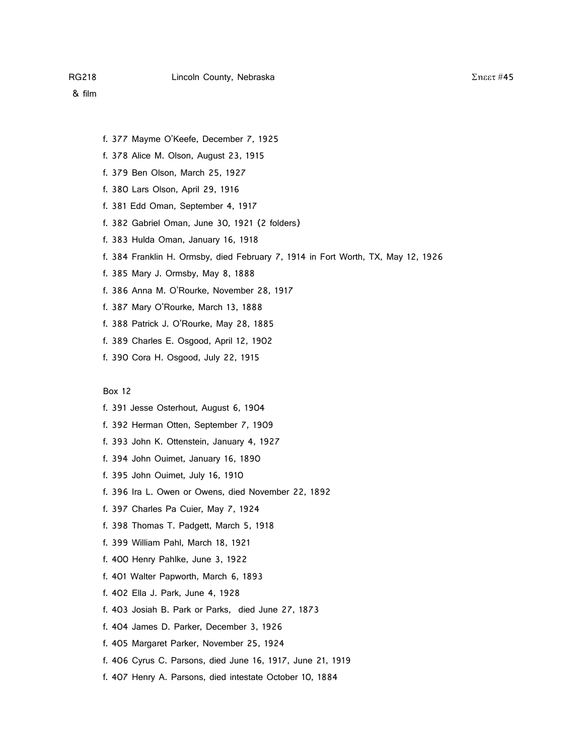f. 377 Mayme O'Keefe, December 7, 1925

f. 378 Alice M. Olson, August 23, 1915

f. 379 Ben Olson, March 25, 1927

f. 380 Lars Olson, April 29, 1916

f. 381 Edd Oman, September 4, 1917

f. 382 Gabriel Oman, June 30, 1921 (2 folders)

f. 383 Hulda Oman, January 16, 1918

f. 384 Franklin H. Ormsby, died February 7, 1914 in Fort Worth, TX, May 12, 1926

f. 385 Mary J. Ormsby, May 8, 1888

f. 386 Anna M. O'Rourke, November 28, 1917

f. 387 Mary O'Rourke, March 13, 1888

f. 388 Patrick J. O'Rourke, May 28, 1885

f. 389 Charles E. Osgood, April 12, 1902

f. 390 Cora H. Osgood, July 22, 1915

Box 12

f. 391 Jesse Osterhout, August 6, 1904

f. 392 Herman Otten, September 7, 1909

f. 393 John K. Ottenstein, January 4, 1927

f. 394 John Ouimet, January 16, 1890

f. 395 John Ouimet, July 16, 1910

f. 396 Ira L. Owen or Owens, died November 22, 1892

f. 397 Charles Pa Cuier, May 7, 1924

f. 398 Thomas T. Padgett, March 5, 1918

f. 399 William Pahl, March 18, 1921

f. 400 Henry Pahlke, June 3, 1922

f. 401 Walter Papworth, March 6, 1893

f. 402 Ella J. Park, June 4, 1928

f. 403 Josiah B. Park or Parks, died June 27, 1873

f. 404 James D. Parker, December 3, 1926

f. 405 Margaret Parker, November 25, 1924

f. 406 Cyrus C. Parsons, died June 16, 1917, June 21, 1919

f. 407 Henry A. Parsons, died intestate October 10, 1884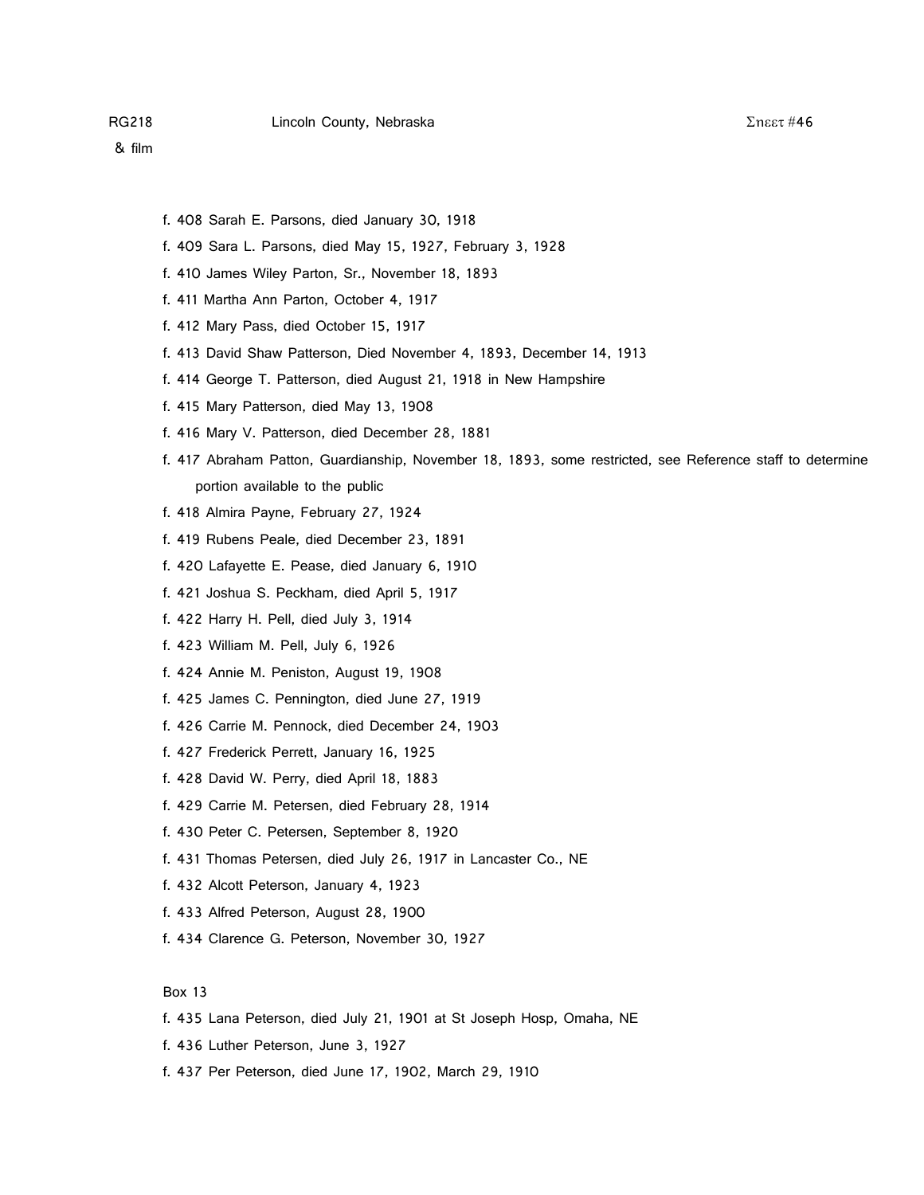- f. 408 Sarah E. Parsons, died January 30, 1918
- f. 409 Sara L. Parsons, died May 15, 1927, February 3, 1928
- f. 410 James Wiley Parton, Sr., November 18, 1893
- f. 411 Martha Ann Parton, October 4, 1917
- f. 412 Mary Pass, died October 15, 1917
- f. 413 David Shaw Patterson, Died November 4, 1893, December 14, 1913
- f. 414 George T. Patterson, died August 21, 1918 in New Hampshire
- f. 415 Mary Patterson, died May 13, 1908
- f. 416 Mary V. Patterson, died December 28, 1881
- f. 417 Abraham Patton, Guardianship, November 18, 1893, some restricted, see Reference staff to determine portion available to the public
- f. 418 Almira Payne, February 27, 1924
- f. 419 Rubens Peale, died December 23, 1891
- f. 420 Lafayette E. Pease, died January 6, 1910
- f. 421 Joshua S. Peckham, died April 5, 1917
- f. 422 Harry H. Pell, died July 3, 1914
- f. 423 William M. Pell, July 6, 1926
- f. 424 Annie M. Peniston, August 19, 1908
- f. 425 James C. Pennington, died June 27, 1919
- f. 426 Carrie M. Pennock, died December 24, 1903
- f. 427 Frederick Perrett, January 16, 1925
- f. 428 David W. Perry, died April 18, 1883
- f. 429 Carrie M. Petersen, died February 28, 1914
- f. 430 Peter C. Petersen, September 8, 1920
- f. 431 Thomas Petersen, died July 26, 1917 in Lancaster Co., NE
- f. 432 Alcott Peterson, January 4, 1923
- f. 433 Alfred Peterson, August 28, 1900
- f. 434 Clarence G. Peterson, November 30, 1927

Box 13

- f. 435 Lana Peterson, died July 21, 1901 at St Joseph Hosp, Omaha, NE
- f. 436 Luther Peterson, June 3, 1927
- f. 437 Per Peterson, died June 17, 1902, March 29, 1910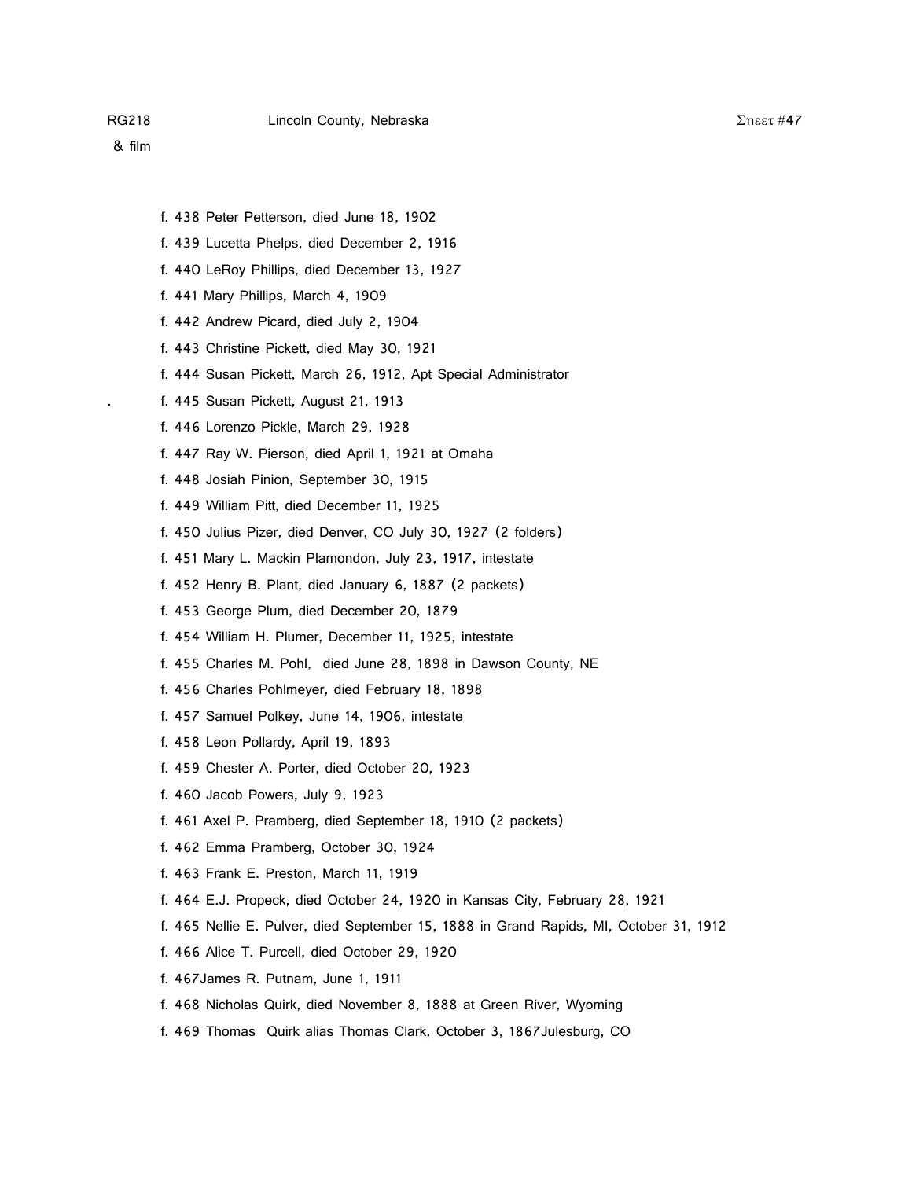f. 438 Peter Petterson, died June 18, 1902

f. 439 Lucetta Phelps, died December 2, 1916

f. 440 LeRoy Phillips, died December 13, 1927

f. 441 Mary Phillips, March 4, 1909

f. 442 Andrew Picard, died July 2, 1904

f. 443 Christine Pickett, died May 30, 1921

f. 444 Susan Pickett, March 26, 1912, Apt Special Administrator

f. 445 Susan Pickett, August 21, 1913

f. 446 Lorenzo Pickle, March 29, 1928

f. 447 Ray W. Pierson, died April 1, 1921 at Omaha

f. 448 Josiah Pinion, September 30, 1915

f. 449 William Pitt, died December 11, 1925

f. 450 Julius Pizer, died Denver, CO July 30, 1927 (2 folders)

f. 451 Mary L. Mackin Plamondon, July 23, 1917, intestate

f. 452 Henry B. Plant, died January 6, 1887 (2 packets)

f. 453 George Plum, died December 20, 1879

f. 454 William H. Plumer, December 11, 1925, intestate

f. 455 Charles M. Pohl, died June 28, 1898 in Dawson County, NE

f. 456 Charles Pohlmeyer, died February 18, 1898

f. 457 Samuel Polkey, June 14, 1906, intestate

f. 458 Leon Pollardy, April 19, 1893

f. 459 Chester A. Porter, died October 20, 1923

f. 460 Jacob Powers, July 9, 1923

f. 461 Axel P. Pramberg, died September 18, 1910 (2 packets)

f. 462 Emma Pramberg, October 30, 1924

f. 463 Frank E. Preston, March 11, 1919

f. 464 E.J. Propeck, died October 24, 1920 in Kansas City, February 28, 1921

f. 465 Nellie E. Pulver, died September 15, 1888 in Grand Rapids, MI, October 31, 1912

f. 466 Alice T. Purcell, died October 29, 1920

f. 467James R. Putnam, June 1, 1911

f. 468 Nicholas Quirk, died November 8, 1888 at Green River, Wyoming

f. 469 Thomas Quirk alias Thomas Clark, October 3, 1867Julesburg, CO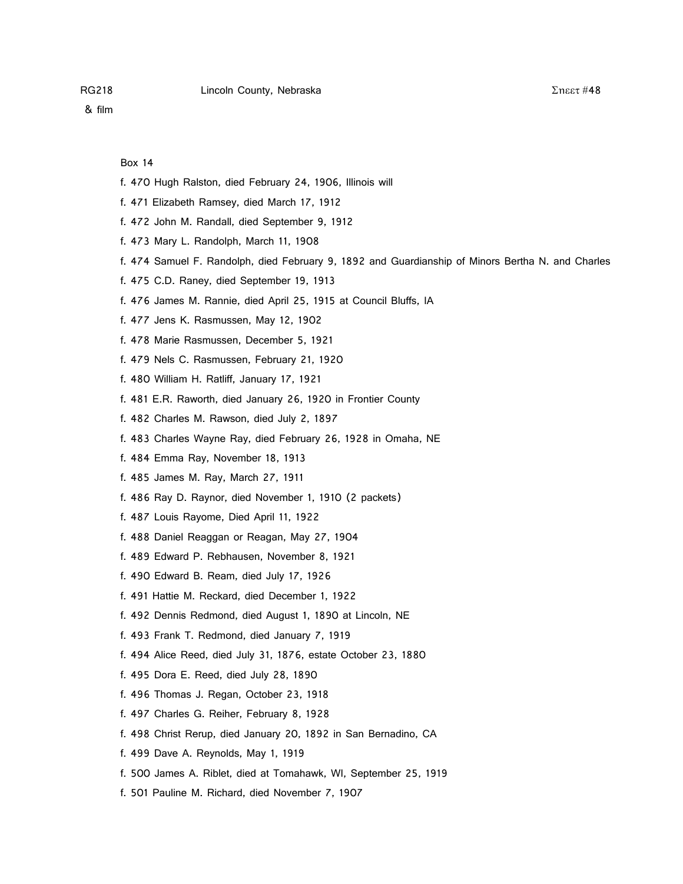Box 14

f. 470 Hugh Ralston, died February 24, 1906, Illinois will

f. 471 Elizabeth Ramsey, died March 17, 1912

f. 472 John M. Randall, died September 9, 1912

f. 473 Mary L. Randolph, March 11, 1908

f. 474 Samuel F. Randolph, died February 9, 1892 and Guardianship of Minors Bertha N. and Charles

f. 475 C.D. Raney, died September 19, 1913

f. 476 James M. Rannie, died April 25, 1915 at Council Bluffs, IA

f. 477 Jens K. Rasmussen, May 12, 1902

f. 478 Marie Rasmussen, December 5, 1921

f. 479 Nels C. Rasmussen, February 21, 1920

f. 480 William H. Ratliff, January 17, 1921

f. 481 E.R. Raworth, died January 26, 1920 in Frontier County

f. 482 Charles M. Rawson, died July 2, 1897

f. 483 Charles Wayne Ray, died February 26, 1928 in Omaha, NE

f. 484 Emma Ray, November 18, 1913

f. 485 James M. Ray, March 27, 1911

f. 486 Ray D. Raynor, died November 1, 1910 (2 packets)

f. 487 Louis Rayome, Died April 11, 1922

f. 488 Daniel Reaggan or Reagan, May 27, 1904

f. 489 Edward P. Rebhausen, November 8, 1921

f. 490 Edward B. Ream, died July 17, 1926

f. 491 Hattie M. Reckard, died December 1, 1922

f. 492 Dennis Redmond, died August 1, 1890 at Lincoln, NE

f. 493 Frank T. Redmond, died January 7, 1919

f. 494 Alice Reed, died July 31, 1876, estate October 23, 1880

f. 495 Dora E. Reed, died July 28, 1890

f. 496 Thomas J. Regan, October 23, 1918

f. 497 Charles G. Reiher, February 8, 1928

f. 498 Christ Rerup, died January 20, 1892 in San Bernadino, CA

f. 499 Dave A. Reynolds, May 1, 1919

f. 500 James A. Riblet, died at Tomahawk, WI, September 25, 1919

f. 501 Pauline M. Richard, died November 7, 1907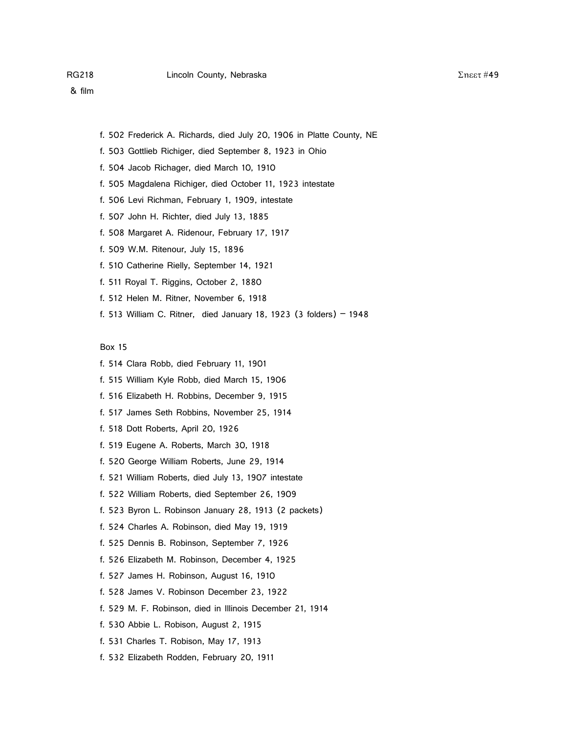f. 502 Frederick A. Richards, died July 20, 1906 in Platte County, NE

f. 503 Gottlieb Richiger, died September 8, 1923 in Ohio

f. 504 Jacob Richager, died March 10, 1910

f. 505 Magdalena Richiger, died October 11, 1923 intestate

f. 506 Levi Richman, February 1, 1909, intestate

f. 507 John H. Richter, died July 13, 1885

f. 508 Margaret A. Ridenour, February 17, 1917

f. 509 W.M. Ritenour, July 15, 1896

f. 510 Catherine Rielly, September 14, 1921

f. 511 Royal T. Riggins, October 2, 1880

f. 512 Helen M. Ritner, November 6, 1918

f. 513 William C. Ritner, died January 18, 1923 (3 folders) – 1948

Box 15

f. 514 Clara Robb, died February 11, 1901

f. 515 William Kyle Robb, died March 15, 1906

f. 516 Elizabeth H. Robbins, December 9, 1915

f. 517 James Seth Robbins, November 25, 1914

f. 518 Dott Roberts, April 20, 1926

f. 519 Eugene A. Roberts, March 30, 1918

f. 520 George William Roberts, June 29, 1914

f. 521 William Roberts, died July 13, 1907 intestate

f. 522 William Roberts, died September 26, 1909

f. 523 Byron L. Robinson January 28, 1913 (2 packets)

f. 524 Charles A. Robinson, died May 19, 1919

f. 525 Dennis B. Robinson, September 7, 1926

f. 526 Elizabeth M. Robinson, December 4, 1925

f. 527 James H. Robinson, August 16, 1910

f. 528 James V. Robinson December 23, 1922

f. 529 M. F. Robinson, died in Illinois December 21, 1914

f. 530 Abbie L. Robison, August 2, 1915

f. 531 Charles T. Robison, May 17, 1913

f. 532 Elizabeth Rodden, February 20, 1911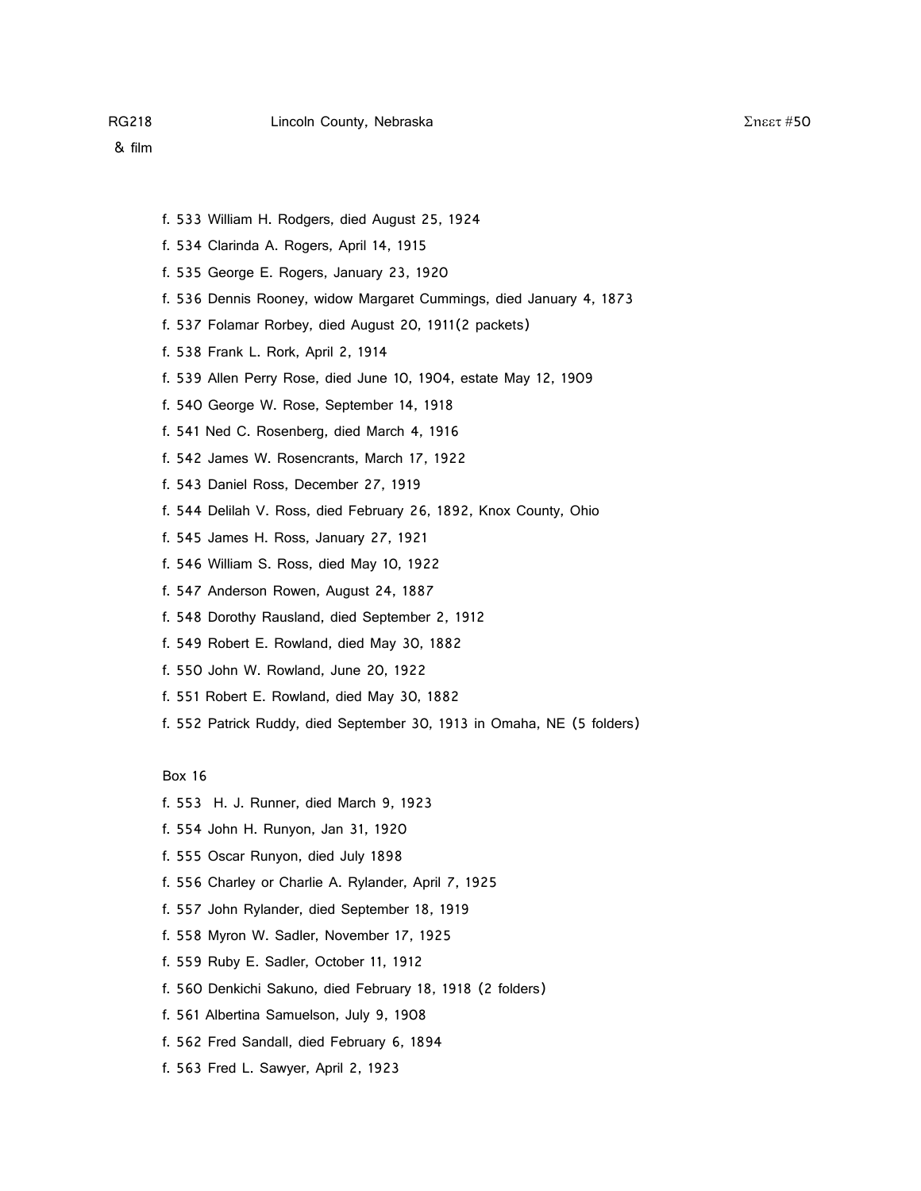f. 533 William H. Rodgers, died August 25, 1924

f. 534 Clarinda A. Rogers, April 14, 1915

f. 535 George E. Rogers, January 23, 1920

f. 536 Dennis Rooney, widow Margaret Cummings, died January 4, 1873

f. 537 Folamar Rorbey, died August 20, 1911(2 packets)

f. 538 Frank L. Rork, April 2, 1914

f. 539 Allen Perry Rose, died June 10, 1904, estate May 12, 1909

f. 540 George W. Rose, September 14, 1918

f. 541 Ned C. Rosenberg, died March 4, 1916

f. 542 James W. Rosencrants, March 17, 1922

f. 543 Daniel Ross, December 27, 1919

f. 544 Delilah V. Ross, died February 26, 1892, Knox County, Ohio

f. 545 James H. Ross, January 27, 1921

f. 546 William S. Ross, died May 10, 1922

f. 547 Anderson Rowen, August 24, 1887

f. 548 Dorothy Rausland, died September 2, 1912

f. 549 Robert E. Rowland, died May 30, 1882

f. 550 John W. Rowland, June 20, 1922

f. 551 Robert E. Rowland, died May 30, 1882

f. 552 Patrick Ruddy, died September 30, 1913 in Omaha, NE (5 folders)

Box 16

f. 553 H. J. Runner, died March 9, 1923

f. 554 John H. Runyon, Jan 31, 1920

f. 555 Oscar Runyon, died July 1898

f. 556 Charley or Charlie A. Rylander, April 7, 1925

f. 557 John Rylander, died September 18, 1919

f. 558 Myron W. Sadler, November 17, 1925

f. 559 Ruby E. Sadler, October 11, 1912

f. 560 Denkichi Sakuno, died February 18, 1918 (2 folders)

f. 561 Albertina Samuelson, July 9, 1908

f. 562 Fred Sandall, died February 6, 1894

f. 563 Fred L. Sawyer, April 2, 1923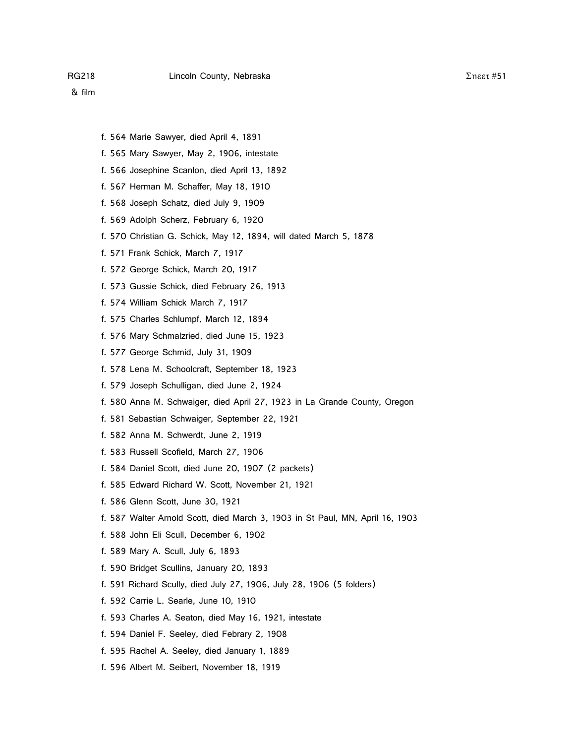f. 564 Marie Sawyer, died April 4, 1891

f. 565 Mary Sawyer, May 2, 1906, intestate

f. 566 Josephine Scanlon, died April 13, 1892

f. 567 Herman M. Schaffer, May 18, 1910

f. 568 Joseph Schatz, died July 9, 1909

f. 569 Adolph Scherz, February 6, 1920

f. 570 Christian G. Schick, May 12, 1894, will dated March 5, 1878

f. 571 Frank Schick, March 7, 1917

f. 572 George Schick, March 20, 1917

f. 573 Gussie Schick, died February 26, 1913

f. 574 William Schick March 7, 1917

f. 575 Charles Schlumpf, March 12, 1894

f. 576 Mary Schmalzried, died June 15, 1923

f. 577 George Schmid, July 31, 1909

f. 578 Lena M. Schoolcraft, September 18, 1923

f. 579 Joseph Schulligan, died June 2, 1924

f. 580 Anna M. Schwaiger, died April 27, 1923 in La Grande County, Oregon

f. 581 Sebastian Schwaiger, September 22, 1921

f. 582 Anna M. Schwerdt, June 2, 1919

f. 583 Russell Scofield, March 27, 1906

f. 584 Daniel Scott, died June 20, 1907 (2 packets)

f. 585 Edward Richard W. Scott, November 21, 1921

f. 586 Glenn Scott, June 30, 1921

f. 587 Walter Arnold Scott, died March 3, 1903 in St Paul, MN, April 16, 1903

f. 588 John Eli Scull, December 6, 1902

f. 589 Mary A. Scull, July 6, 1893

f. 590 Bridget Scullins, January 20, 1893

f. 591 Richard Scully, died July 27, 1906, July 28, 1906 (5 folders)

f. 592 Carrie L. Searle, June 10, 1910

f. 593 Charles A. Seaton, died May 16, 1921, intestate

f. 594 Daniel F. Seeley, died Febrary 2, 1908

f. 595 Rachel A. Seeley, died January 1, 1889

f. 596 Albert M. Seibert, November 18, 1919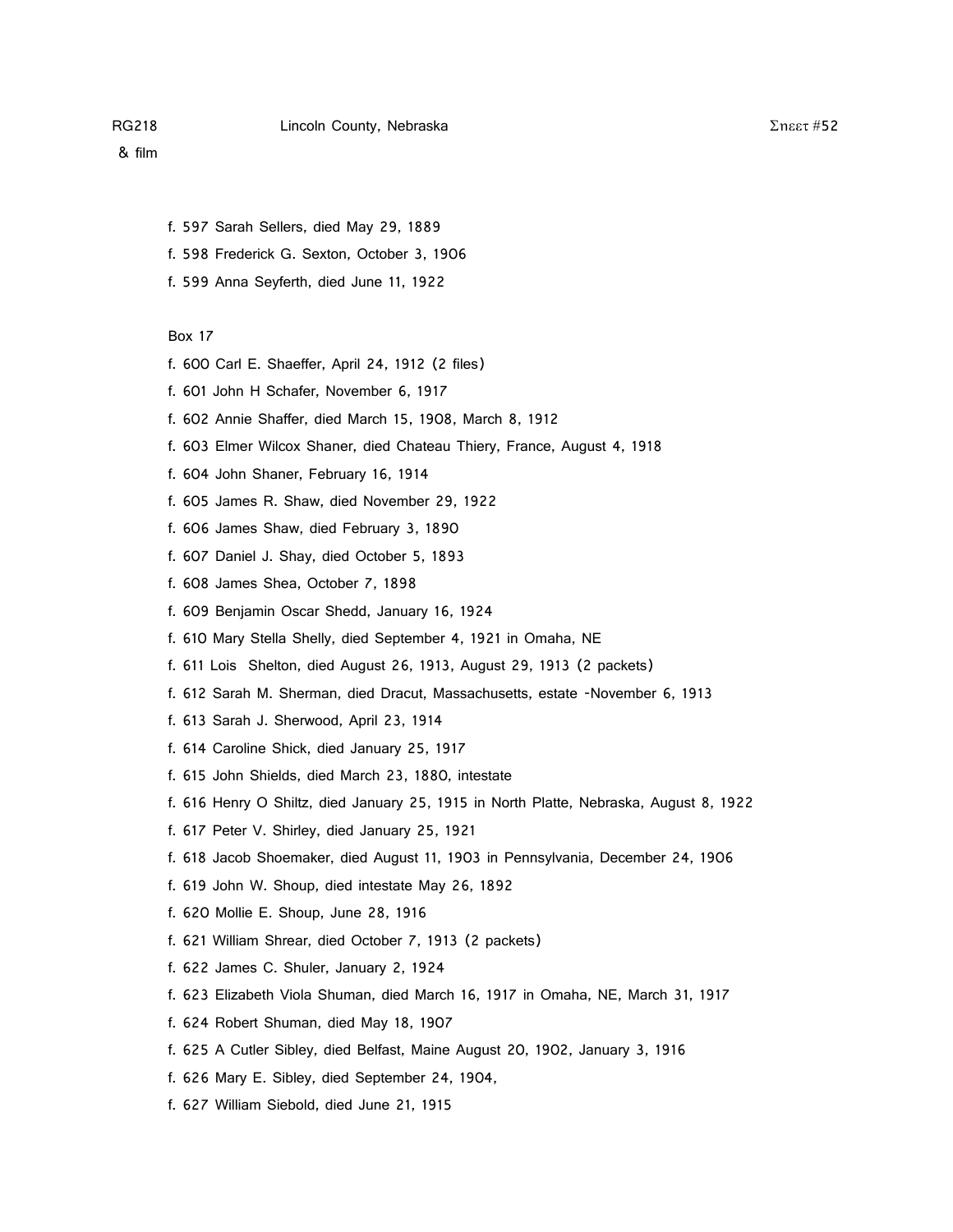f. 597 Sarah Sellers, died May 29, 1889

f. 598 Frederick G. Sexton, October 3, 1906

f. 599 Anna Seyferth, died June 11, 1922

Box 17

f. 600 Carl E. Shaeffer, April 24, 1912 (2 files)

f. 601 John H Schafer, November 6, 1917

f. 602 Annie Shaffer, died March 15, 1908, March 8, 1912

f. 603 Elmer Wilcox Shaner, died Chateau Thiery, France, August 4, 1918

f. 604 John Shaner, February 16, 1914

f. 605 James R. Shaw, died November 29, 1922

f. 606 James Shaw, died February 3, 1890

f. 607 Daniel J. Shay, died October 5, 1893

f. 608 James Shea, October 7, 1898

f. 609 Benjamin Oscar Shedd, January 16, 1924

f. 610 Mary Stella Shelly, died September 4, 1921 in Omaha, NE

f. 611 Lois Shelton, died August 26, 1913, August 29, 1913 (2 packets)

f. 612 Sarah M. Sherman, died Dracut, Massachusetts, estate -November 6, 1913

f. 613 Sarah J. Sherwood, April 23, 1914

f. 614 Caroline Shick, died January 25, 1917

f. 615 John Shields, died March 23, 1880, intestate

f. 616 Henry O Shiltz, died January 25, 1915 in North Platte, Nebraska, August 8, 1922

f. 617 Peter V. Shirley, died January 25, 1921

f. 618 Jacob Shoemaker, died August 11, 1903 in Pennsylvania, December 24, 1906

f. 619 John W. Shoup, died intestate May 26, 1892

f. 620 Mollie E. Shoup, June 28, 1916

f. 621 William Shrear, died October 7, 1913 (2 packets)

f. 622 James C. Shuler, January 2, 1924

f. 623 Elizabeth Viola Shuman, died March 16, 1917 in Omaha, NE, March 31, 1917

f. 624 Robert Shuman, died May 18, 1907

f. 625 A Cutler Sibley, died Belfast, Maine August 20, 1902, January 3, 1916

f. 626 Mary E. Sibley, died September 24, 1904,

f. 627 William Siebold, died June 21, 1915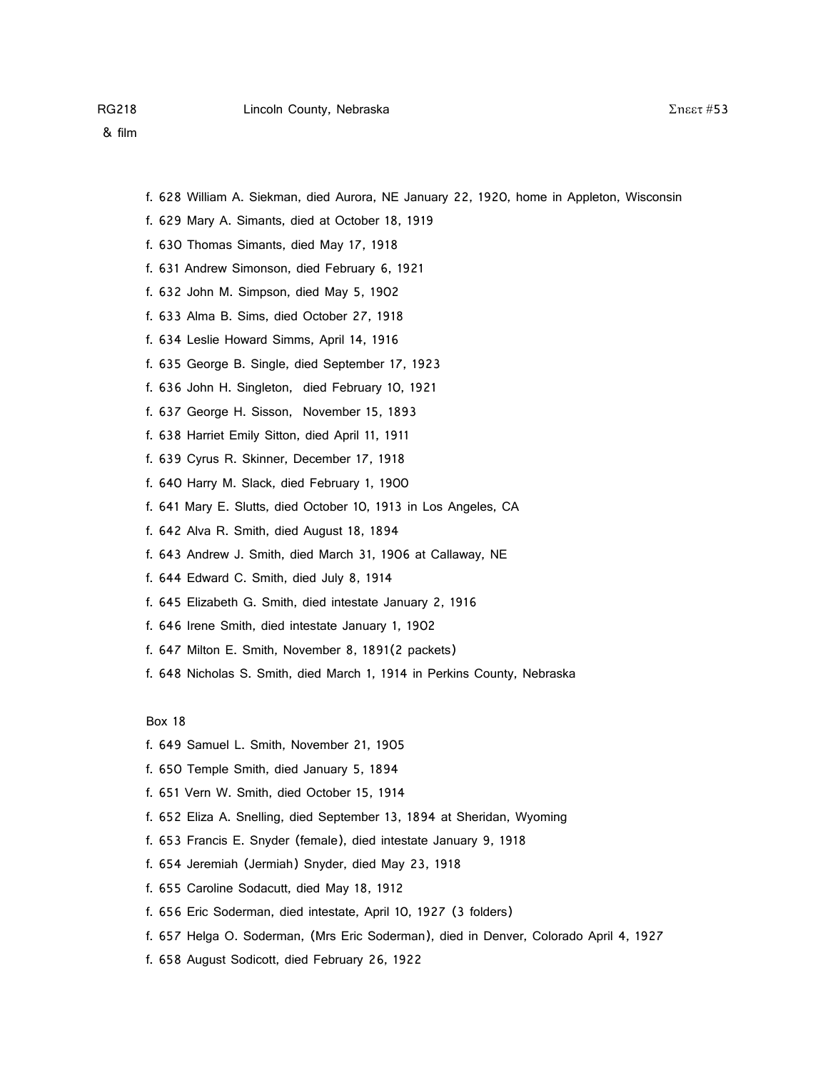f. 628 William A. Siekman, died Aurora, NE January 22, 1920, home in Appleton, Wisconsin

f. 629 Mary A. Simants, died at October 18, 1919

f. 630 Thomas Simants, died May 17, 1918

f. 631 Andrew Simonson, died February 6, 1921

f. 632 John M. Simpson, died May 5, 1902

f. 633 Alma B. Sims, died October 27, 1918

f. 634 Leslie Howard Simms, April 14, 1916

f. 635 George B. Single, died September 17, 1923

f. 636 John H. Singleton, died February 10, 1921

f. 637 George H. Sisson, November 15, 1893

f. 638 Harriet Emily Sitton, died April 11, 1911

f. 639 Cyrus R. Skinner, December 17, 1918

f. 640 Harry M. Slack, died February 1, 1900

f. 641 Mary E. Slutts, died October 10, 1913 in Los Angeles, CA

f. 642 Alva R. Smith, died August 18, 1894

f. 643 Andrew J. Smith, died March 31, 1906 at Callaway, NE

f. 644 Edward C. Smith, died July 8, 1914

f. 645 Elizabeth G. Smith, died intestate January 2, 1916

f. 646 Irene Smith, died intestate January 1, 1902

f. 647 Milton E. Smith, November 8, 1891(2 packets)

f. 648 Nicholas S. Smith, died March 1, 1914 in Perkins County, Nebraska

Box 18

f. 649 Samuel L. Smith, November 21, 1905

f. 650 Temple Smith, died January 5, 1894

f. 651 Vern W. Smith, died October 15, 1914

f. 652 Eliza A. Snelling, died September 13, 1894 at Sheridan, Wyoming

f. 653 Francis E. Snyder (female), died intestate January 9, 1918

f. 654 Jeremiah (Jermiah) Snyder, died May 23, 1918

f. 655 Caroline Sodacutt, died May 18, 1912

f. 656 Eric Soderman, died intestate, April 10, 1927 (3 folders)

f. 657 Helga O. Soderman, (Mrs Eric Soderman), died in Denver, Colorado April 4, 1927

f. 658 August Sodicott, died February 26, 1922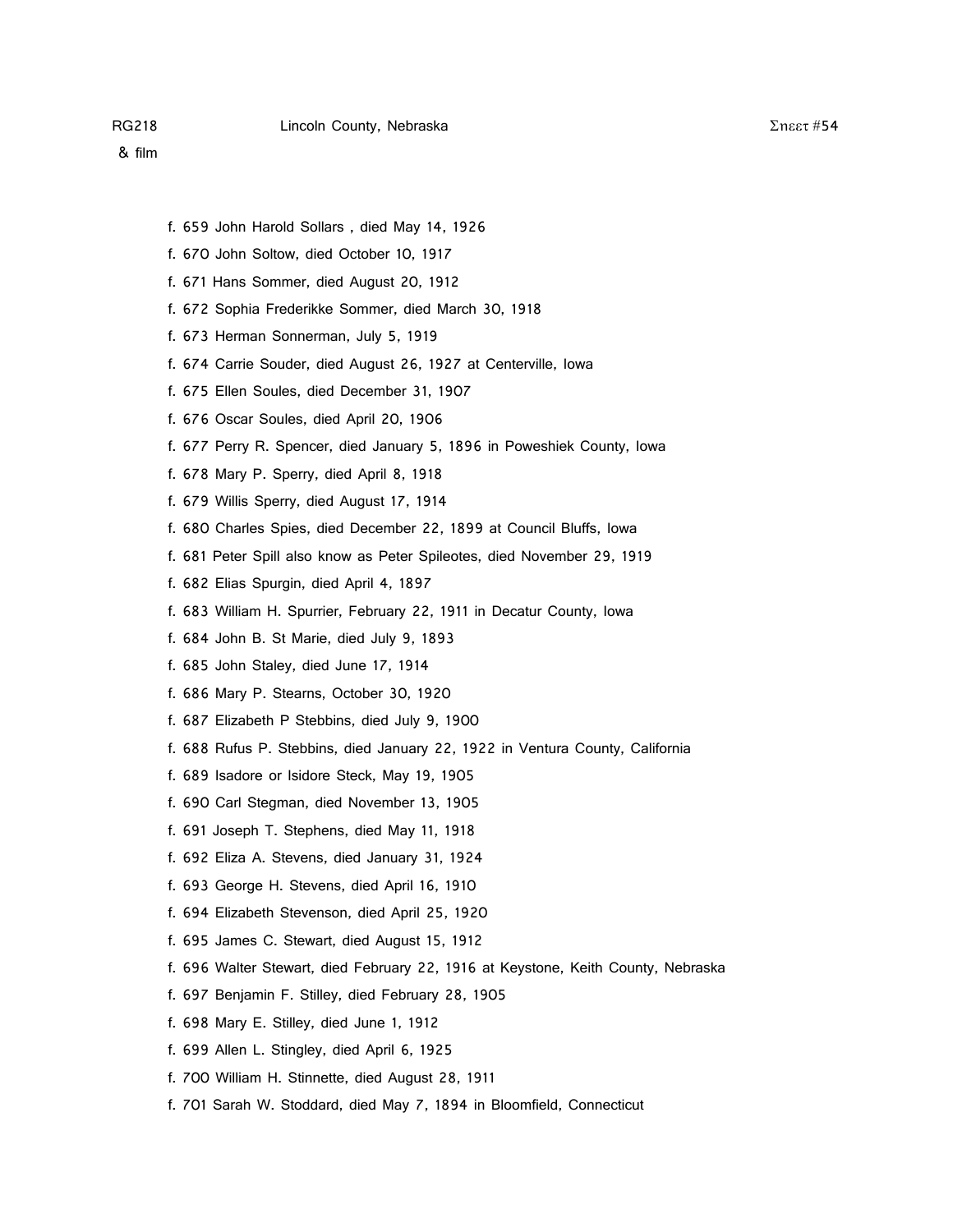f. 659 John Harold Sollars , died May 14, 1926

f. 670 John Soltow, died October 10, 1917

f. 671 Hans Sommer, died August 20, 1912

f. 672 Sophia Frederikke Sommer, died March 30, 1918

f. 673 Herman Sonnerman, July 5, 1919

f. 674 Carrie Souder, died August 26, 1927 at Centerville, Iowa

f. 675 Ellen Soules, died December 31, 1907

f. 676 Oscar Soules, died April 20, 1906

f. 677 Perry R. Spencer, died January 5, 1896 in Poweshiek County, Iowa

f. 678 Mary P. Sperry, died April 8, 1918

f. 679 Willis Sperry, died August 17, 1914

f. 680 Charles Spies, died December 22, 1899 at Council Bluffs, Iowa

f. 681 Peter Spill also know as Peter Spileotes, died November 29, 1919

f. 682 Elias Spurgin, died April 4, 1897

f. 683 William H. Spurrier, February 22, 1911 in Decatur County, Iowa

f. 684 John B. St Marie, died July 9, 1893

f. 685 John Staley, died June 17, 1914

f. 686 Mary P. Stearns, October 30, 1920

f. 687 Elizabeth P Stebbins, died July 9, 1900

f. 688 Rufus P. Stebbins, died January 22, 1922 in Ventura County, California

f. 689 Isadore or Isidore Steck, May 19, 1905

f. 690 Carl Stegman, died November 13, 1905

f. 691 Joseph T. Stephens, died May 11, 1918

f. 692 Eliza A. Stevens, died January 31, 1924

f. 693 George H. Stevens, died April 16, 1910

f. 694 Elizabeth Stevenson, died April 25, 1920

f. 695 James C. Stewart, died August 15, 1912

f. 696 Walter Stewart, died February 22, 1916 at Keystone, Keith County, Nebraska

f. 697 Benjamin F. Stilley, died February 28, 1905

f. 698 Mary E. Stilley, died June 1, 1912

f. 699 Allen L. Stingley, died April 6, 1925

f. 700 William H. Stinnette, died August 28, 1911

f. 701 Sarah W. Stoddard, died May 7, 1894 in Bloomfield, Connecticut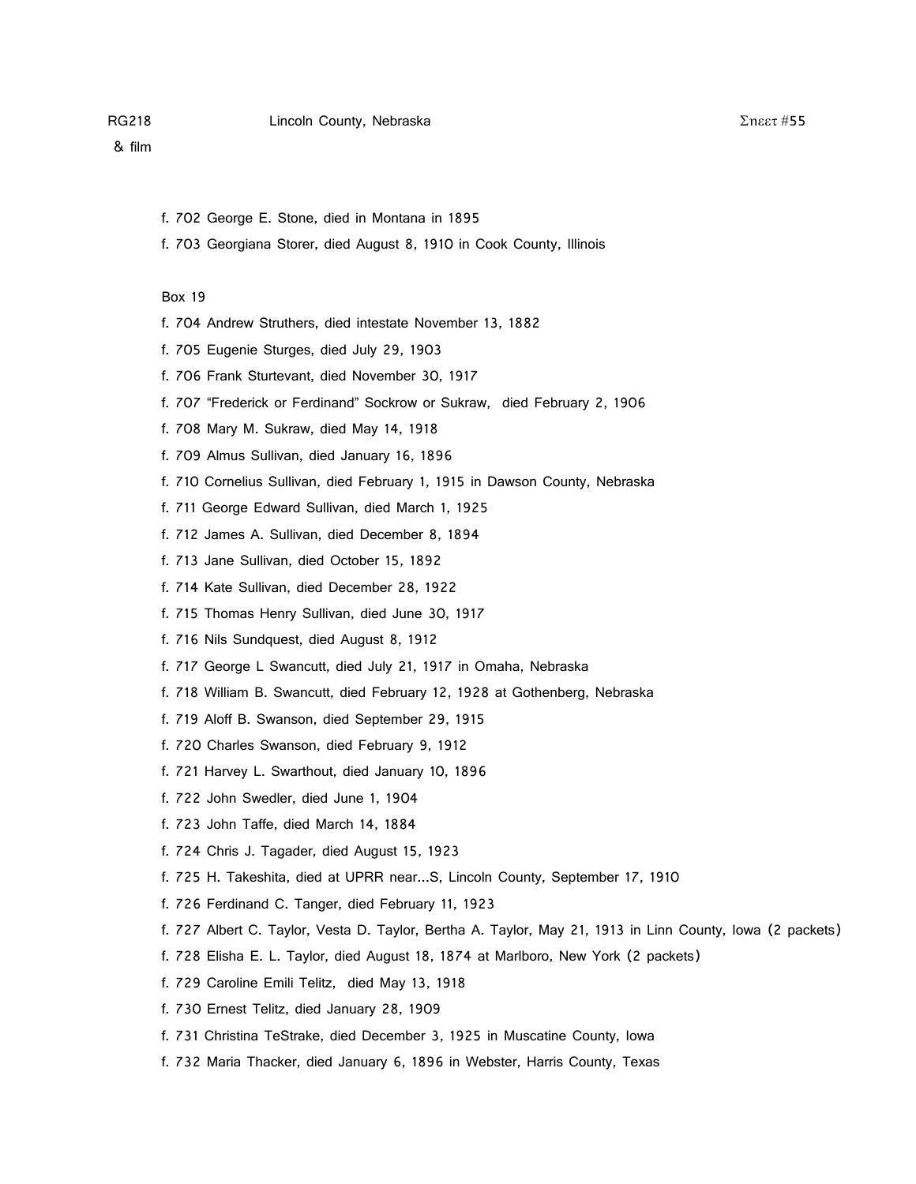f. 702 George E. Stone, died in Montana in 1895

f. 703 Georgiana Storer, died August 8, 1910 in Cook County, Illinois

Box 19

f. 704 Andrew Struthers, died intestate November 13, 1882

f. 705 Eugenie Sturges, died July 29, 1903

f. 706 Frank Sturtevant, died November 30, 1917

f. 707 "Frederick or Ferdinand" Sockrow or Sukraw, died February 2, 1906

f. 708 Mary M. Sukraw, died May 14, 1918

f. 709 Almus Sullivan, died January 16, 1896

f. 710 Cornelius Sullivan, died February 1, 1915 in Dawson County, Nebraska

f. 711 George Edward Sullivan, died March 1, 1925

f. 712 James A. Sullivan, died December 8, 1894

f. 713 Jane Sullivan, died October 15, 1892

f. 714 Kate Sullivan, died December 28, 1922

f. 715 Thomas Henry Sullivan, died June 30, 1917

f. 716 Nils Sundquest, died August 8, 1912

f. 717 George L Swancutt, died July 21, 1917 in Omaha, Nebraska

f. 718 William B. Swancutt, died February 12, 1928 at Gothenberg, Nebraska

f. 719 Aloff B. Swanson, died September 29, 1915

f. 720 Charles Swanson, died February 9, 1912

f. 721 Harvey L. Swarthout, died January 10, 1896

f. 722 John Swedler, died June 1, 1904

f. 723 John Taffe, died March 14, 1884

f. 724 Chris J. Tagader, died August 15, 1923

f. 725 H. Takeshita, died at UPRR near...S, Lincoln County, September 17, 1910

f. 726 Ferdinand C. Tanger, died February 11, 1923

f. 727 Albert C. Taylor, Vesta D. Taylor, Bertha A. Taylor, May 21, 1913 in Linn County, Iowa (2 packets)

f. 728 Elisha E. L. Taylor, died August 18, 1874 at Marlboro, New York (2 packets)

f. 729 Caroline Emili Telitz, died May 13, 1918

f. 730 Ernest Telitz, died January 28, 1909

f. 731 Christina TeStrake, died December 3, 1925 in Muscatine County, Iowa

f. 732 Maria Thacker, died January 6, 1896 in Webster, Harris County, Texas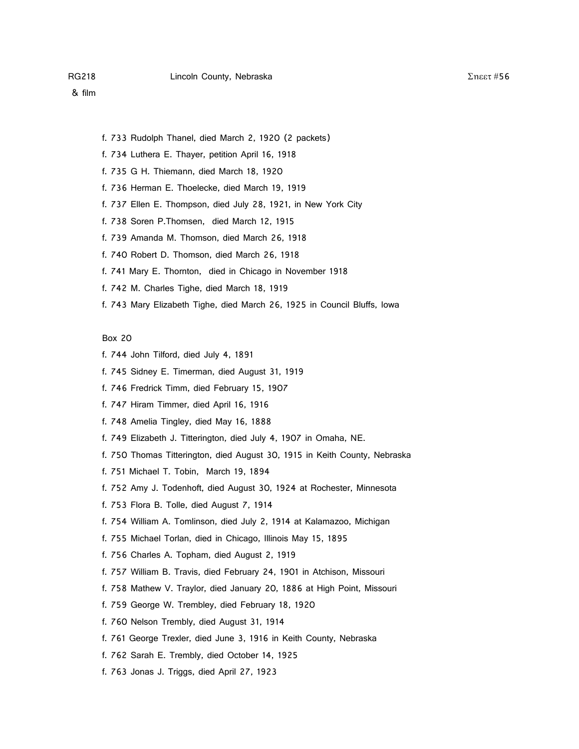RG218 Lincoln County, Nebraska Σηεετ #56

& film

- f. 733 Rudolph Thanel, died March 2, 1920 (2 packets)
- f. 734 Luthera E. Thayer, petition April 16, 1918
- f. 735 G H. Thiemann, died March 18, 1920
- f. 736 Herman E. Thoelecke, died March 19, 1919
- f. 737 Ellen E. Thompson, died July 28, 1921, in New York City
- f. 738 Soren P.Thomsen, died March 12, 1915
- f. 739 Amanda M. Thomson, died March 26, 1918
- f. 740 Robert D. Thomson, died March 26, 1918
- f. 741 Mary E. Thornton, died in Chicago in November 1918
- f. 742 M. Charles Tighe, died March 18, 1919
- f. 743 Mary Elizabeth Tighe, died March 26, 1925 in Council Bluffs, Iowa

Box 20

- f. 744 John Tilford, died July 4, 1891
- f. 745 Sidney E. Timerman, died August 31, 1919
- f. 746 Fredrick Timm, died February 15, 1907
- f. 747 Hiram Timmer, died April 16, 1916
- f. 748 Amelia Tingley, died May 16, 1888
- f. 749 Elizabeth J. Titterington, died July 4, 1907 in Omaha, NE.
- f. 750 Thomas Titterington, died August 30, 1915 in Keith County, Nebraska
- f. 751 Michael T. Tobin, March 19, 1894
- f. 752 Amy J. Todenhoft, died August 30, 1924 at Rochester, Minnesota
- f. 753 Flora B. Tolle, died August 7, 1914
- f. 754 William A. Tomlinson, died July 2, 1914 at Kalamazoo, Michigan
- f. 755 Michael Torlan, died in Chicago, Illinois May 15, 1895
- f. 756 Charles A. Topham, died August 2, 1919
- f. 757 William B. Travis, died February 24, 1901 in Atchison, Missouri
- f. 758 Mathew V. Traylor, died January 20, 1886 at High Point, Missouri
- f. 759 George W. Trembley, died February 18, 1920
- f. 760 Nelson Trembly, died August 31, 1914
- f. 761 George Trexler, died June 3, 1916 in Keith County, Nebraska
- f. 762 Sarah E. Trembly, died October 14, 1925
- f. 763 Jonas J. Triggs, died April 27, 1923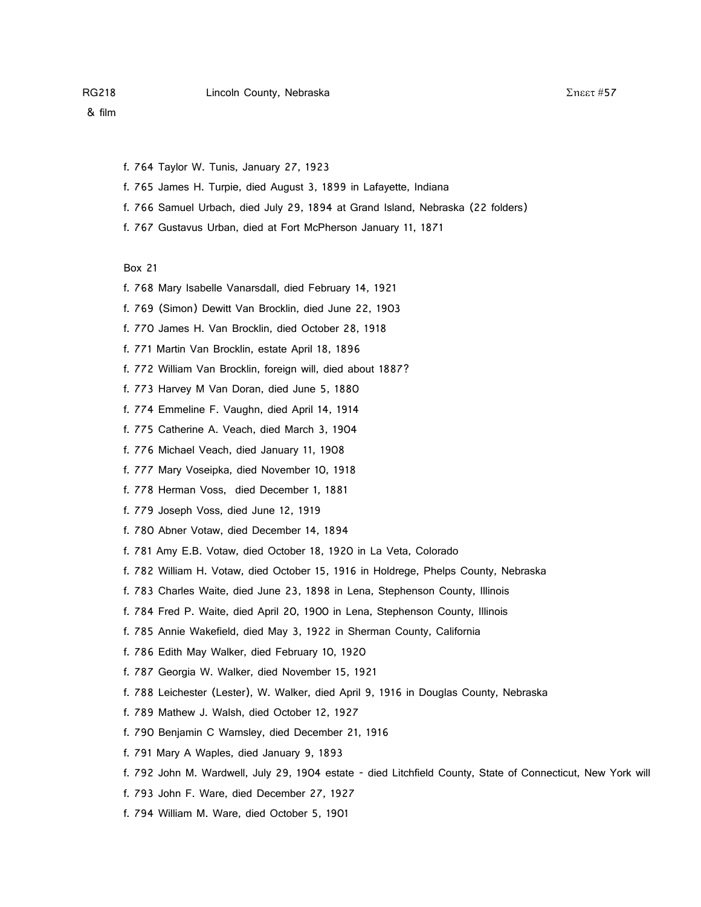f. 764 Taylor W. Tunis, January 27, 1923

f. 765 James H. Turpie, died August 3, 1899 in Lafayette, Indiana

f. 766 Samuel Urbach, died July 29, 1894 at Grand Island, Nebraska (22 folders)

f. 767 Gustavus Urban, died at Fort McPherson January 11, 1871

Box 21

f. 768 Mary Isabelle Vanarsdall, died February 14, 1921

f. 769 (Simon) Dewitt Van Brocklin, died June 22, 1903

f. 770 James H. Van Brocklin, died October 28, 1918

f. 771 Martin Van Brocklin, estate April 18, 1896

f. 772 William Van Brocklin, foreign will, died about 1887?

f. 773 Harvey M Van Doran, died June 5, 1880

f. 774 Emmeline F. Vaughn, died April 14, 1914

f. 775 Catherine A. Veach, died March 3, 1904

f. 776 Michael Veach, died January 11, 1908

f. 777 Mary Voseipka, died November 10, 1918

f. 778 Herman Voss, died December 1, 1881

f. 779 Joseph Voss, died June 12, 1919

f. 780 Abner Votaw, died December 14, 1894

f. 781 Amy E.B. Votaw, died October 18, 1920 in La Veta, Colorado

f. 782 William H. Votaw, died October 15, 1916 in Holdrege, Phelps County, Nebraska

f. 783 Charles Waite, died June 23, 1898 in Lena, Stephenson County, Illinois

f. 784 Fred P. Waite, died April 20, 1900 in Lena, Stephenson County, Illinois

f. 785 Annie Wakefield, died May 3, 1922 in Sherman County, California

f. 786 Edith May Walker, died February 10, 1920

f. 787 Georgia W. Walker, died November 15, 1921

f. 788 Leichester (Lester), W. Walker, died April 9, 1916 in Douglas County, Nebraska

f. 789 Mathew J. Walsh, died October 12, 1927

f. 790 Benjamin C Wamsley, died December 21, 1916

f. 791 Mary A Waples, died January 9, 1893

f. 792 John M. Wardwell, July 29, 1904 estate - died Litchfield County, State of Connecticut, New York will

f. 793 John F. Ware, died December 27, 1927

f. 794 William M. Ware, died October 5, 1901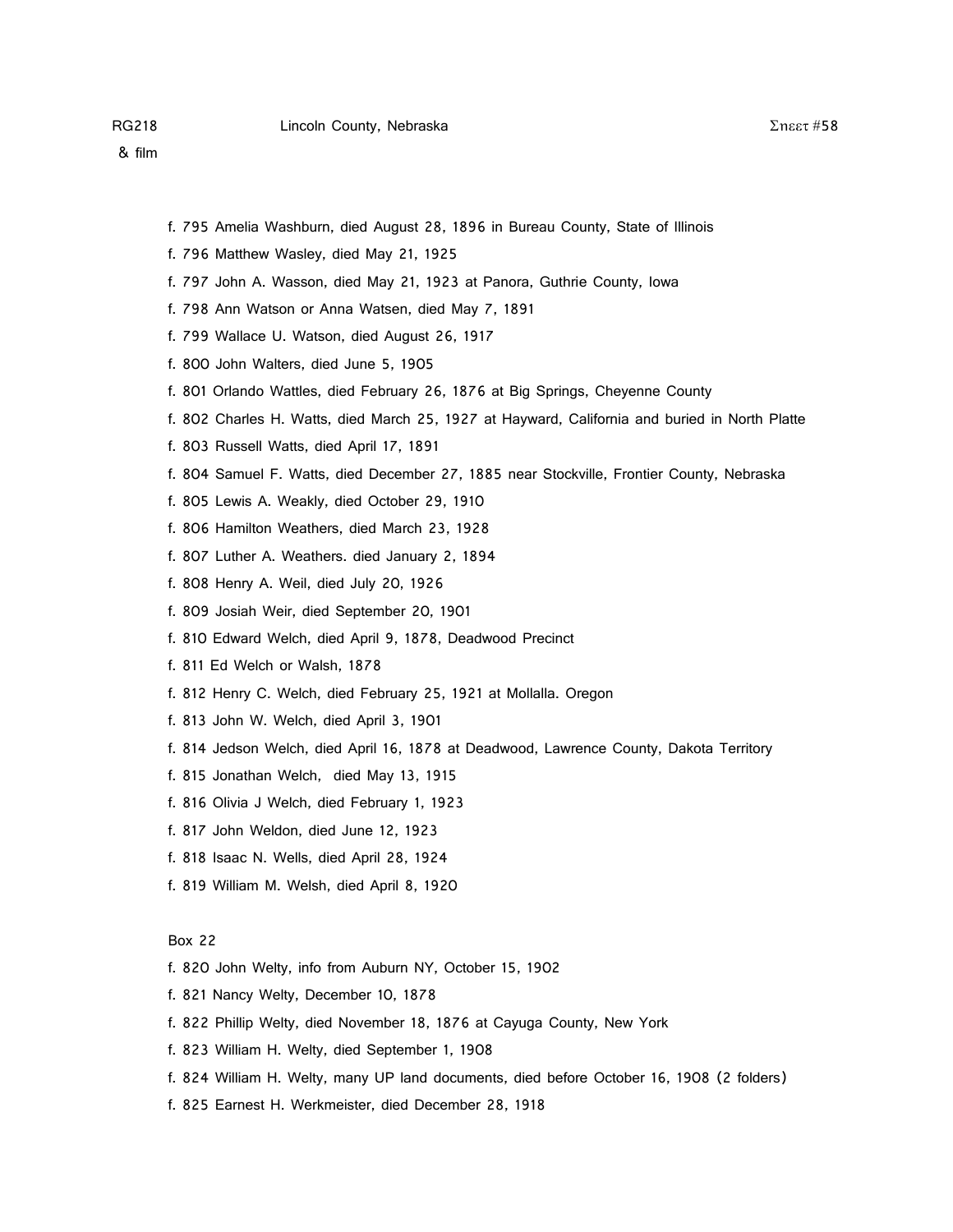RG218 Lincoln County, Nebraska Σηεετ #58
& film

f. 795 Amelia Washburn, died August 28, 1896 in Bureau County, State of Illinois

f. 796 Matthew Wasley, died May 21, 1925

f. 797 John A. Wasson, died May 21, 1923 at Panora, Guthrie County, Iowa

f. 798 Ann Watson or Anna Watsen, died May 7, 1891

f. 799 Wallace U. Watson, died August 26, 1917

f. 800 John Walters, died June 5, 1905

f. 801 Orlando Wattles, died February 26, 1876 at Big Springs, Cheyenne County

f. 802 Charles H. Watts, died March 25, 1927 at Hayward, California and buried in North Platte

f. 803 Russell Watts, died April 17, 1891

f. 804 Samuel F. Watts, died December 27, 1885 near Stockville, Frontier County, Nebraska

f. 805 Lewis A. Weakly, died October 29, 1910

f. 806 Hamilton Weathers, died March 23, 1928

f. 807 Luther A. Weathers. died January 2, 1894

f. 808 Henry A. Weil, died July 20, 1926

f. 809 Josiah Weir, died September 20, 1901

f. 810 Edward Welch, died April 9, 1878, Deadwood Precinct

f. 811 Ed Welch or Walsh, 1878

f. 812 Henry C. Welch, died February 25, 1921 at Mollalla. Oregon

f. 813 John W. Welch, died April 3, 1901

f. 814 Jedson Welch, died April 16, 1878 at Deadwood, Lawrence County, Dakota Territory

f. 815 Jonathan Welch, died May 13, 1915

f. 816 Olivia J Welch, died February 1, 1923

f. 817 John Weldon, died June 12, 1923

f. 818 Isaac N. Wells, died April 28, 1924

f. 819 William M. Welsh, died April 8, 1920

Box 22

f. 820 John Welty, info from Auburn NY, October 15, 1902

f. 821 Nancy Welty, December 10, 1878

f. 822 Phillip Welty, died November 18, 1876 at Cayuga County, New York

f. 823 William H. Welty, died September 1, 1908

f. 824 William H. Welty, many UP land documents, died before October 16, 1908 (2 folders)

f. 825 Earnest H. Werkmeister, died December 28, 1918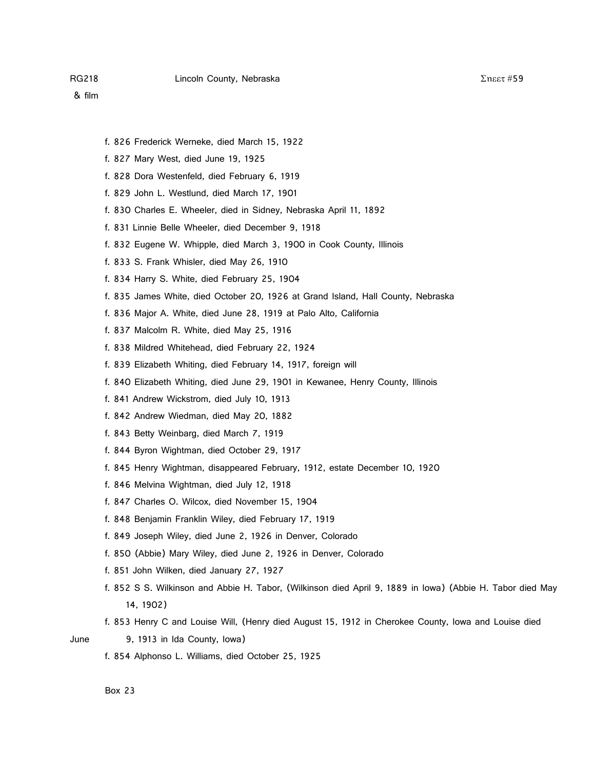f. 826 Frederick Werneke, died March 15, 1922

f. 827 Mary West, died June 19, 1925

f. 828 Dora Westenfeld, died February 6, 1919

f. 829 John L. Westlund, died March 17, 1901

f. 830 Charles E. Wheeler, died in Sidney, Nebraska April 11, 1892

f. 831 Linnie Belle Wheeler, died December 9, 1918

f. 832 Eugene W. Whipple, died March 3, 1900 in Cook County, Illinois

f. 833 S. Frank Whisler, died May 26, 1910

f. 834 Harry S. White, died February 25, 1904

f. 835 James White, died October 20, 1926 at Grand Island, Hall County, Nebraska

f. 836 Major A. White, died June 28, 1919 at Palo Alto, California

f. 837 Malcolm R. White, died May 25, 1916

f. 838 Mildred Whitehead, died February 22, 1924

f. 839 Elizabeth Whiting, died February 14, 1917, foreign will

f. 840 Elizabeth Whiting, died June 29, 1901 in Kewanee, Henry County, Illinois

f. 841 Andrew Wickstrom, died July 10, 1913

f. 842 Andrew Wiedman, died May 20, 1882

f. 843 Betty Weinbarg, died March 7, 1919

f. 844 Byron Wightman, died October 29, 1917

f. 845 Henry Wightman, disappeared February, 1912, estate December 10, 1920

f. 846 Melvina Wightman, died July 12, 1918

f. 847 Charles O. Wilcox, died November 15, 1904

f. 848 Benjamin Franklin Wiley, died February 17, 1919

f. 849 Joseph Wiley, died June 2, 1926 in Denver, Colorado

f. 850 (Abbie) Mary Wiley, died June 2, 1926 in Denver, Colorado

f. 851 John Wilken, died January 27, 1927

f. 852 S S. Wilkinson and Abbie H. Tabor, (Wilkinson died April 9, 1889 in Iowa) (Abbie H. Tabor died May 14, 1902)

f. 853 Henry C and Louise Will, (Henry died August 15, 1912 in Cherokee County, Iowa and Louise died June 9, 1913 in Ida County, Iowa)

f. 854 Alphonso L. Williams, died October 25, 1925

Box 23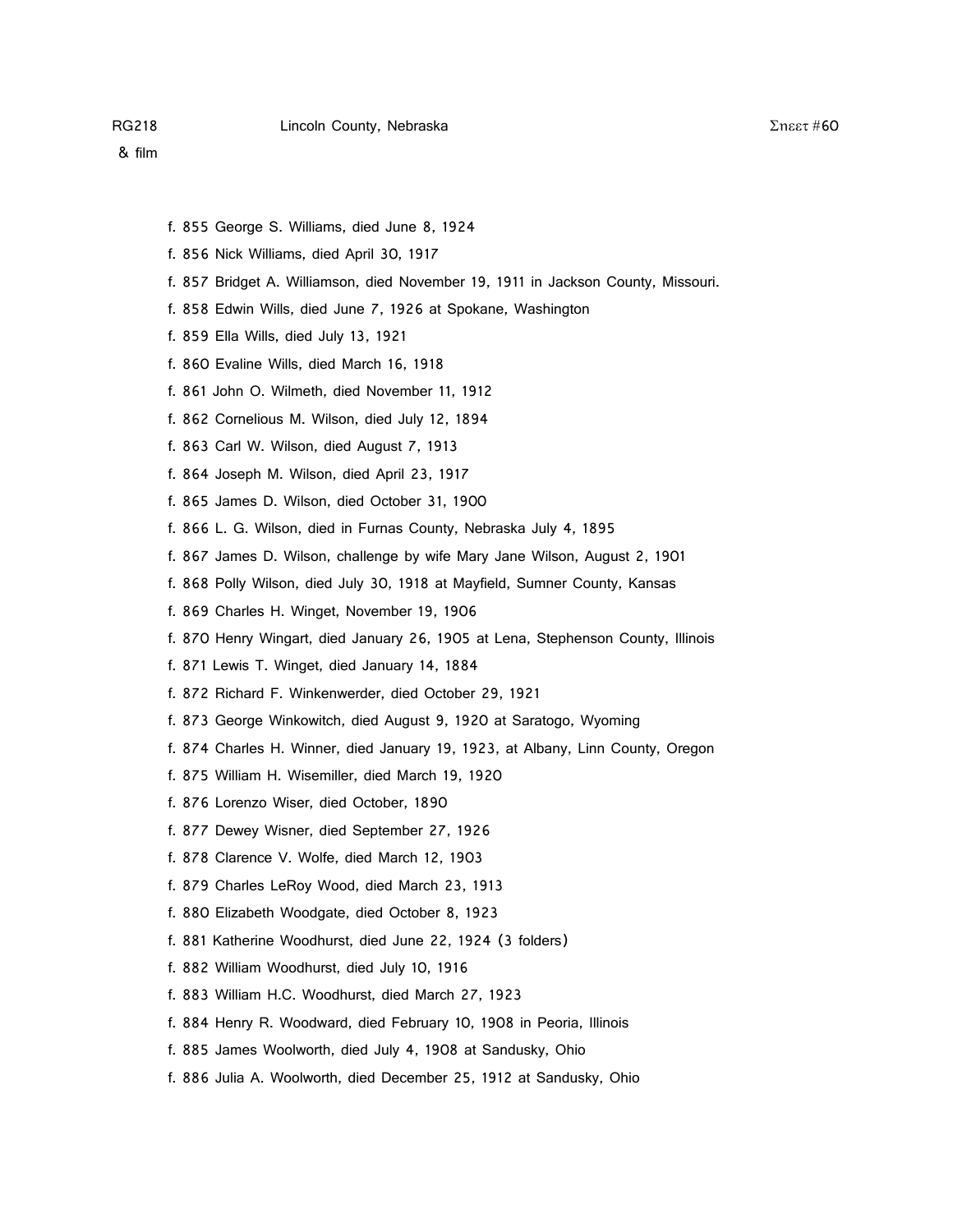RG218 Lincoln County, Nebraska Sheet #60
& film

- f. 855 George S. Williams, died June 8, 1924
- f. 856 Nick Williams, died April 30, 1917
- f. 857 Bridget A. Williamson, died November 19, 1911 in Jackson County, Missouri.
- f. 858 Edwin Wills, died June 7, 1926 at Spokane, Washington
- f. 859 Ella Wills, died July 13, 1921
- f. 860 Evaline Wills, died March 16, 1918
- f. 861 John O. Wilmeth, died November 11, 1912
- f. 862 Cornelious M. Wilson, died July 12, 1894
- f. 863 Carl W. Wilson, died August 7, 1913
- f. 864 Joseph M. Wilson, died April 23, 1917
- f. 865 James D. Wilson, died October 31, 1900
- f. 866 L. G. Wilson, died in Furnas County, Nebraska July 4, 1895
- f. 867 James D. Wilson, challenge by wife Mary Jane Wilson, August 2, 1901
- f. 868 Polly Wilson, died July 30, 1918 at Mayfield, Sumner County, Kansas
- f. 869 Charles H. Winget, November 19, 1906
- f. 870 Henry Wingart, died January 26, 1905 at Lena, Stephenson County, Illinois
- f. 871 Lewis T. Winget, died January 14, 1884
- f. 872 Richard F. Winkenwerder, died October 29, 1921
- f. 873 George Winkowitch, died August 9, 1920 at Saratogo, Wyoming
- f. 874 Charles H. Winner, died January 19, 1923, at Albany, Linn County, Oregon
- f. 875 William H. Wisemiller, died March 19, 1920
- f. 876 Lorenzo Wiser, died October, 1890
- f. 877 Dewey Wisner, died September 27, 1926
- f. 878 Clarence V. Wolfe, died March 12, 1903
- f. 879 Charles LeRoy Wood, died March 23, 1913
- f. 880 Elizabeth Woodgate, died October 8, 1923
- f. 881 Katherine Woodhurst, died June 22, 1924 (3 folders)
- f. 882 William Woodhurst, died July 10, 1916
- f. 883 William H.C. Woodhurst, died March 27, 1923
- f. 884 Henry R. Woodward, died February 10, 1908 in Peoria, Illinois
- f. 885 James Woolworth, died July 4, 1908 at Sandusky, Ohio
- f. 886 Julia A. Woolworth, died December 25, 1912 at Sandusky, Ohio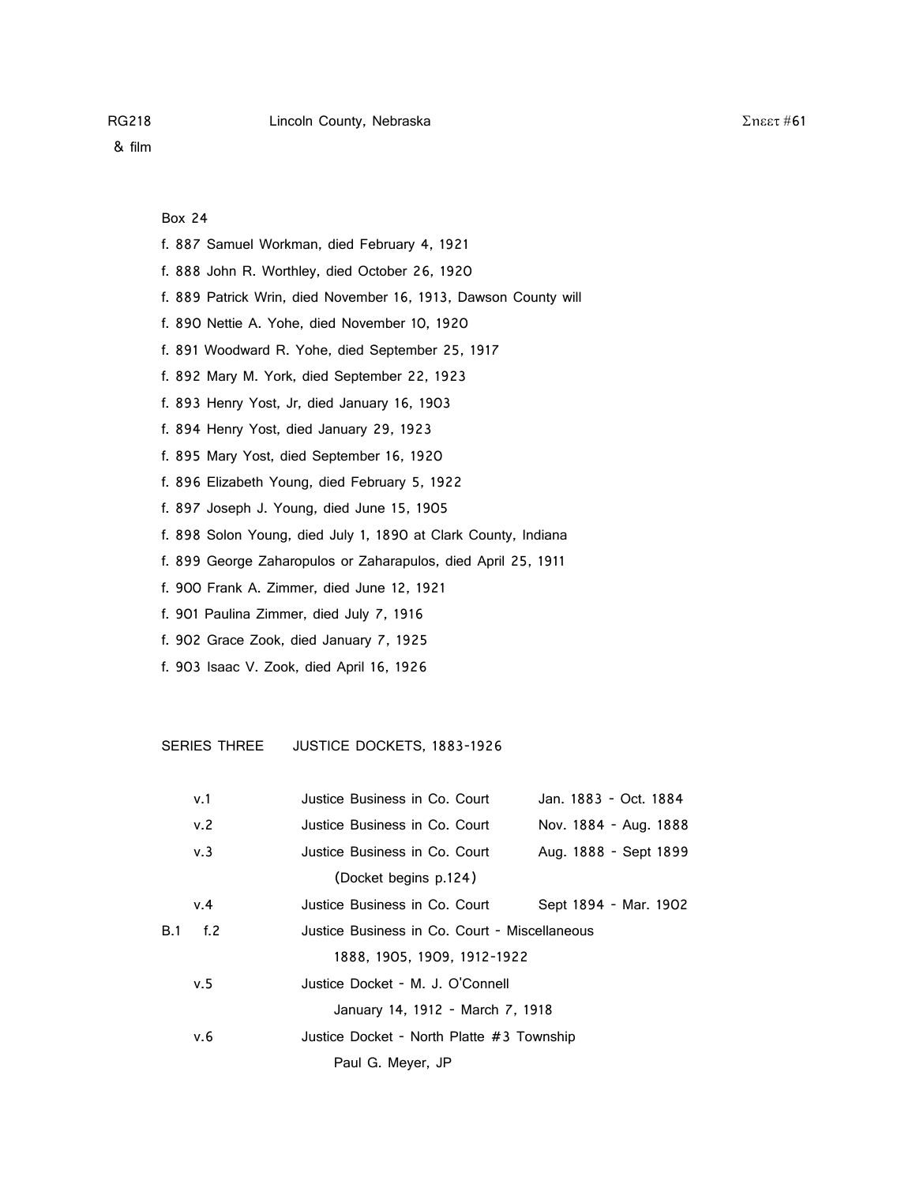Box 24

f. 887 Samuel Workman, died February 4, 1921

f. 888 John R. Worthley, died October 26, 1920

f. 889 Patrick Wrin, died November 16, 1913, Dawson County will

f. 890 Nettie A. Yohe, died November 10, 1920

f. 891 Woodward R. Yohe, died September 25, 1917

f. 892 Mary M. York, died September 22, 1923

f. 893 Henry Yost, Jr, died January 16, 1903

f. 894 Henry Yost, died January 29, 1923

f. 895 Mary Yost, died September 16, 1920

f. 896 Elizabeth Young, died February 5, 1922

f. 897 Joseph J. Young, died June 15, 1905

f. 898 Solon Young, died July 1, 1890 at Clark County, Indiana

f. 899 George Zaharopulos or Zaharapulos, died April 25, 1911

f. 900 Frank A. Zimmer, died June 12, 1921

f. 901 Paulina Zimmer, died July 7, 1916

f. 902 Grace Zook, died January 7, 1925

f. 903 Isaac V. Zook, died April 16, 1926

## SERIES THREE JUSTICE DOCKETS, 1883-1926

| | | |
|---|---|---|
| v.1 | Justice Business in Co. Court | Jan. 1883 - Oct. 1884 |
| v.2 | Justice Business in Co. Court | Nov. 1884 - Aug. 1888 |
| v.3 | Justice Business in Co. Court (Docket begins p.124) | Aug. 1888 - Sept 1899 |
| v.4 | Justice Business in Co. Court | Sept 1894 - Mar. 1902 |
| B.1 f.2 | Justice Business in Co. Court - Miscellaneous 1888, 1905, 1909, 1912-1922 | |
| v.5 | Justice Docket - M. J. O'Connell January 14, 1912 - March 7, 1918 | |
| v.6 | Justice Docket - North Platte #3 Township Paul G. Meyer, JP | |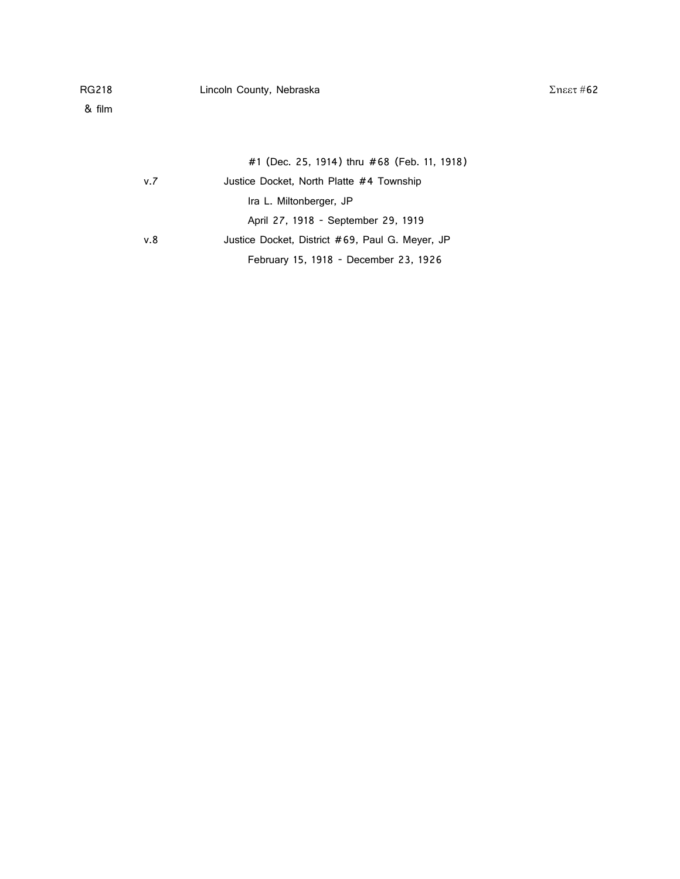#1 (Dec. 25, 1914) thru #68 (Feb. 11, 1918)

v.7 Justice Docket, North Platte #4 Township

Ira L. Miltonberger, JP

April 27, 1918 - September 29, 1919

v.8 Justice Docket, District #69, Paul G. Meyer, JP

February 15, 1918 - December 23, 1926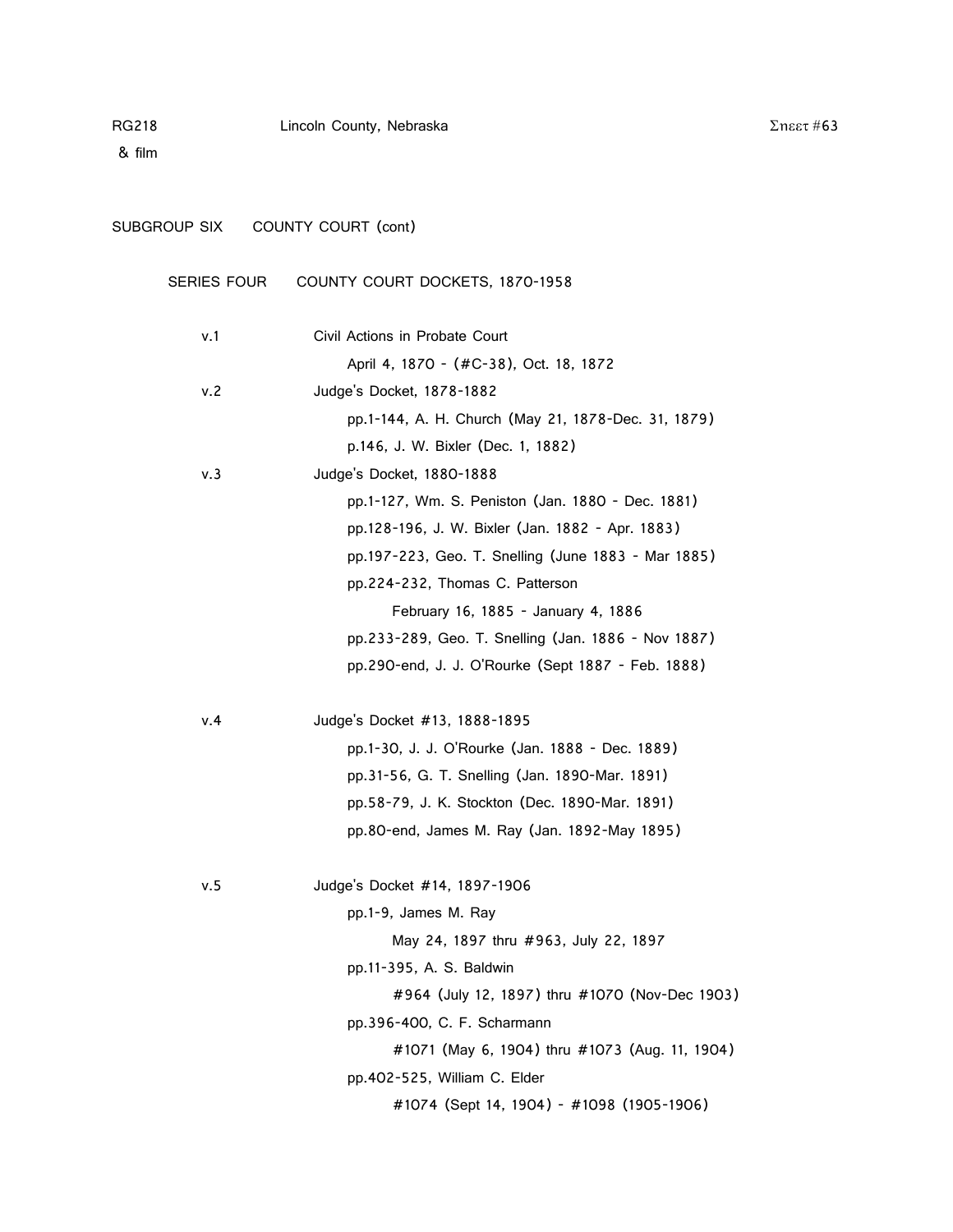RG218 Lincoln County, Nebraska
& film

SUBGROUP SIX COUNTY COURT (cont)

SERIES FOUR COUNTY COURT DOCKETS, 1870-1958

v.1 Civil Actions in Probate Court
April 4, 1870 - (#C-38), Oct. 18, 1872

v.2 Judge's Docket, 1878-1882
pp.1-144, A. H. Church (May 21, 1878-Dec. 31, 1879)
p.146, J. W. Bixler (Dec. 1, 1882)

v.3 Judge's Docket, 1880-1888
pp.1-127, Wm. S. Peniston (Jan. 1880 - Dec. 1881)
pp.128-196, J. W. Bixler (Jan. 1882 - Apr. 1883)
pp.197-223, Geo. T. Snelling (June 1883 - Mar 1885)
pp.224-232, Thomas C. Patterson
February 16, 1885 - January 4, 1886
pp.233-289, Geo. T. Snelling (Jan. 1886 - Nov 1887)
pp.290-end, J. J. O'Rourke (Sept 1887 - Feb. 1888)

v.4 Judge's Docket #13, 1888-1895
pp.1-30, J. J. O'Rourke (Jan. 1888 - Dec. 1889)
pp.31-56, G. T. Snelling (Jan. 1890-Mar. 1891)
pp.58-79, J. K. Stockton (Dec. 1890-Mar. 1891)
pp.80-end, James M. Ray (Jan. 1892-May 1895)

v.5 Judge's Docket #14, 1897-1906
pp.1-9, James M. Ray
May 24, 1897 thru #963, July 22, 1897
pp.11-395, A. S. Baldwin
#964 (July 12, 1897) thru #1070 (Nov-Dec 1903)
pp.396-400, C. F. Scharmann
#1071 (May 6, 1904) thru #1073 (Aug. 11, 1904)
pp.402-525, William C. Elder
#1074 (Sept 14, 1904) - #1098 (1905-1906)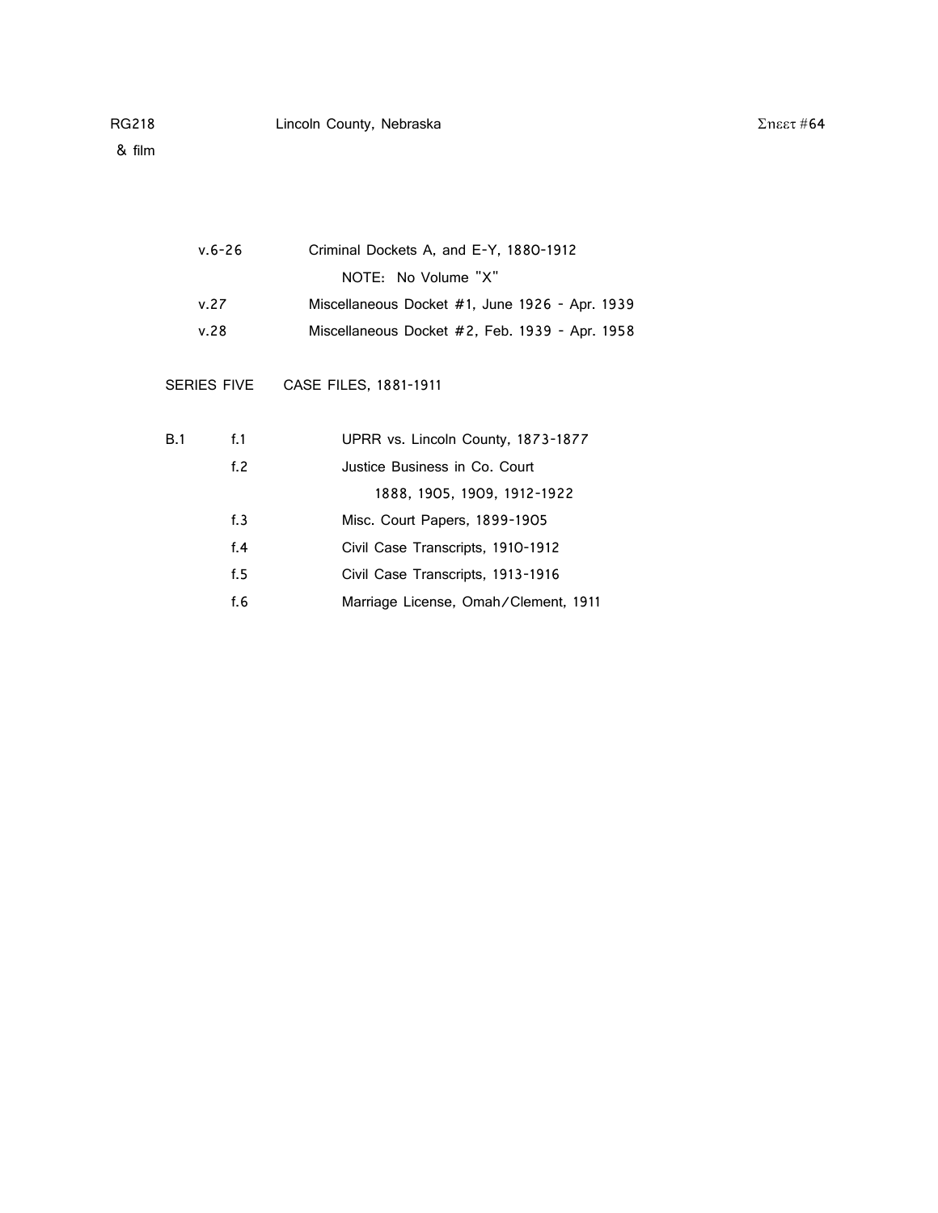| | |
|---|---|
| v.6-26 | Criminal Dockets A, and E-Y, 1880-1912 |
| | NOTE: No Volume "X" |
| v.27 | Miscellaneous Docket #1, June 1926 - Apr. 1939 |
| v.28 | Miscellaneous Docket #2, Feb. 1939 - Apr. 1958 |

SERIES FIVE CASE FILES, 1881-1911

| | | |
|---|---|---|
| B.1 | f.1 | UPRR vs. Lincoln County, 1873-1877 |
| | f.2 | Justice Business in Co. Court 1888, 1905, 1909, 1912-1922 |
| | f.3 | Misc. Court Papers, 1899-1905 |
| | f.4 | Civil Case Transcripts, 1910-1912 |
| | f.5 | Civil Case Transcripts, 1913-1916 |
| | f.6 | Marriage License, Omah/Clement, 1911 |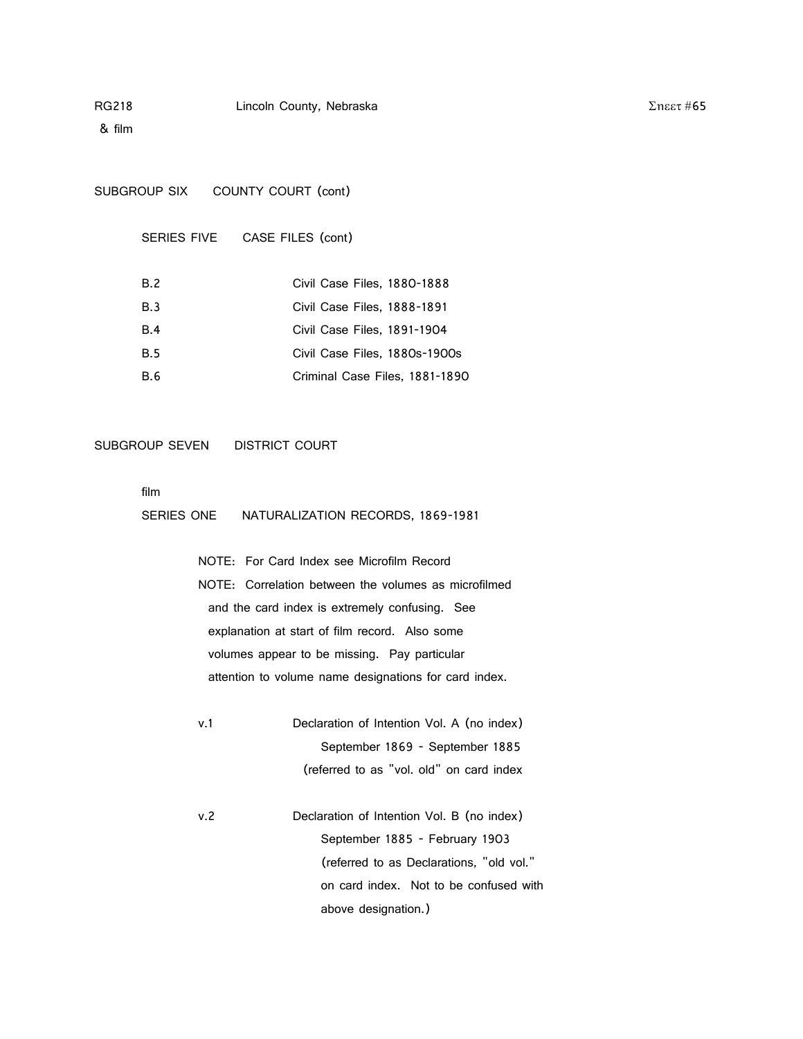SUBGROUP SIX COUNTY COURT (cont)

SERIES FIVE CASE FILES (cont)

| | |
|---|---|
| B.2 | Civil Case Files, 1880-1888 |
| B.3 | Civil Case Files, 1888-1891 |
| B.4 | Civil Case Files, 1891-1904 |
| B.5 | Civil Case Files, 1880s-1900s |
| B.6 | Criminal Case Files, 1881-1890 |

SUBGROUP SEVEN DISTRICT COURT

film

SERIES ONE NATURALIZATION RECORDS, 1869-1981

NOTE: For Card Index see Microfilm Record

NOTE: Correlation between the volumes as microfilmed and the card index is extremely confusing. See explanation at start of film record. Also some volumes appear to be missing. Pay particular attention to volume name designations for card index.

v.1 Declaration of Intention Vol. A (no index)
September 1869 - September 1885
(referred to as "vol. old" on card index

v.2 Declaration of Intention Vol. B (no index)
September 1885 - February 1903
(referred to as Declarations, "old vol." on card index. Not to be confused with above designation.)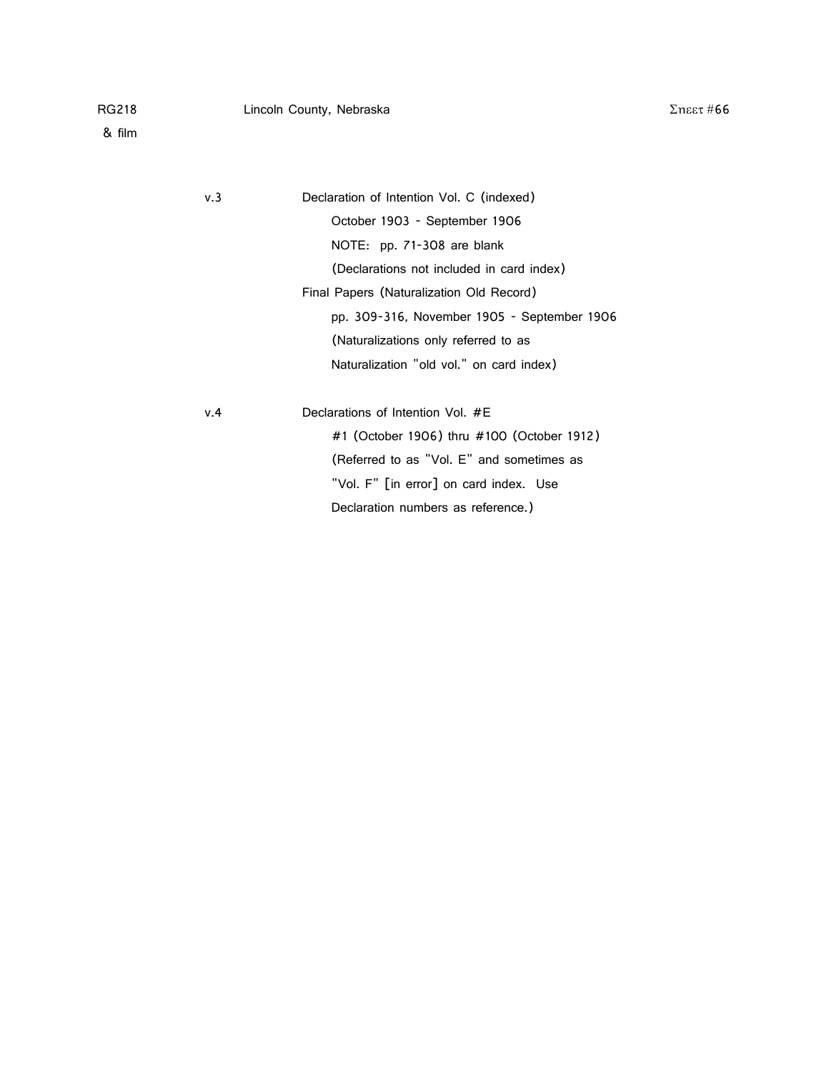RG218 & film — Lincoln County, Nebraska — Sheet #66

v.3 — Declaration of Intention Vol. C (indexed)

October 1903 - September 1906

NOTE: pp. 71-308 are blank

(Declarations not included in card index)

Final Papers (Naturalization Old Record)

pp. 309-316, November 1905 - September 1906

(Naturalizations only referred to as Naturalization "old vol." on card index)

v.4 — Declarations of Intention Vol. #E

#1 (October 1906) thru #100 (October 1912)

(Referred to as "Vol. E" and sometimes as "Vol. F" [in error] on card index. Use Declaration numbers as reference.)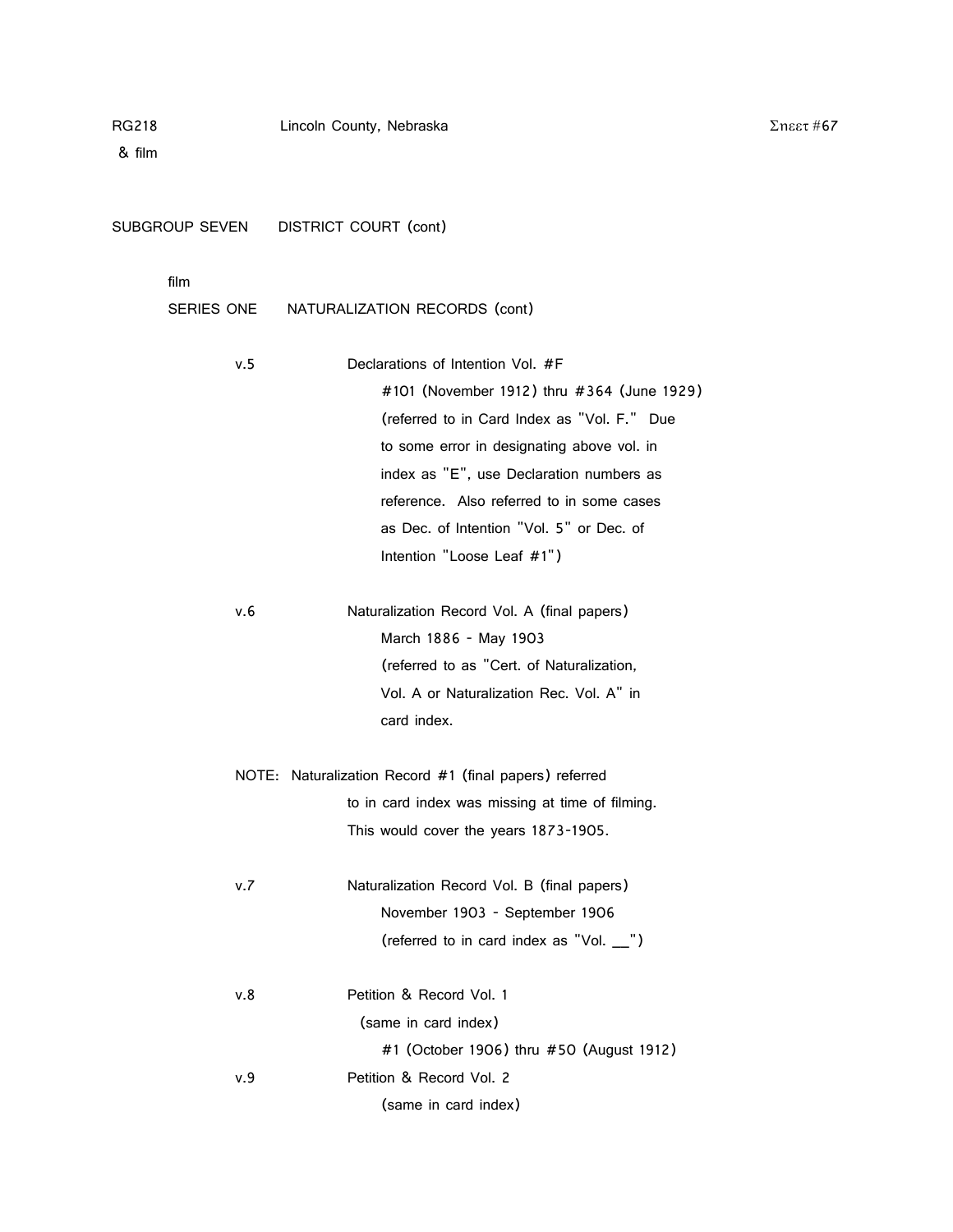RG218 Lincoln County, Nebraska
& film

SUBGROUP SEVEN DISTRICT COURT (cont)

film
SERIES ONE NATURALIZATION RECORDS (cont)

v.5 Declarations of Intention Vol. #F
#101 (November 1912) thru #364 (June 1929)
(referred to in Card Index as "Vol. F." Due to some error in designating above vol. in index as "E", use Declaration numbers as reference. Also referred to in some cases as Dec. of Intention "Vol. 5" or Dec. of Intention "Loose Leaf #1")

v.6 Naturalization Record Vol. A (final papers)
March 1886 - May 1903
(referred to as "Cert. of Naturalization, Vol. A or Naturalization Rec. Vol. A" in card index.

NOTE: Naturalization Record #1 (final papers) referred to in card index was missing at time of filming. This would cover the years 1873-1905.

v.7 Naturalization Record Vol. B (final papers)
November 1903 - September 1906
(referred to in card index as "Vol. __")

v.8 Petition & Record Vol. 1
(same in card index)
#1 (October 1906) thru #50 (August 1912)

v.9 Petition & Record Vol. 2
(same in card index)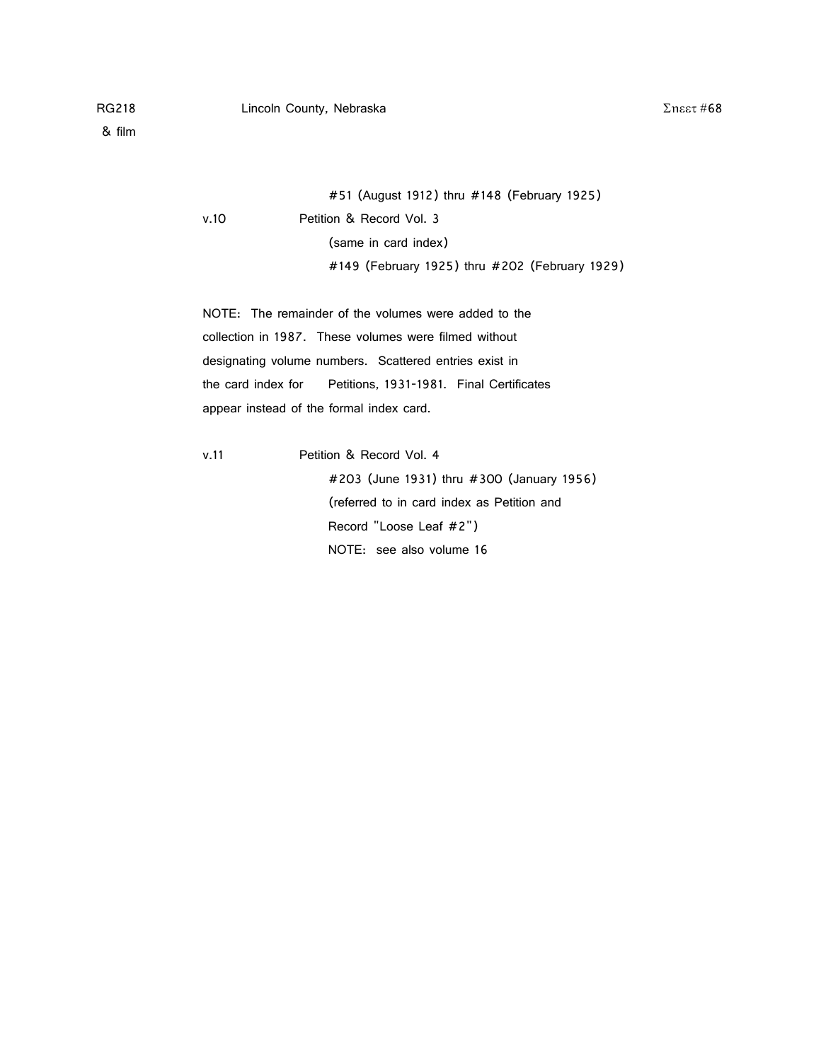#51 (August 1912) thru #148 (February 1925)

v.10 Petition & Record Vol. 3

(same in card index)

#149 (February 1925) thru #202 (February 1929)

NOTE: The remainder of the volumes were added to the collection in 1987. These volumes were filmed without designating volume numbers. Scattered entries exist in the card index for Petitions, 1931-1981. Final Certificates appear instead of the formal index card.

v.11 Petition & Record Vol. 4

#203 (June 1931) thru #300 (January 1956)

(referred to in card index as Petition and Record "Loose Leaf #2")

NOTE: see also volume 16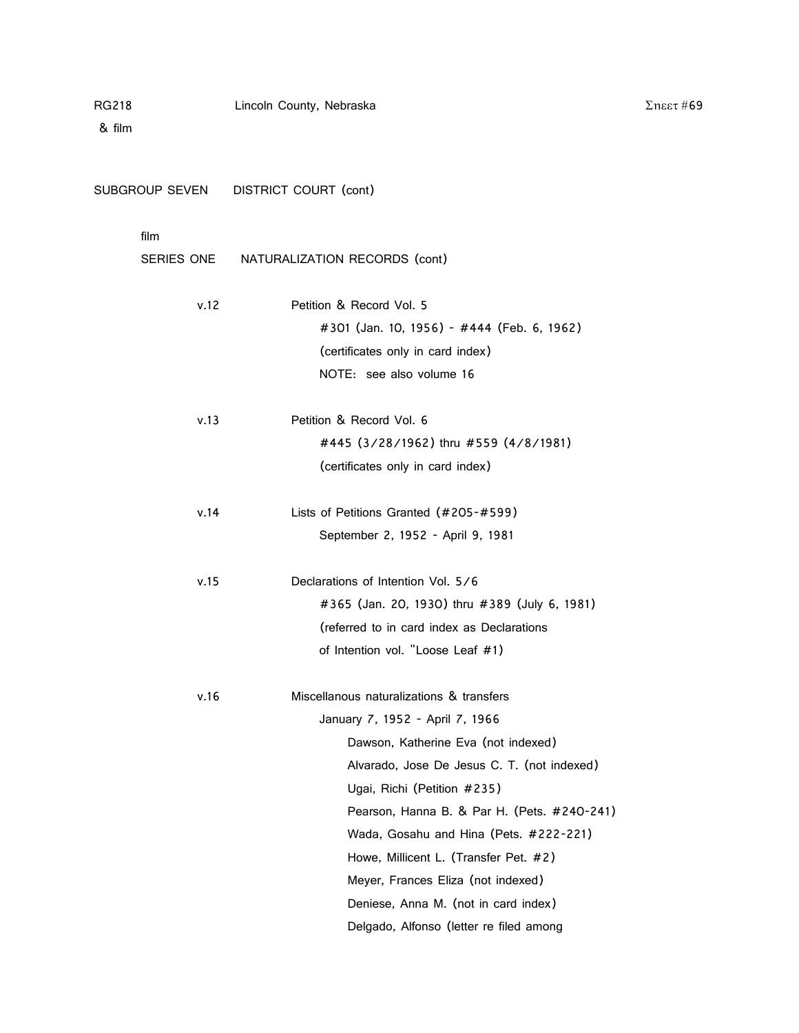RG218 Lincoln County, Nebraska
& film

SUBGROUP SEVEN DISTRICT COURT (cont)

film

SERIES ONE NATURALIZATION RECORDS (cont)

v.12 Petition & Record Vol. 5
#301 (Jan. 10, 1956) - #444 (Feb. 6, 1962)
(certificates only in card index)
NOTE: see also volume 16

v.13 Petition & Record Vol. 6
#445 (3/28/1962) thru #559 (4/8/1981)
(certificates only in card index)

v.14 Lists of Petitions Granted (#205-#599)
September 2, 1952 - April 9, 1981

v.15 Declarations of Intention Vol. 5/6
#365 (Jan. 20, 1930) thru #389 (July 6, 1981)
(referred to in card index as Declarations
of Intention vol. "Loose Leaf #1)

v.16 Miscellanous naturalizations & transfers
January 7, 1952 - April 7, 1966
- Dawson, Katherine Eva (not indexed)
- Alvarado, Jose De Jesus C. T. (not indexed)
- Ugai, Richi (Petition #235)
- Pearson, Hanna B. & Par H. (Pets. #240-241)
- Wada, Gosahu and Hina (Pets. #222-221)
- Howe, Millicent L. (Transfer Pet. #2)
- Meyer, Frances Eliza (not indexed)
- Deniese, Anna M. (not in card index)
- Delgado, Alfonso (letter re filed among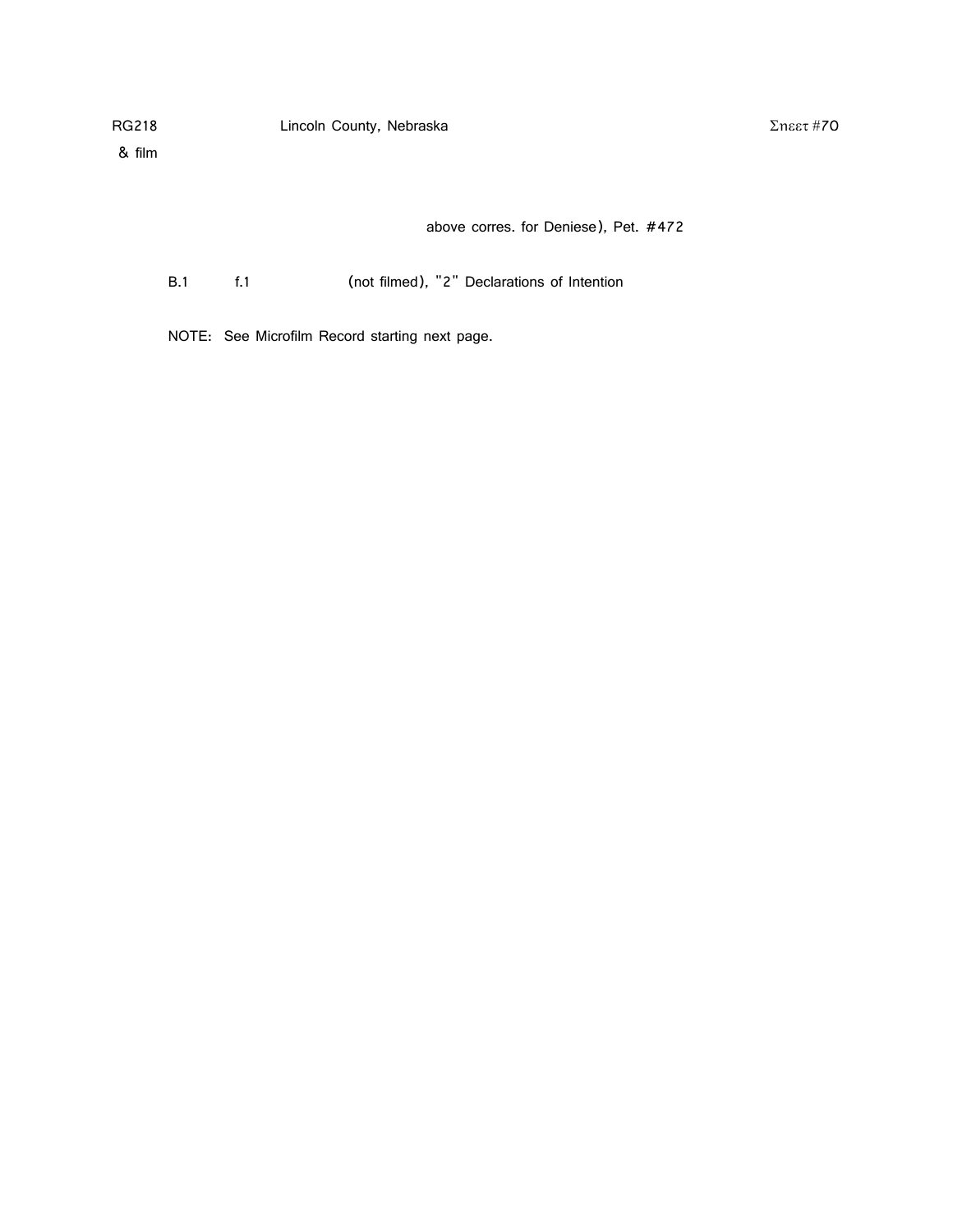above corres. for Deniese), Pet. #472

B.1 f.1 (not filmed), "2" Declarations of Intention

NOTE: See Microfilm Record starting next page.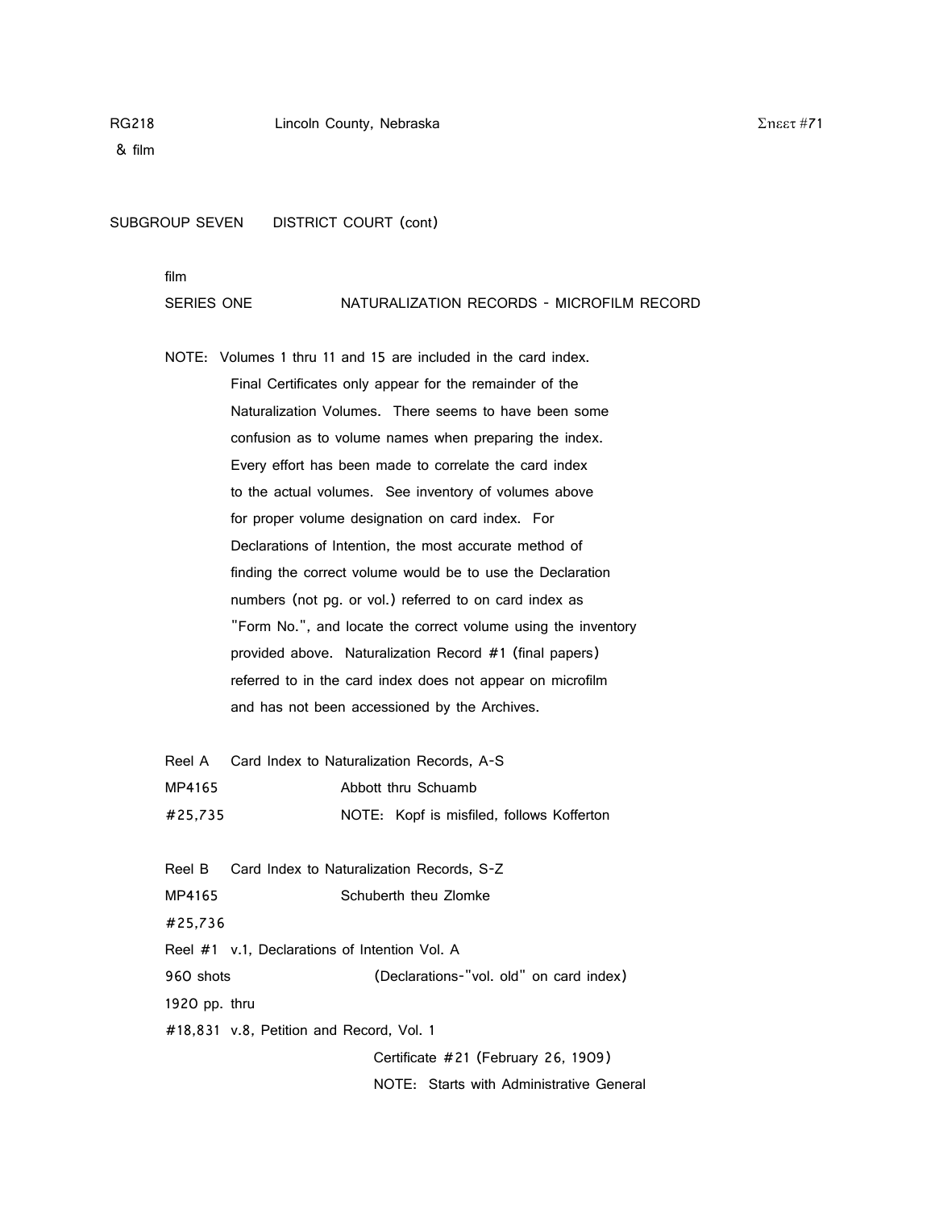RG218 Lincoln County, Nebraska Sheet #71
& film

SUBGROUP SEVEN DISTRICT COURT (cont)

film

SERIES ONE NATURALIZATION RECORDS - MICROFILM RECORD

NOTE: Volumes 1 thru 11 and 15 are included in the card index. Final Certificates only appear for the remainder of the Naturalization Volumes. There seems to have been some confusion as to volume names when preparing the index. Every effort has been made to correlate the card index to the actual volumes. See inventory of volumes above for proper volume designation on card index. For Declarations of Intention, the most accurate method of finding the correct volume would be to use the Declaration numbers (not pg. or vol.) referred to on card index as "Form No.", and locate the correct volume using the inventory provided above. Naturalization Record #1 (final papers) referred to in the card index does not appear on microfilm and has not been accessioned by the Archives.

Reel A Card Index to Naturalization Records, A-S
MP4165 Abbott thru Schuamb
#25,735 NOTE: Kopf is misfiled, follows Kofferton

Reel B Card Index to Naturalization Records, S-Z
MP4165 Schuberth theu Zlomke
#25,736

Reel #1 v.1, Declarations of Intention Vol. A
960 shots (Declarations-"vol. old" on card index)
1920 pp. thru
#18,831 v.8, Petition and Record, Vol. 1
Certificate #21 (February 26, 1909)
NOTE: Starts with Administrative General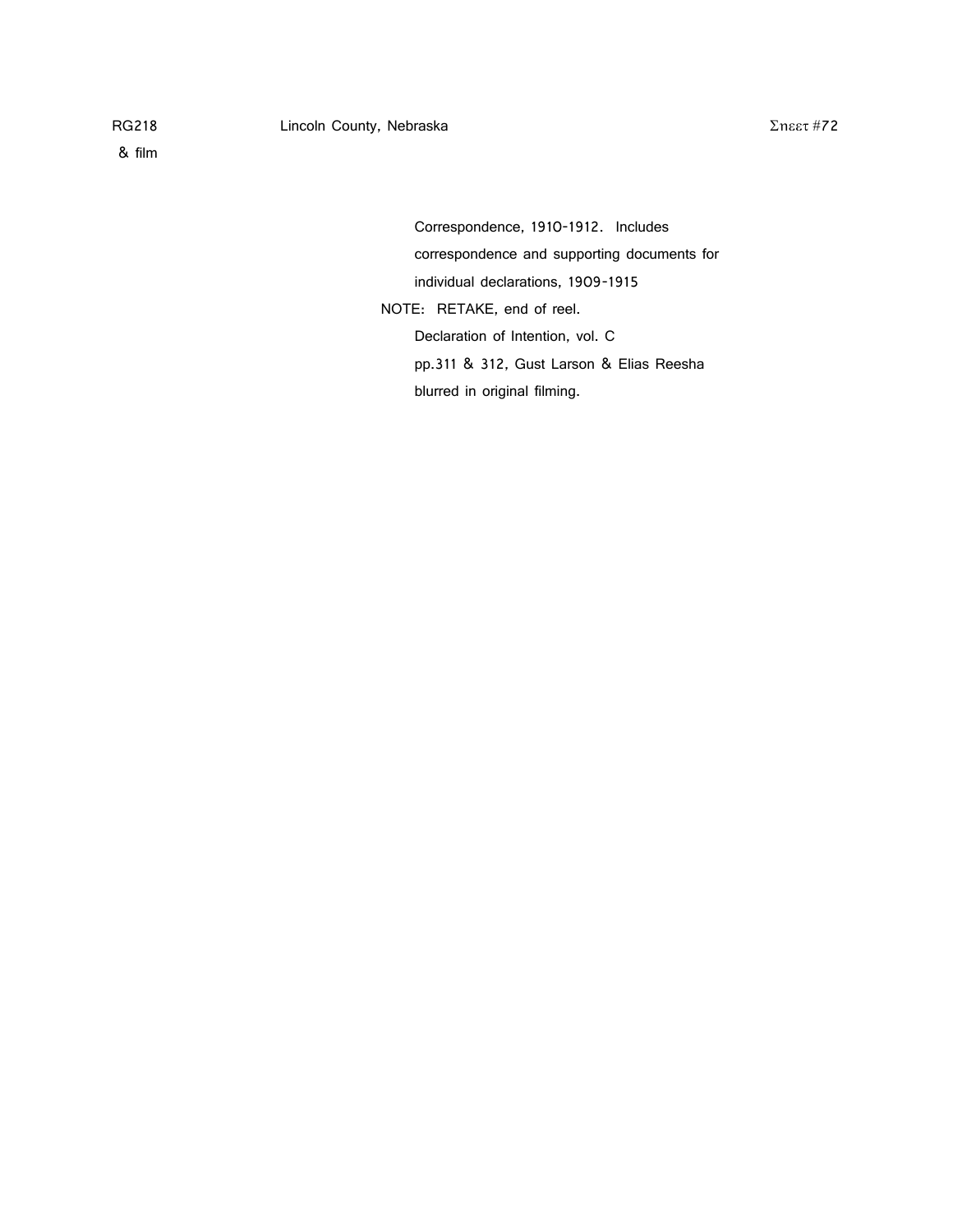RG218 & film — Lincoln County, Nebraska — Sheet #72

Correspondence, 1910-1912. Includes correspondence and supporting documents for individual declarations, 1909-1915

NOTE: RETAKE, end of reel.
Declaration of Intention, vol. C
pp.311 & 312, Gust Larson & Elias Reesha
blurred in original filming.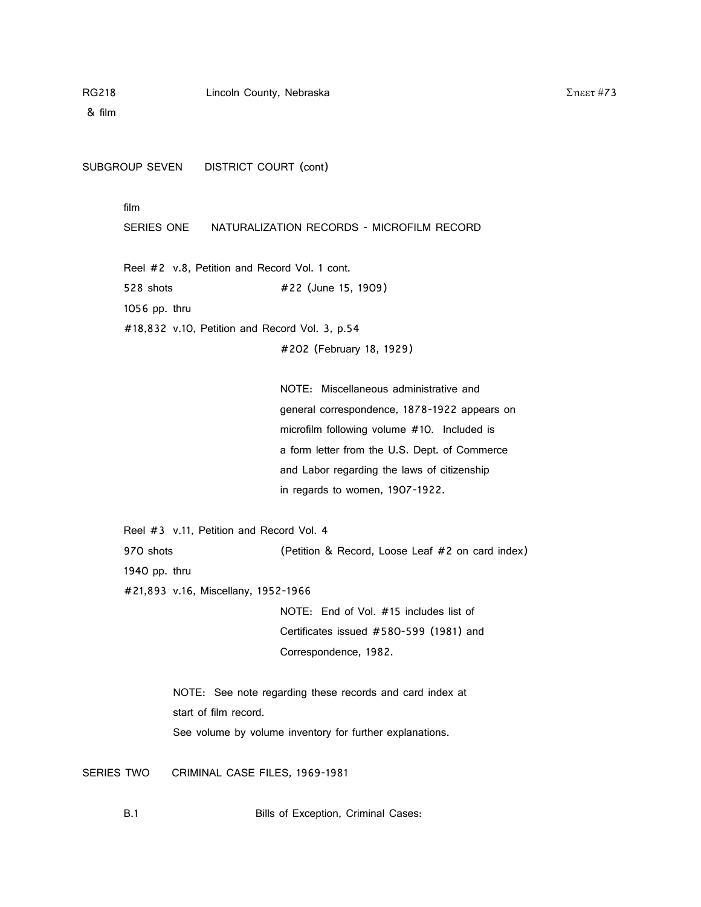RG218 Lincoln County, Nebraska
& film

SUBGROUP SEVEN DISTRICT COURT (cont)

film

SERIES ONE NATURALIZATION RECORDS - MICROFILM RECORD

Reel #2 v.8, Petition and Record Vol. 1 cont.
528 shots #22 (June 15, 1909)
1056 pp. thru
#18,832 v.10, Petition and Record Vol. 3, p.54
#202 (February 18, 1929)

NOTE: Miscellaneous administrative and general correspondence, 1878-1922 appears on microfilm following volume #10. Included is a form letter from the U.S. Dept. of Commerce and Labor regarding the laws of citizenship in regards to women, 1907-1922.

Reel #3 v.11, Petition and Record Vol. 4
970 shots (Petition & Record, Loose Leaf #2 on card index)
1940 pp. thru
#21,893 v.16, Miscellany, 1952-1966

NOTE: End of Vol. #15 includes list of Certificates issued #580-599 (1981) and Correspondence, 1982.

NOTE: See note regarding these records and card index at start of film record.
See volume by volume inventory for further explanations.

SERIES TWO CRIMINAL CASE FILES, 1969-1981

B.1 Bills of Exception, Criminal Cases: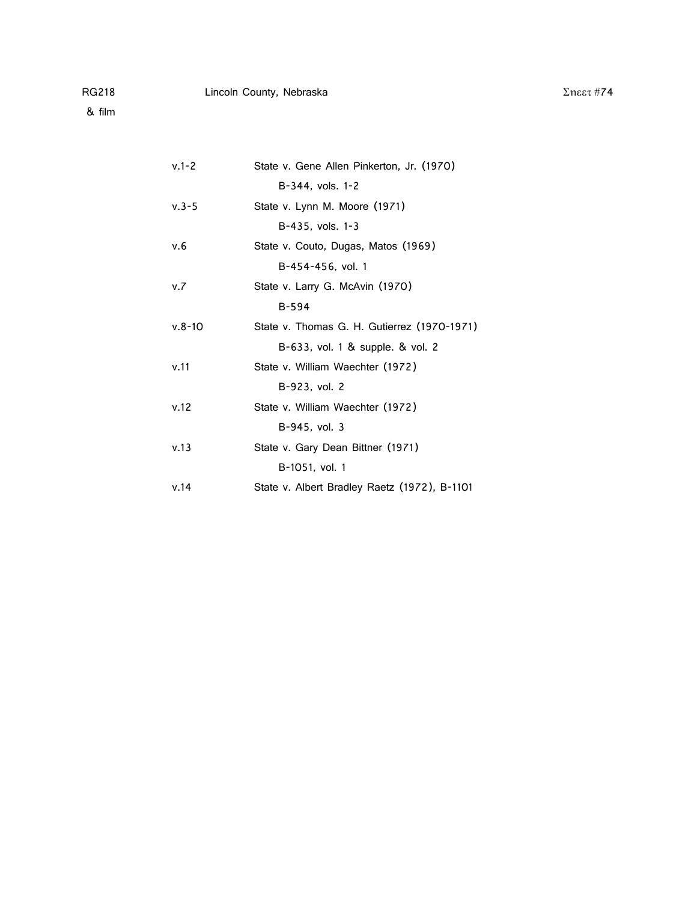RG218 & film — Lincoln County, Nebraska — Sheet #74

| | |
|---|---|
| v.1-2 | State v. Gene Allen Pinkerton, Jr. (1970) |
| | B-344, vols. 1-2 |
| v.3-5 | State v. Lynn M. Moore (1971) |
| | B-435, vols. 1-3 |
| v.6 | State v. Couto, Dugas, Matos (1969) |
| | B-454-456, vol. 1 |
| v.7 | State v. Larry G. McAvin (1970) |
| | B-594 |
| v.8-10 | State v. Thomas G. H. Gutierrez (1970-1971) |
| | B-633, vol. 1 & supple. & vol. 2 |
| v.11 | State v. William Waechter (1972) |
| | B-923, vol. 2 |
| v.12 | State v. William Waechter (1972) |
| | B-945, vol. 3 |
| v.13 | State v. Gary Dean Bittner (1971) |
| | B-1051, vol. 1 |
| v.14 | State v. Albert Bradley Raetz (1972), B-1101 |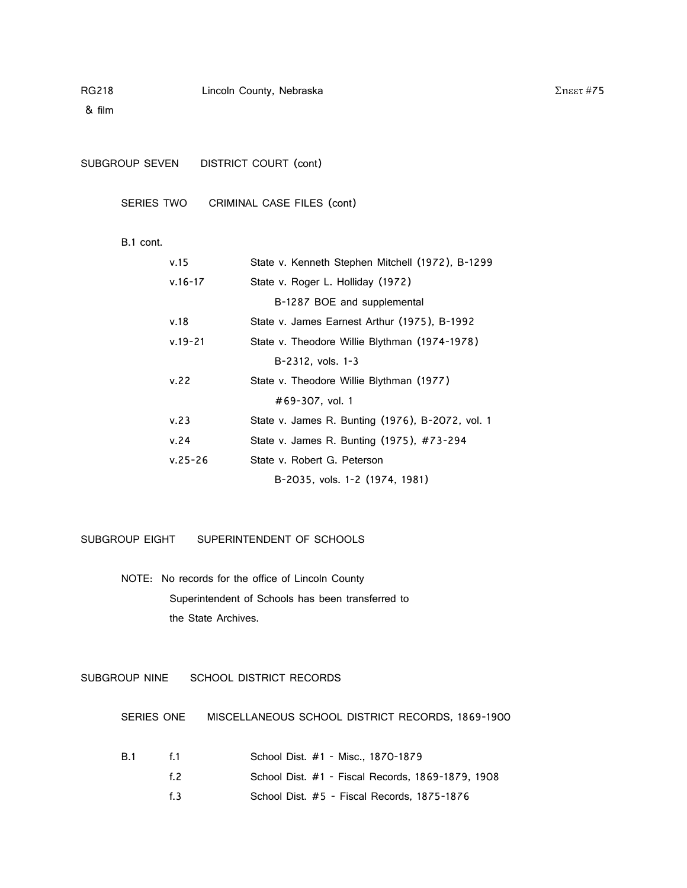RG218 Lincoln County, Nebraska

& film

SUBGROUP SEVEN DISTRICT COURT (cont)

SERIES TWO CRIMINAL CASE FILES (cont)

B.1 cont.

| | |
|---|---|
| v.15 | State v. Kenneth Stephen Mitchell (1972), B-1299 |
| v.16-17 | State v. Roger L. Holliday (1972) B-1287 BOE and supplemental |
| v.18 | State v. James Earnest Arthur (1975), B-1992 |
| v.19-21 | State v. Theodore Willie Blythman (1974-1978) B-2312, vols. 1-3 |
| v.22 | State v. Theodore Willie Blythman (1977) #69-307, vol. 1 |
| v.23 | State v. James R. Bunting (1976), B-2072, vol. 1 |
| v.24 | State v. James R. Bunting (1975), #73-294 |
| v.25-26 | State v. Robert G. Peterson B-2035, vols. 1-2 (1974, 1981) |

SUBGROUP EIGHT SUPERINTENDENT OF SCHOOLS

NOTE: No records for the office of Lincoln County Superintendent of Schools has been transferred to the State Archives.

SUBGROUP NINE SCHOOL DISTRICT RECORDS

SERIES ONE MISCELLANEOUS SCHOOL DISTRICT RECORDS, 1869-1900

| | | |
|---|---|---|
| B.1 | f.1 | School Dist. #1 - Misc., 1870-1879 |
| | f.2 | School Dist. #1 - Fiscal Records, 1869-1879, 1908 |
| | f.3 | School Dist. #5 - Fiscal Records, 1875-1876 |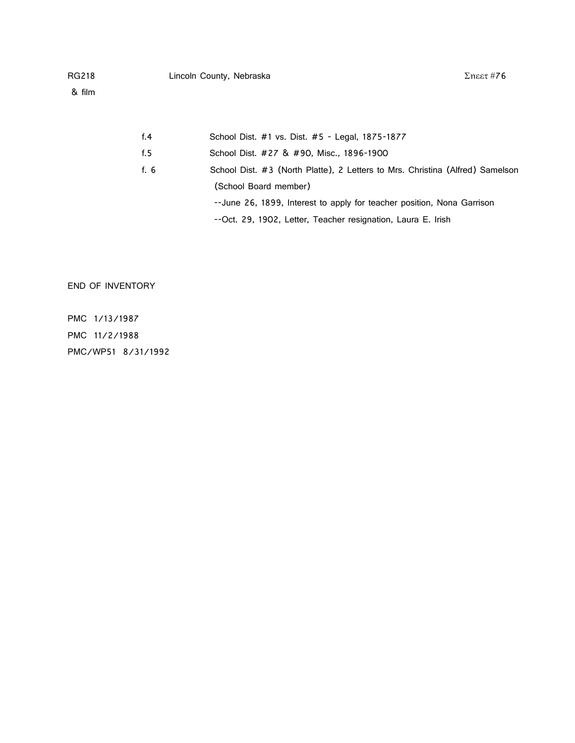RG218 & film — Lincoln County, Nebraska — Sheet #76

f.4 School Dist. #1 vs. Dist. #5 - Legal, 1875-1877

f.5 School Dist. #27 & #90, Misc., 1896-1900

f. 6 School Dist. #3 (North Platte), 2 Letters to Mrs. Christina (Alfred) Samelson (School Board member)

--June 26, 1899, Interest to apply for teacher position, Nona Garrison

--Oct. 29, 1902, Letter, Teacher resignation, Laura E. Irish

END OF INVENTORY

PMC 1/13/1987

PMC 11/2/1988

PMC/WP51 8/31/1992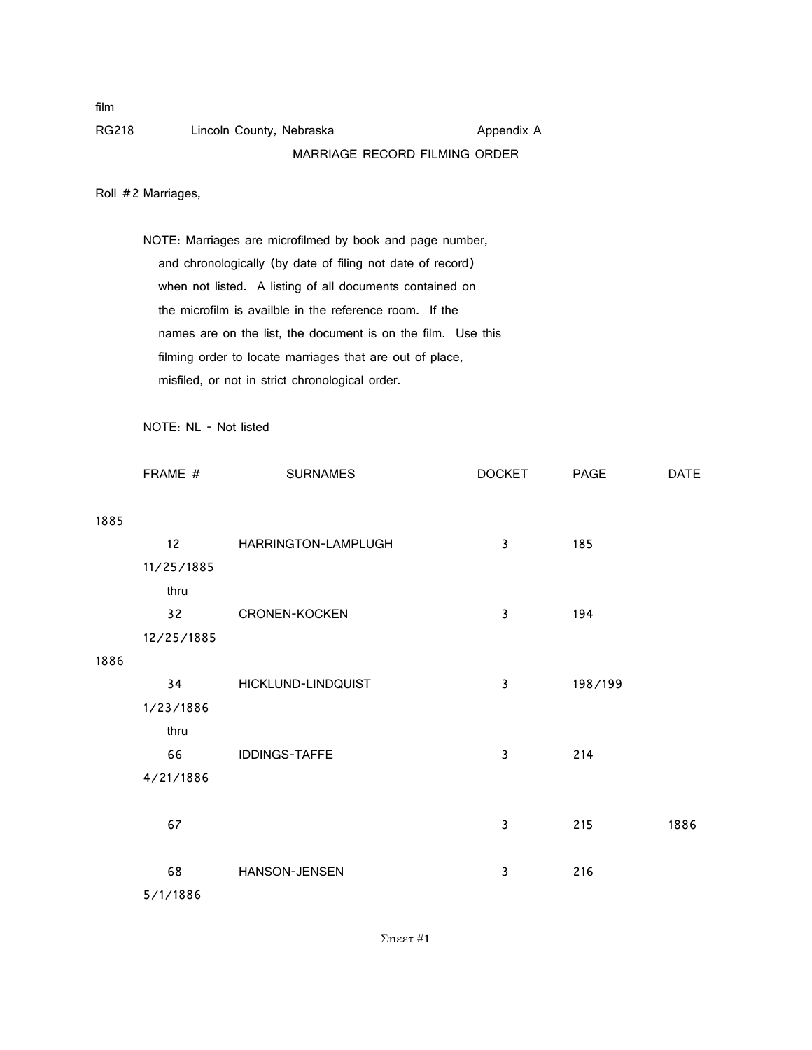film

RG218 Lincoln County, Nebraska Appendix A

MARRIAGE RECORD FILMING ORDER

Roll #2 Marriages,

NOTE: Marriages are microfilmed by book and page number, and chronologically (by date of filing not date of record) when not listed. A listing of all documents contained on the microfilm is availble in the reference room. If the names are on the list, the document is on the film. Use this filming order to locate marriages that are out of place, misfiled, or not in strict chronological order.

NOTE: NL - Not listed

| FRAME # | SURNAMES | DOCKET | PAGE | DATE |
|---|---|---|---|---|
| **1885** | | | | |
| 12 | HARRINGTON-LAMPLUGH | 3 | 185 | 11/25/1885 |
| thru | | | | |
| 32 | CRONEN-KOCKEN | 3 | 194 | 12/25/1885 |
| **1886** | | | | |
| 34 | HICKLUND-LINDQUIST | 3 | 198/199 | 1/23/1886 |
| thru | | | | |
| 66 | IDDINGS-TAFFE | 3 | 214 | 4/21/1886 |
| 67 | | 3 | 215 | 1886 |
| 68 | HANSON-JENSEN | 3 | 216 | 5/1/1886 |

Sheet #1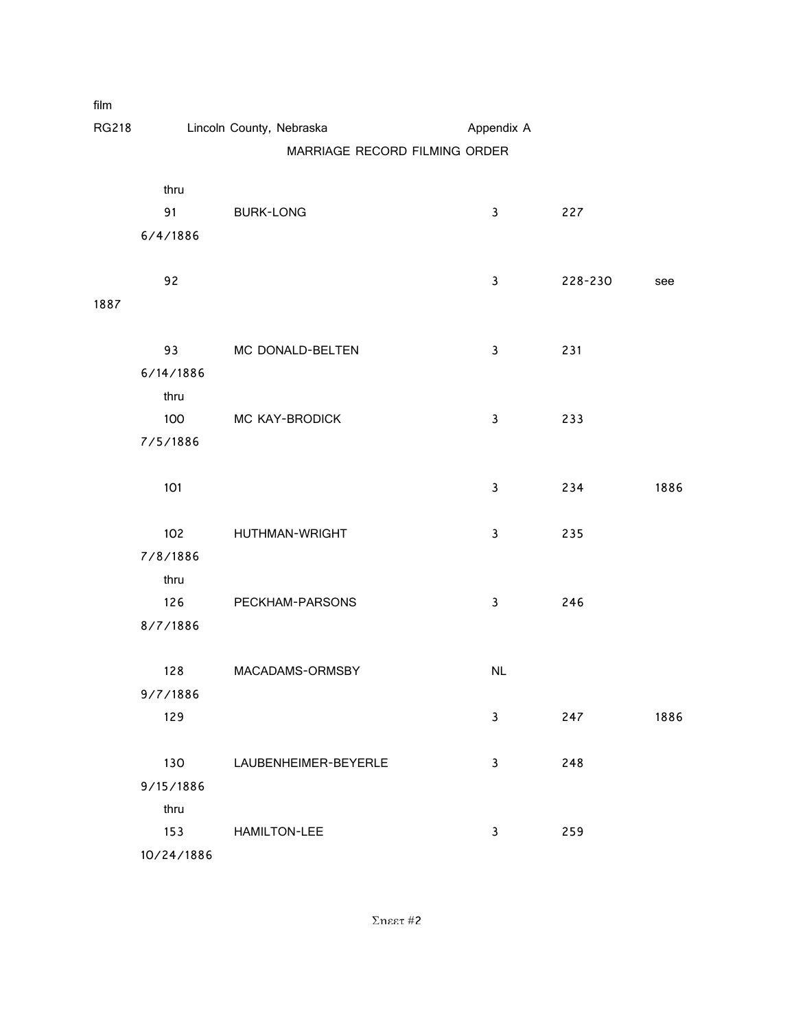film

RG218 Lincoln County, Nebraska Appendix A

MARRIAGE RECORD FILMING ORDER

| No. | Names | Vol. | Page | Note |
|---|---|---|---|---|
| thru | | | | |
| 91 6/4/1886 | BURK-LONG | 3 | 227 | |
| 92 | | 3 | 228-230 | see 1887 |
| 93 6/14/1886 | MC DONALD-BELTEN | 3 | 231 | |
| thru | | | | |
| 100 7/5/1886 | MC KAY-BRODICK | 3 | 233 | |
| 101 | | 3 | 234 | 1886 |
| 102 7/8/1886 | HUTHMAN-WRIGHT | 3 | 235 | |
| thru | | | | |
| 126 8/7/1886 | PECKHAM-PARSONS | 3 | 246 | |
| 128 9/7/1886 | MACADAMS-ORMSBY | NL | | |
| 129 | | 3 | 247 | 1886 |
| 130 9/15/1886 | LAUBENHEIMER-BEYERLE | 3 | 248 | |
| thru | | | | |
| 153 10/24/1886 | HAMILTON-LEE | 3 | 259 | |

Sheet #2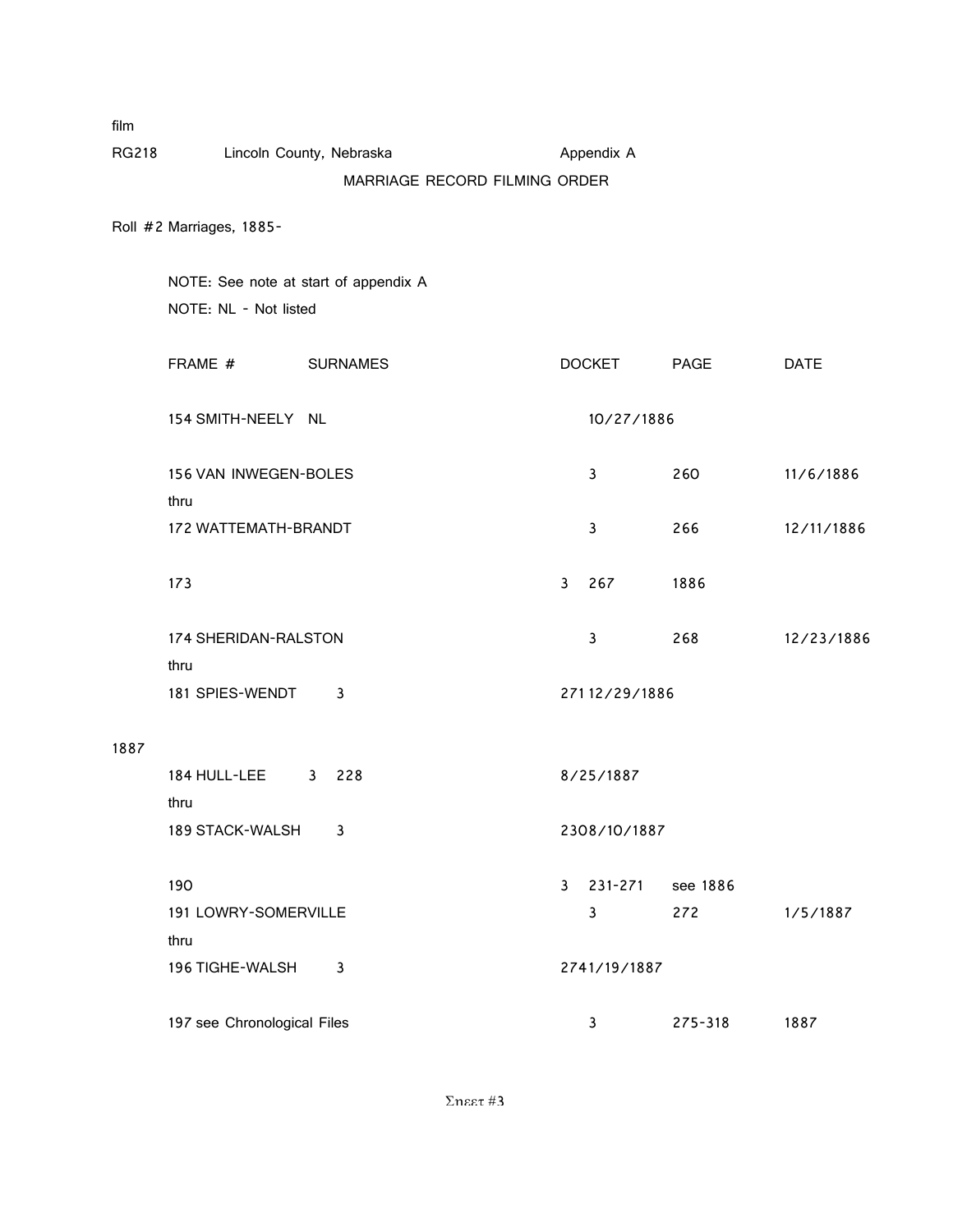film

RG218 Lincoln County, Nebraska Appendix A

MARRIAGE RECORD FILMING ORDER

Roll #2 Marriages, 1885-

NOTE: See note at start of appendix A

NOTE: NL - Not listed

| FRAME # | SURNAMES | DOCKET | PAGE | DATE |
|---|---|---|---|---|
| 154 | SMITH-NEELY NL | | | 10/27/1886 |
| 156 | VAN INWEGEN-BOLES | 3 | 260 | 11/6/1886 |
| thru | | | | |
| 172 | WATTEMATH-BRANDT | 3 | 266 | 12/11/1886 |
| 173 | | 3 | 267 | 1886 |
| 174 | SHERIDAN-RALSTON | 3 | 268 | 12/23/1886 |
| thru | | | | |
| 181 | SPIES-WENDT | 3 | 271 | 12/29/1886 |
| 1887 | | | | |
| 184 | HULL-LEE | 3 | 228 | 8/25/1887 |
| thru | | | | |
| 189 | STACK-WALSH | 3 | 230 | 8/10/1887 |
| 190 | | 3 | 231-271 | see 1886 |
| 191 | LOWRY-SOMERVILLE | 3 | 272 | 1/5/1887 |
| thru | | | | |
| 196 | TIGHE-WALSH | 3 | 274 | 1/19/1887 |
| 197 | see Chronological Files | 3 | 275-318 | 1887 |

Sheet #3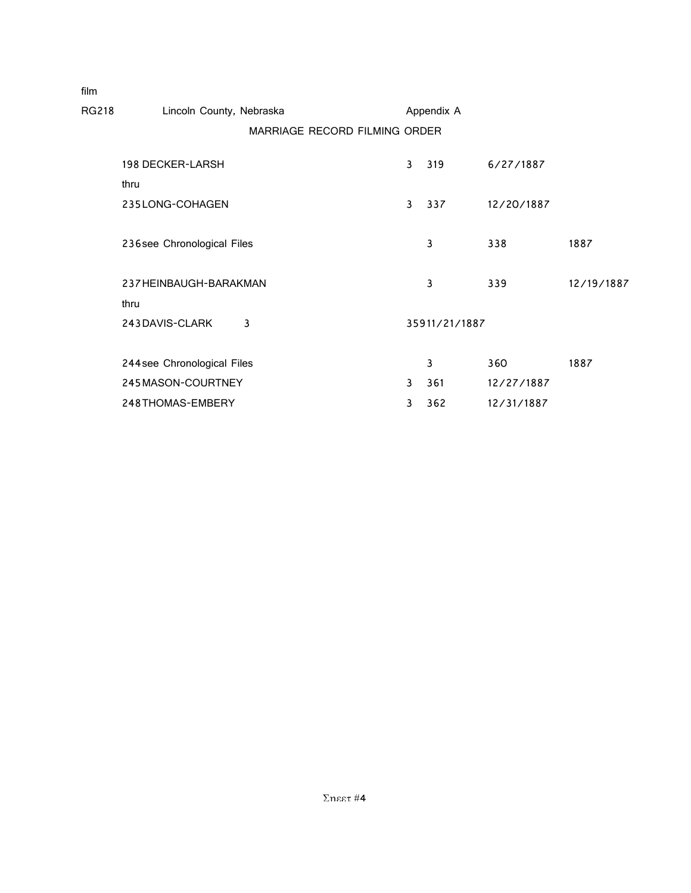film

RG218 Lincoln County, Nebraska Appendix A

MARRIAGE RECORD FILMING ORDER

| | | | |
|---|---|---|---|
| 198 DECKER-LARSH | 3 | 319 | 6/27/1887 |
| thru | | | |
| 235 LONG-COHAGEN | 3 | 337 | 12/20/1887 |
| 236 see Chronological Files | 3 | 338 | 1887 |
| 237 HEINBAUGH-BARAKMAN | 3 | 339 | 12/19/1887 |
| thru | | | |
| 243 DAVIS-CLARK | 3 | 359 | 11/21/1887 |
| 244 see Chronological Files | 3 | 360 | 1887 |
| 245 MASON-COURTNEY | 3 | 361 | 12/27/1887 |
| 248 THOMAS-EMBERY | 3 | 362 | 12/31/1887 |

Sheet #4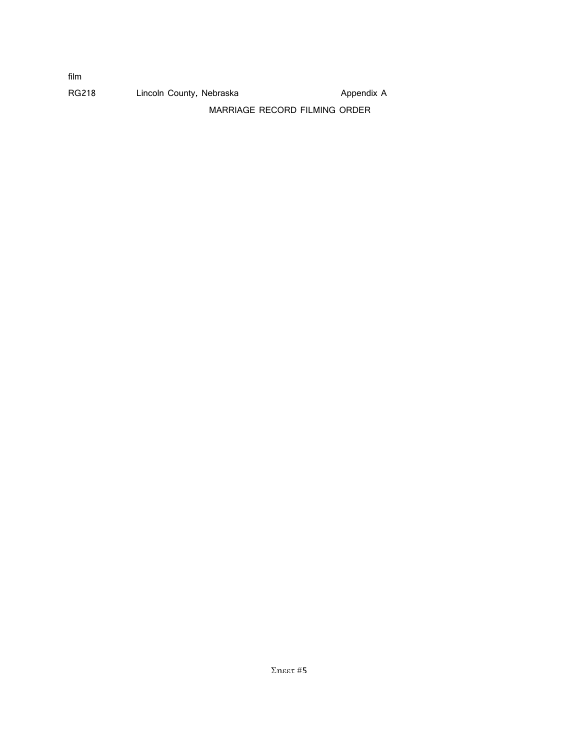film

RG218 Lincoln County, Nebraska Appendix A

MARRIAGE RECORD FILMING ORDER

Σηεετ #5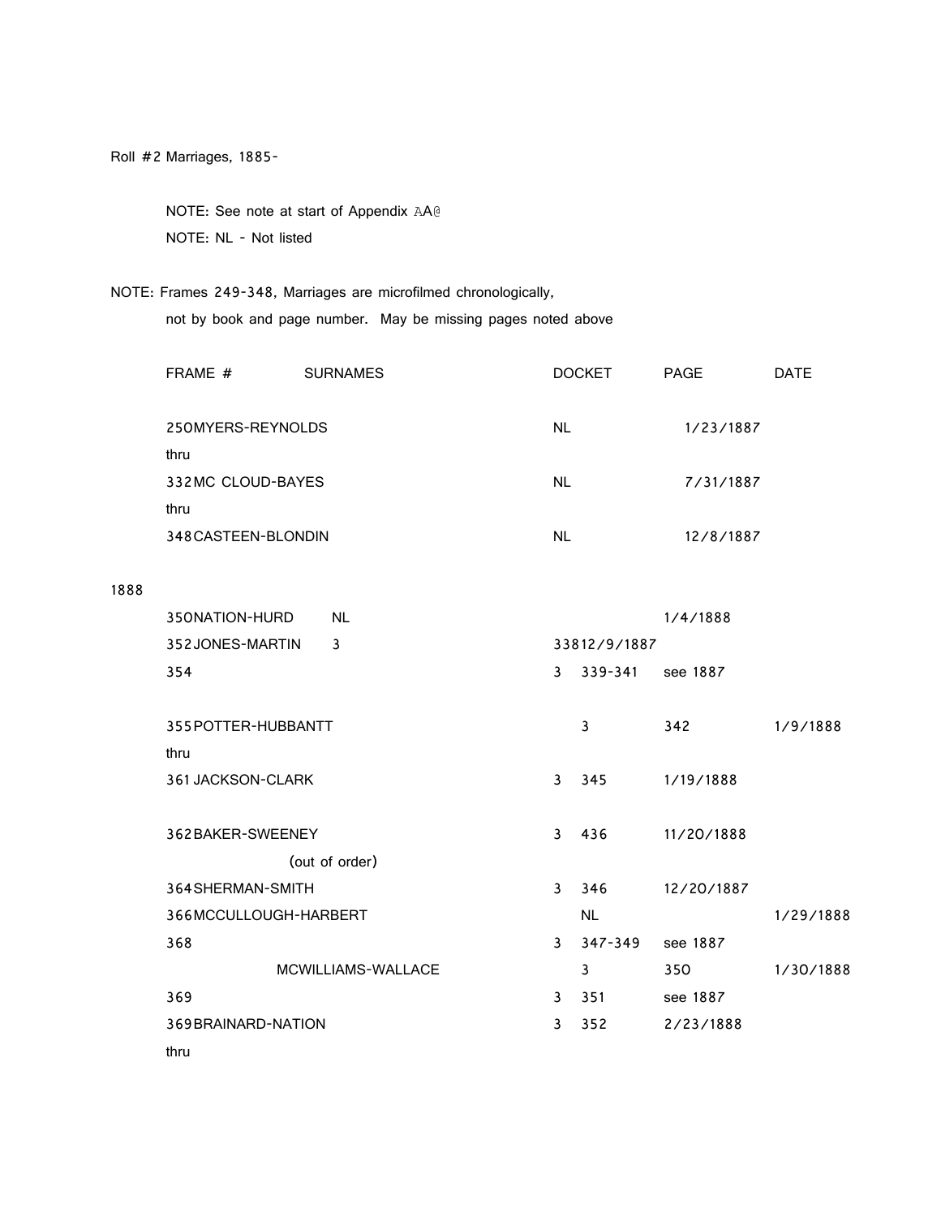Roll #2 Marriages, 1885-

NOTE: See note at start of Appendix AA@

NOTE: NL - Not listed

NOTE: Frames 249-348, Marriages are microfilmed chronologically, not by book and page number. May be missing pages noted above

| FRAME # | SURNAMES | DOCKET | PAGE | DATE |
|---|---|---|---|---|
| 250 | MYERS-REYNOLDS | NL | | 1/23/1887 |
| thru | | | | |
| 332 | MC CLOUD-BAYES | NL | | 7/31/1887 |
| thru | | | | |
| 348 | CASTEEN-BLONDIN | NL | | 12/8/1887 |
| **1888** | | | | |
| 350 | NATION-HURD | NL | | 1/4/1888 |
| 352 | JONES-MARTIN | 3 | 338 | 12/9/1887 |
| 354 | | 3 | 339-341 | see 1887 |
| 355 | POTTER-HUBBANTT | 3 | 342 | 1/9/1888 |
| thru | | | | |
| 361 | JACKSON-CLARK | 3 | 345 | 1/19/1888 |
| 362 | BAKER-SWEENEY (out of order) | 3 | 436 | 11/20/1888 |
| 364 | SHERMAN-SMITH | 3 | 346 | 12/20/1887 |
| 366 | MCCULLOUGH-HARBERT | NL | | 1/29/1888 |
| 368 | | 3 | 347-349 | see 1887 |
| | MCWILLIAMS-WALLACE | 3 | 350 | 1/30/1888 |
| 369 | | 3 | 351 | see 1887 |
| 369 | BRAINARD-NATION | 3 | 352 | 2/23/1888 |
| thru | | | | |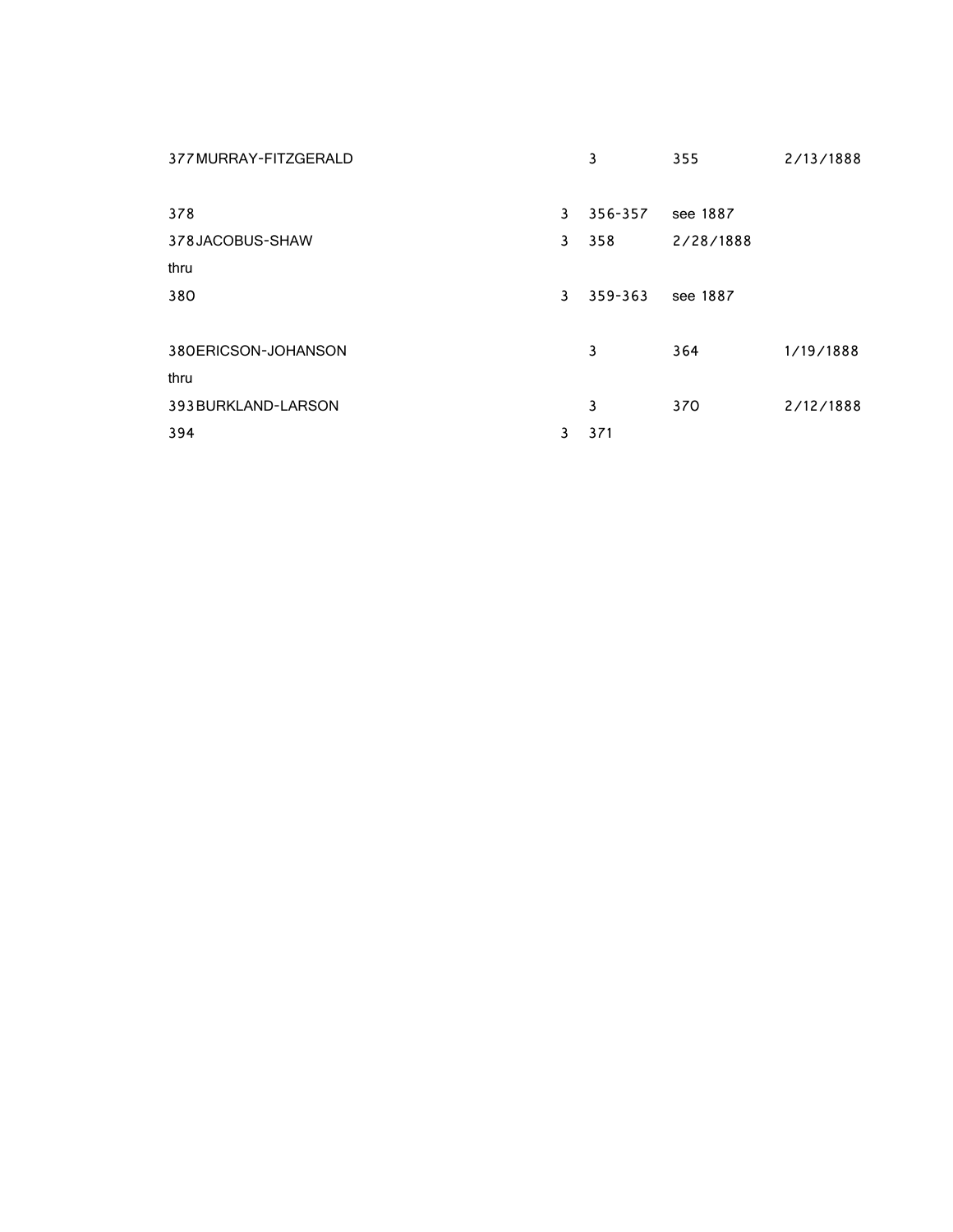| | | | | |
|---|---|---|---|---|
| 377MURRAY-FITZGERALD | | 3 | 355 | 2/13/1888 |
| | | | | |
| 378 | 3 | 356-357 | see 1887 | |
| 378JACOBUS-SHAW | 3 | 358 | 2/28/1888 | |
| thru | | | | |
| 380 | 3 | 359-363 | see 1887 | |
| | | | | |
| 380ERICSON-JOHANSON | | 3 | 364 | 1/19/1888 |
| thru | | | | |
| 393BURKLAND-LARSON | | 3 | 370 | 2/12/1888 |
| 394 | 3 | 371 | | |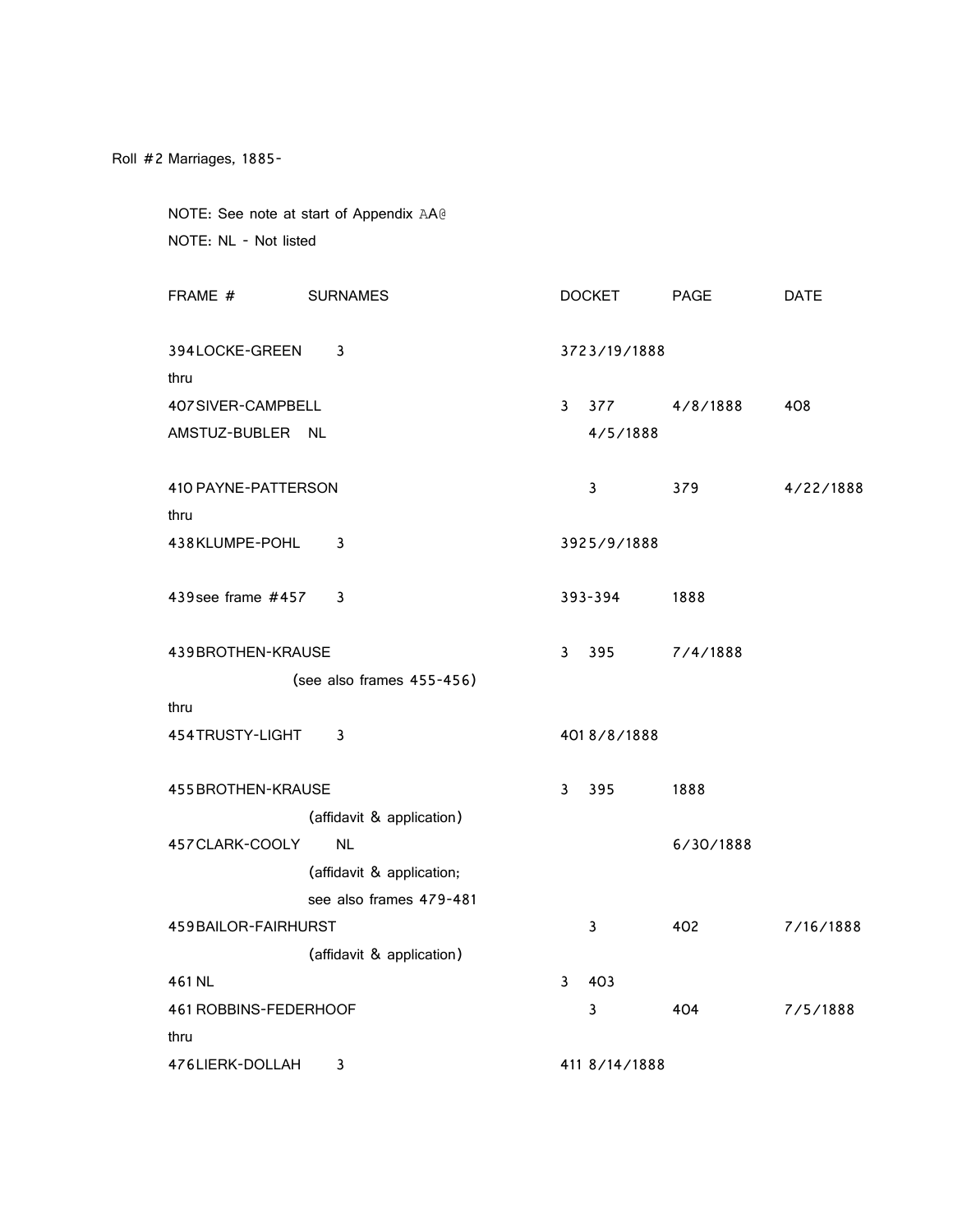Roll #2 Marriages, 1885-

NOTE: See note at start of Appendix AA@

NOTE: NL - Not listed

| FRAME # | SURNAMES | DOCKET | PAGE | DATE |
|---|---|---|---|---|
| 394 | LOCKE-GREEN | 3 | 372 | 3/19/1888 |
| thru | | | | |
| 407 | SIVER-CAMPBELL | 3 | 377 | 4/8/1888 |
| 408 | AMSTUZ-BUBLER | NL | | 4/5/1888 |
| | | | | |
| 410 | PAYNE-PATTERSON | 3 | 379 | 4/22/1888 |
| thru | | | | |
| 438 | KLUMPE-POHL | 3 | 392 | 5/9/1888 |
| | | | | |
| 439 | see frame #457 | 3 | 393-394 | 1888 |
| | | | | |
| 439 | BROTHEN-KRAUSE (see also frames 455-456) | 3 | 395 | 7/4/1888 |
| thru | | | | |
| 454 | TRUSTY-LIGHT | 3 | 401 | 8/8/1888 |
| | | | | |
| 455 | BROTHEN-KRAUSE (affidavit & application) | 3 | 395 | 1888 |
| 457 | CLARK-COOLY (affidavit & application; see also frames 479-481 | NL | | 6/30/1888 |
| 459 | BAILOR-FAIRHURST (affidavit & application) | 3 | 402 | 7/16/1888 |
| 461 | NL | 3 | 403 | |
| 461 | ROBBINS-FEDERHOOF | 3 | 404 | 7/5/1888 |
| thru | | | | |
| 476 | LIERK-DOLLAH | 3 | 411 | 8/14/1888 |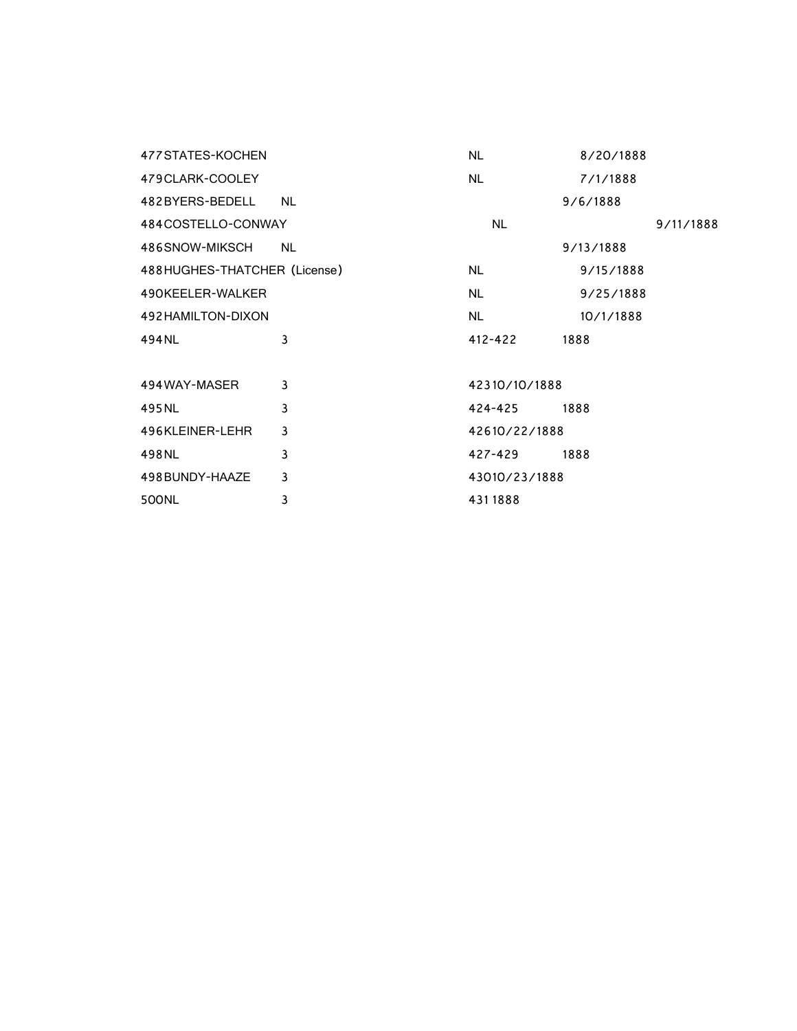477 STATES-KOCHEN NL 8/20/1888
479 CLARK-COOLEY NL 7/1/1888
482 BYERS-BEDELL NL 9/6/1888
484 COSTELLO-CONWAY NL 9/11/1888
486 SNOW-MIKSCH NL 9/13/1888
488 HUGHES-THATCHER (License) NL 9/15/1888
490 KEELER-WALKER NL 9/25/1888
492 HAMILTON-DIXON NL 10/1/1888
494 NL 3 412-422 1888

494 WAY-MASER 3 423 10/10/1888
495 NL 3 424-425 1888
496 KLEINER-LEHR 3 426 10/22/1888
498 NL 3 427-429 1888
498 BUNDY-HAAZE 3 430 10/23/1888
500 NL 3 431 1888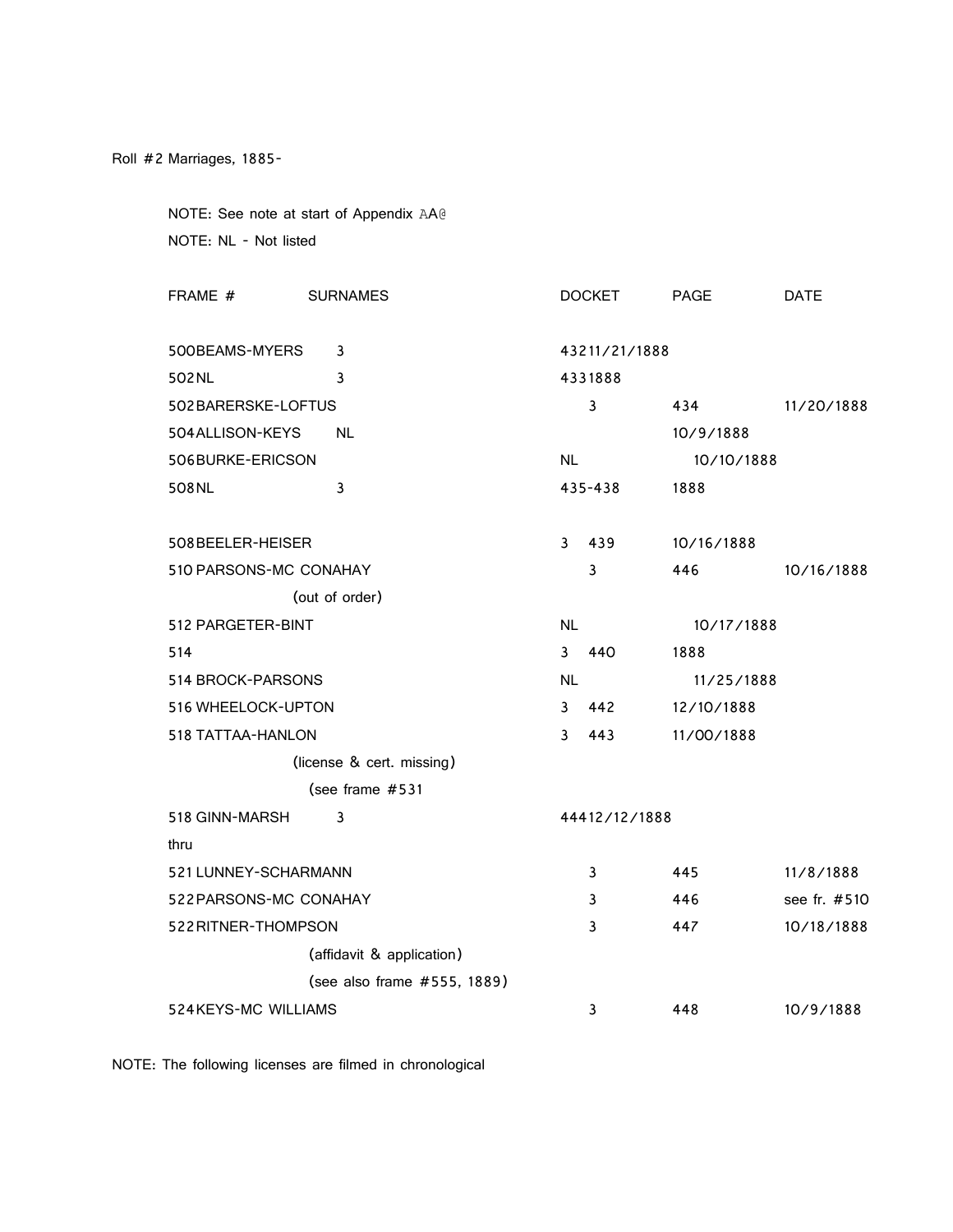Roll #2 Marriages, 1885-

NOTE: See note at start of Appendix AA@

NOTE: NL - Not listed

| FRAME # | SURNAMES | DOCKET | PAGE | DATE |
|---|---|---|---|---|
| 500 | BEAMS-MYERS | 3 | 432 | 11/21/1888 |
| 502 | NL | 3 | 433 | 1888 |
| 502 | BARERSKE-LOFTUS | 3 | 434 | 11/20/1888 |
| 504 | ALLISON-KEYS | NL | | 10/9/1888 |
| 506 | BURKE-ERICSON | NL | | 10/10/1888 |
| 508 | NL | 3 | 435-438 | 1888 |
| 508 | BEELER-HEISER | 3 | 439 | 10/16/1888 |
| 510 | PARSONS-MC CONAHAY (out of order) | 3 | 446 | 10/16/1888 |
| 512 | PARGETER-BINT | NL | | 10/17/1888 |
| 514 | | 3 | 440 | 1888 |
| 514 | BROCK-PARSONS | NL | | 11/25/1888 |
| 516 | WHEELOCK-UPTON | 3 | 442 | 12/10/1888 |
| 518 | TATTAA-HANLON (license & cert. missing) (see frame #531 | 3 | 443 | 11/00/1888 |
| 518 thru 521 | GINN-MARSH | 3 | 444 | 12/12/1888 |
| 521 | LUNNEY-SCHARMANN | 3 | 445 | 11/8/1888 |
| 522 | PARSONS-MC CONAHAY | 3 | 446 | see fr. #510 |
| 522 | RITNER-THOMPSON (affidavit & application) (see also frame #555, 1889) | 3 | 447 | 10/18/1888 |
| 524 | KEYS-MC WILLIAMS | 3 | 448 | 10/9/1888 |

NOTE: The following licenses are filmed in chronological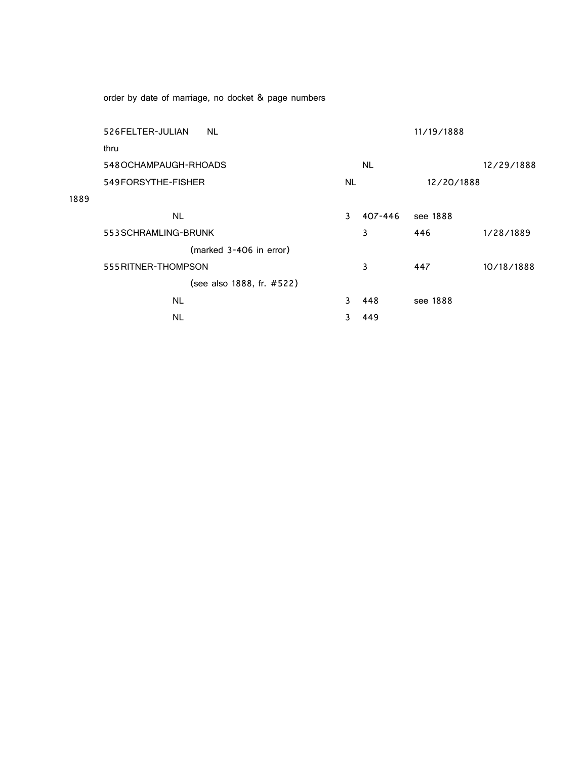order by date of marriage, no docket & page numbers

| | | | | |
|---|---|---|---|---|
| 526 FELTER-JULIAN NL | | | 11/19/1888 | |
| thru | | | | |
| 548 OCHAMPAUGH-RHOADS | | NL | | 12/29/1888 |
| 549 FORSYTHE-FISHER | NL | | 12/20/1888 | |

1889

| | | | | |
|---|---|---|---|---|
| NL | 3 | 407-446 | see 1888 | |
| 553 SCHRAMLING-BRUNK | | 3 | 446 | 1/28/1889 |
| (marked 3-406 in error) | | | | |
| 555 RITNER-THOMPSON | | 3 | 447 | 10/18/1888 |
| (see also 1888, fr. #522) | | | | |
| NL | 3 | 448 | see 1888 | |
| NL | 3 | 449 | | |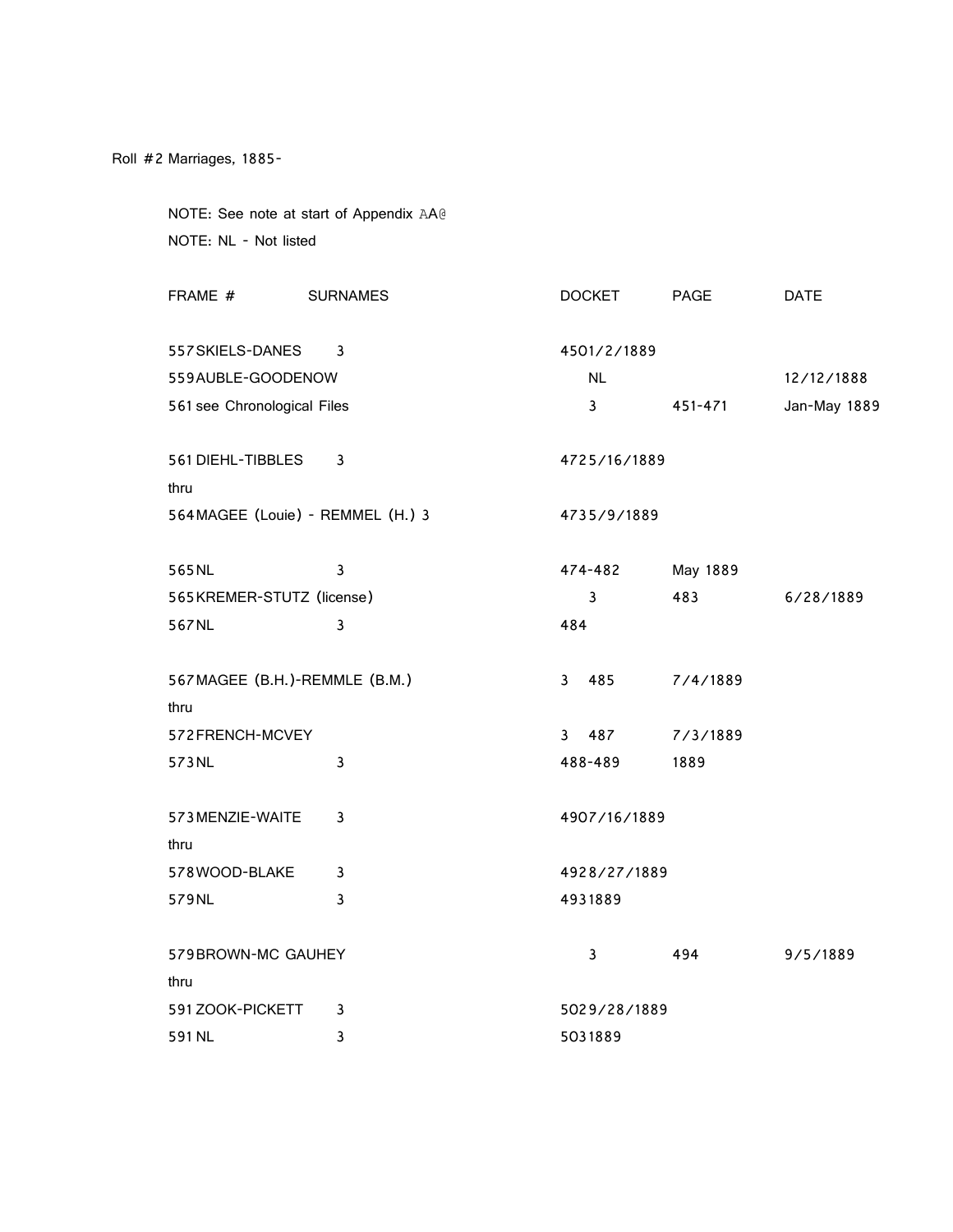Roll #2 Marriages, 1885-

NOTE: See note at start of Appendix AA@

NOTE: NL - Not listed

| FRAME # | SURNAMES | DOCKET | PAGE | DATE |
|---|---|---|---|---|
| 557 | SKIELS-DANES | 3 | 450 | 1/2/1889 |
| 559 | AUBLE-GOODENOW | NL | | 12/12/1888 |
| 561 | see Chronological Files | 3 | 451-471 | Jan-May 1889 |
| 561 | DIEHL-TIBBLES | 3 | 472 | 5/16/1889 |
| thru | | | | |
| 564 | MAGEE (Louie) - REMMEL (H.) | 3 | 473 | 5/9/1889 |
| 565 | NL | 3 | 474-482 | May 1889 |
| 565 | KREMER-STUTZ (license) | 3 | 483 | 6/28/1889 |
| 567 | NL | 3 | 484 | |
| 567 | MAGEE (B.H.)-REMMLE (B.M.) | 3 | 485 | 7/4/1889 |
| thru | | | | |
| 572 | FRENCH-MCVEY | 3 | 487 | 7/3/1889 |
| 573 | NL | 3 | 488-489 | 1889 |
| 573 | MENZIE-WAITE | 3 | 490 | 7/16/1889 |
| thru | | | | |
| 578 | WOOD-BLAKE | 3 | 492 | 8/27/1889 |
| 579 | NL | 3 | 493 | 1889 |
| 579 | BROWN-MC GAUHEY | 3 | 494 | 9/5/1889 |
| thru | | | | |
| 591 | ZOOK-PICKETT | 3 | 502 | 9/28/1889 |
| 591 | NL | 3 | 503 | 1889 |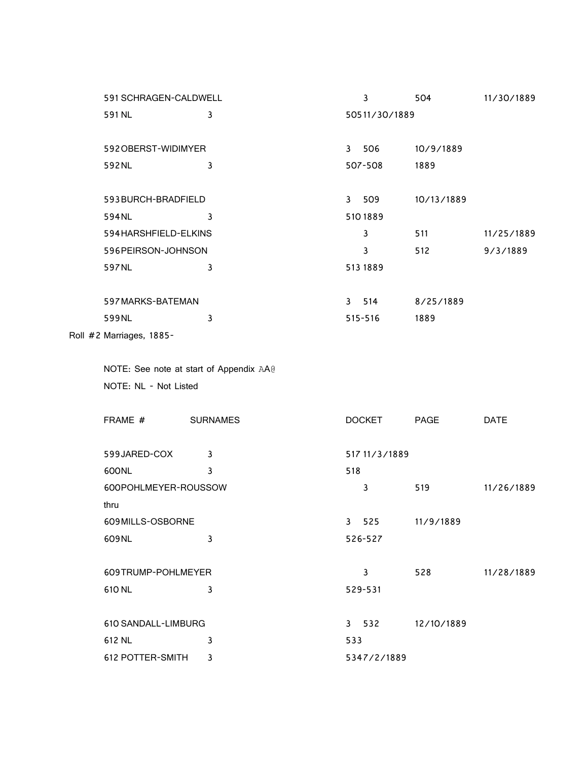| FRAME # | SURNAMES | DOCKET | PAGE | DATE |
|---|---|---|---|---|
| 591 | SCHRAGEN-CALDWELL | 3 | 504 | 11/30/1889 |
| 591 | NL | 3 | 505 | 11/30/1889 |
| | | | | |
| 592 | OBERST-WIDIMYER | 3 | 506 | 10/9/1889 |
| 592 | NL | 3 | 507-508 | 1889 |
| | | | | |
| 593 | BURCH-BRADFIELD | 3 | 509 | 10/13/1889 |
| 594 | NL | 3 | 510 | 1889 |
| 594 | HARSHFIELD-ELKINS | 3 | 511 | 11/25/1889 |
| 596 | PEIRSON-JOHNSON | 3 | 512 | 9/3/1889 |
| 597 | NL | 3 | 513 | 1889 |
| | | | | |
| 597 | MARKS-BATEMAN | 3 | 514 | 8/25/1889 |
| 599 | NL | 3 | 515-516 | 1889 |

Roll #2 Marriages, 1885-

NOTE: See note at start of Appendix AA@

NOTE: NL - Not Listed

| FRAME # | SURNAMES | DOCKET | PAGE | DATE |
|---|---|---|---|---|
| 599 | JARED-COX | 3 | 517 | 11/3/1889 |
| 600 | NL | 3 | 518 | |
| 600 | POHLMEYER-ROUSSOW | 3 | 519 | 11/26/1889 |
| thru | | | | |
| 609 | MILLS-OSBORNE | 3 | 525 | 11/9/1889 |
| 609 | NL | 3 | 526-527 | |
| | | | | |
| 609 | TRUMP-POHLMEYER | 3 | 528 | 11/28/1889 |
| 610 | NL | 3 | 529-531 | |
| | | | | |
| 610 | SANDALL-LIMBURG | 3 | 532 | 12/10/1889 |
| 612 | NL | 3 | 533 | |
| 612 | POTTER-SMITH | 3 | 534 | 7/2/1889 |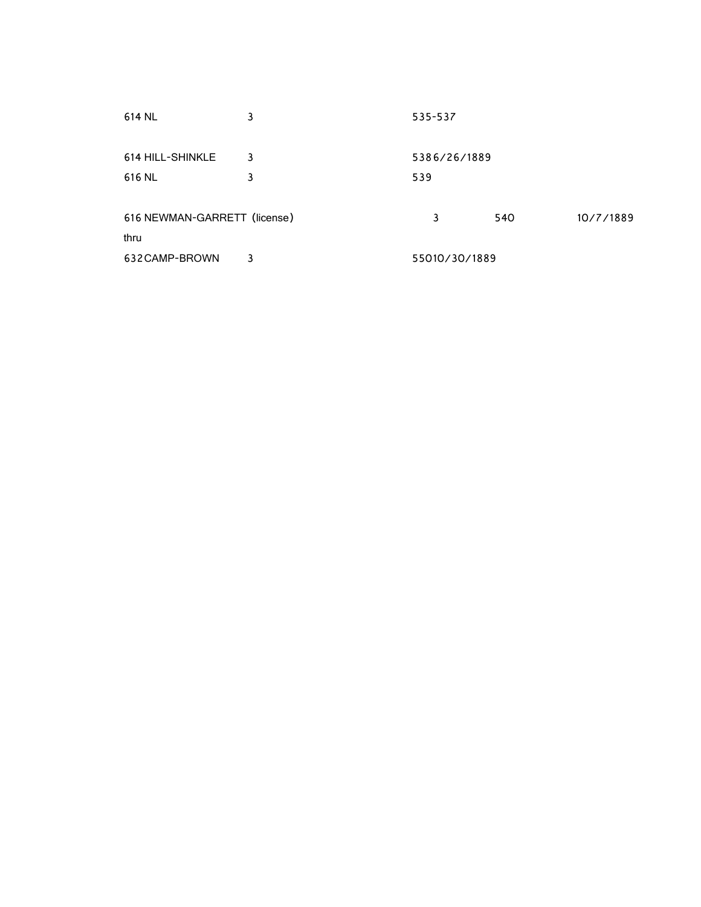| | | | |
|---|---|---|---|
| 614 NL | 3 | 535-537 | |
| 614 HILL-SHINKLE | 3 | 538 | 6/26/1889 |
| 616 NL | 3 | 539 | |
| 616 NEWMAN-GARRETT (license) | 3 | 540 | 10/7/1889 |
| thru | | | |
| 632 CAMP-BROWN | 3 | 550 | 10/30/1889 |